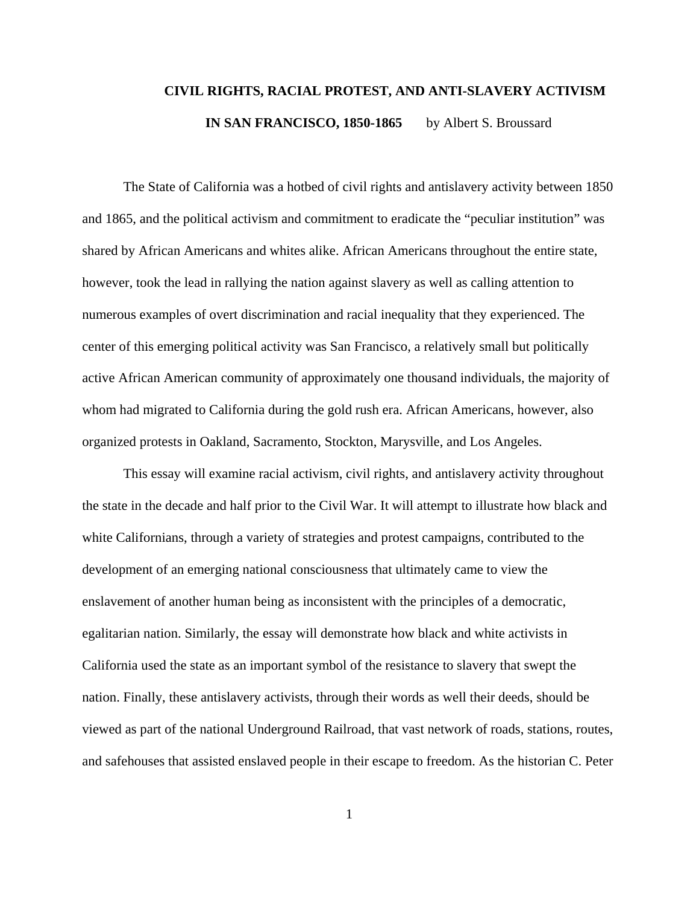# CIVIL RIGHTS, RACIAL PROTEST, AND ANTI-SLAVERY ACTIVISM IN SAN FRANCISCO, 1850-1865

by Albert S. Broussard

The State of California was a hotbed of civil rights and antislavery activity between 1850 and 1865, and the political activism and commitment to eradicate the "peculiar institution" was shared by African Americans and whites alike. African Americans throughout the entire state, however, took the lead in rallying the nation against slavery as well as calling attention to numerous examples of overt discrimination and racial inequality that they experienced. The center of this emerging political activity was San Francisco, a relatively small but politically active African American community of approximately one thousand individuals, the majority of whom had migrated to California during the gold rush era. African Americans, however, also organized protests in Oakland, Sacramento, Stockton, Marysville, and Los Angeles.

This essay will examine racial activism, civil rights, and antislavery activity throughout the state in the decade and half prior to the Civil War. It will attempt to illustrate how black and white Californians, through a variety of strategies and protest campaigns, contributed to the development of an emerging national consciousness that ultimately came to view the enslavement of another human being as inconsistent with the principles of a democratic, egalitarian nation. Similarly, the essay will demonstrate how black and white activists in California used the state as an important symbol of the resistance to slavery that swept the nation. Finally, these antislavery activists, through their words as well their deeds, should be viewed as part of the national Underground Railroad, that vast network of roads, stations, routes, and safehouses that assisted enslaved people in their escape to freedom. As the historian C. Peter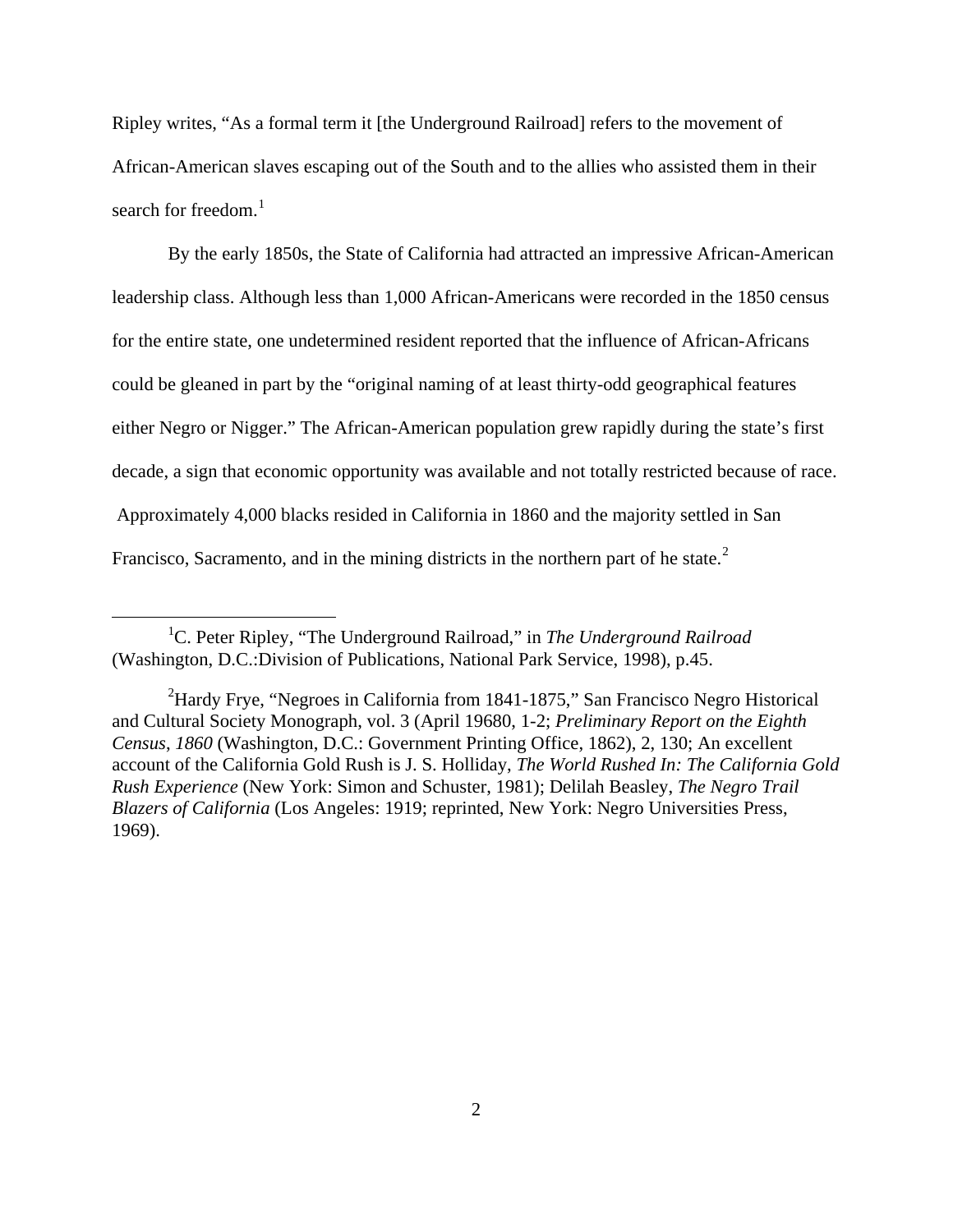Ripley writes, “As a formal term it [the Underground Railroad] refers to the movement of African-American slaves escaping out of the South and to the allies who assisted them in their search for freedom.[1]

By the early 1850s, the State of California had attracted an impressive African-American leadership class. Although less than 1,000 African-Americans were recorded in the 1850 census for the entire state, one undetermined resident reported that the influence of African-Africans could be gleaned in part by the “original naming of at least thirty-odd geographical features either Negro or Nigger.” The African-American population grew rapidly during the state’s first decade, a sign that economic opportunity was available and not totally restricted because of race. Approximately 4,000 blacks resided in California in 1860 and the majority settled in San Francisco, Sacramento, and in the mining districts in the northern part of he state.[2]

---

[1]C. Peter Ripley, “The Underground Railroad,” in *The Underground Railroad* (Washington, D.C.:Division of Publications, National Park Service, 1998), p.45.

[2]Hardy Frye, “Negroes in California from 1841-1875,” San Francisco Negro Historical and Cultural Society Monograph, vol. 3 (April 19680, 1-2; *Preliminary Report on the Eighth Census, 1860* (Washington, D.C.: Government Printing Office, 1862), 2, 130; An excellent account of the California Gold Rush is J. S. Holliday, *The World Rushed In: The California Gold Rush Experience* (New York: Simon and Schuster, 1981); Delilah Beasley, *The Negro Trail Blazers of California* (Los Angeles: 1919; reprinted, New York: Negro Universities Press, 1969).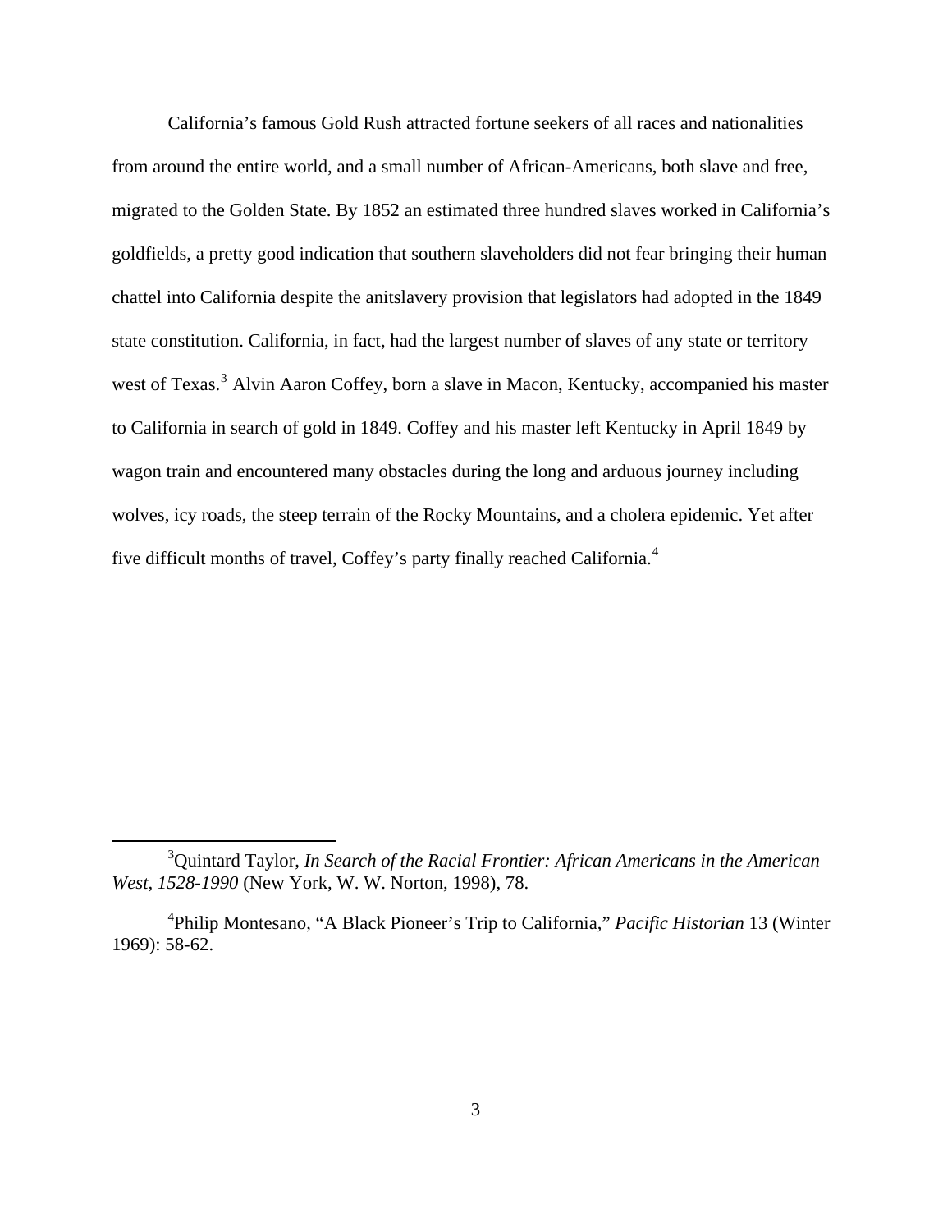California's famous Gold Rush attracted fortune seekers of all races and nationalities from around the entire world, and a small number of African-Americans, both slave and free, migrated to the Golden State. By 1852 an estimated three hundred slaves worked in California's goldfields, a pretty good indication that southern slaveholders did not fear bringing their human chattel into California despite the anitslavery provision that legislators had adopted in the 1849 state constitution. California, in fact, had the largest number of slaves of any state or territory west of Texas.[3] Alvin Aaron Coffey, born a slave in Macon, Kentucky, accompanied his master to California in search of gold in 1849. Coffey and his master left Kentucky in April 1849 by wagon train and encountered many obstacles during the long and arduous journey including wolves, icy roads, the steep terrain of the Rocky Mountains, and a cholera epidemic. Yet after five difficult months of travel, Coffey's party finally reached California.[4]

---

[3]Quintard Taylor, *In Search of the Racial Frontier: African Americans in the American West, 1528-1990* (New York, W. W. Norton, 1998), 78.

[4]Philip Montesano, "A Black Pioneer's Trip to California," *Pacific Historian* 13 (Winter 1969): 58-62.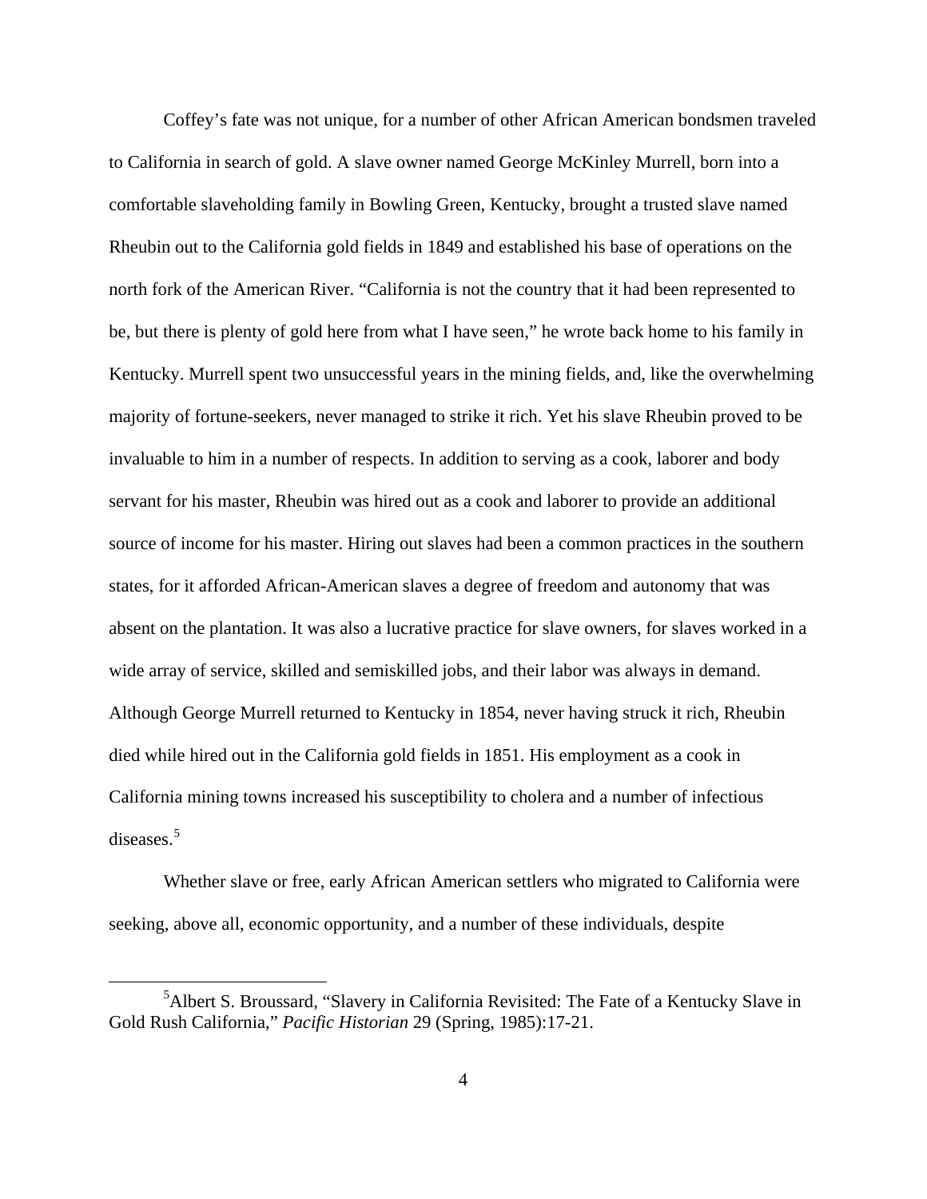Coffey's fate was not unique, for a number of other African American bondsmen traveled to California in search of gold. A slave owner named George McKinley Murrell, born into a comfortable slaveholding family in Bowling Green, Kentucky, brought a trusted slave named Rheubin out to the California gold fields in 1849 and established his base of operations on the north fork of the American River. "California is not the country that it had been represented to be, but there is plenty of gold here from what I have seen," he wrote back home to his family in Kentucky. Murrell spent two unsuccessful years in the mining fields, and, like the overwhelming majority of fortune-seekers, never managed to strike it rich. Yet his slave Rheubin proved to be invaluable to him in a number of respects. In addition to serving as a cook, laborer and body servant for his master, Rheubin was hired out as a cook and laborer to provide an additional source of income for his master. Hiring out slaves had been a common practices in the southern states, for it afforded African-American slaves a degree of freedom and autonomy that was absent on the plantation. It was also a lucrative practice for slave owners, for slaves worked in a wide array of service, skilled and semiskilled jobs, and their labor was always in demand. Although George Murrell returned to Kentucky in 1854, never having struck it rich, Rheubin died while hired out in the California gold fields in 1851. His employment as a cook in California mining towns increased his susceptibility to cholera and a number of infectious diseases.[5]

Whether slave or free, early African American settlers who migrated to California were seeking, above all, economic opportunity, and a number of these individuals, despite

[5] Albert S. Broussard, "Slavery in California Revisited: The Fate of a Kentucky Slave in Gold Rush California," *Pacific Historian* 29 (Spring, 1985):17-21.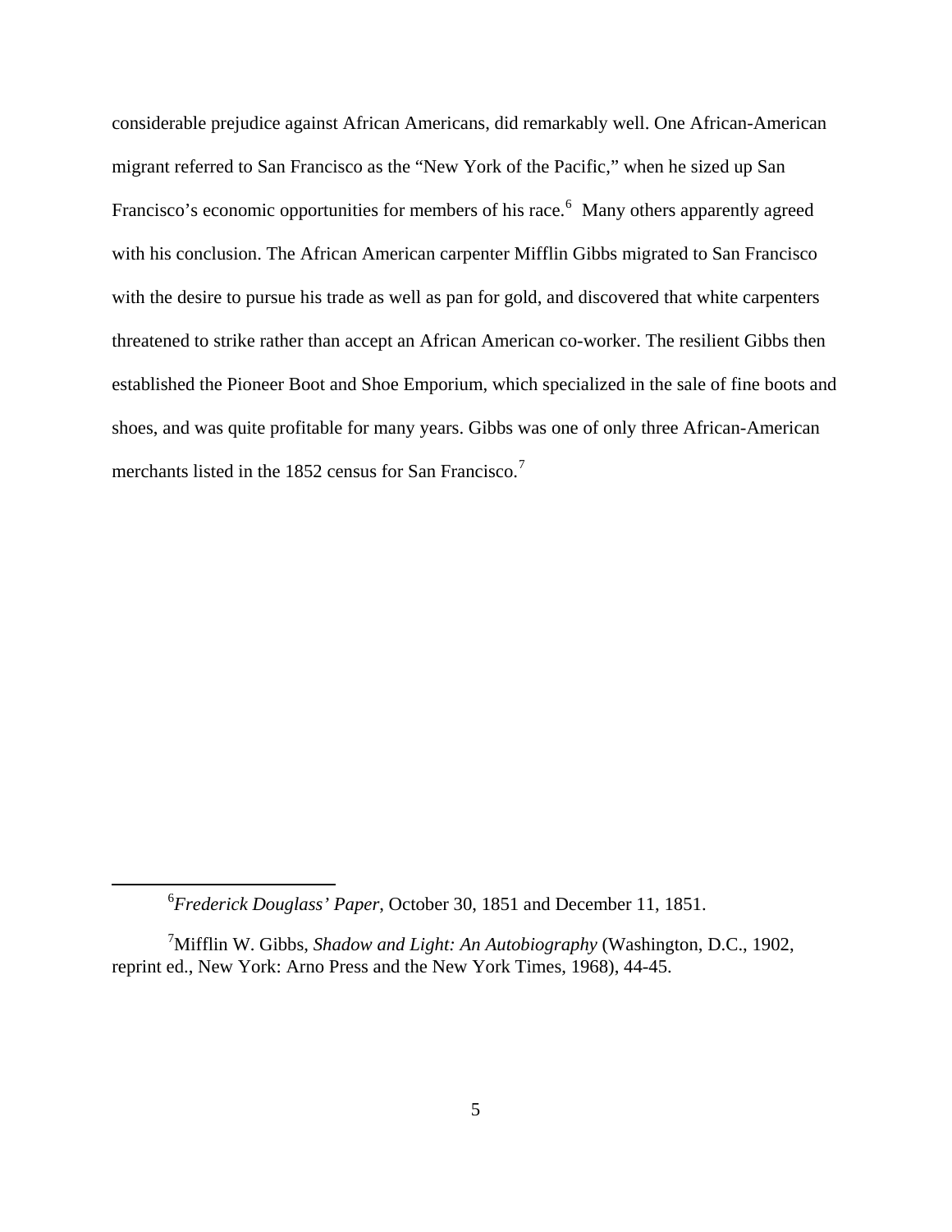considerable prejudice against African Americans, did remarkably well. One African-American migrant referred to San Francisco as the "New York of the Pacific," when he sized up San Francisco's economic opportunities for members of his race.[6] Many others apparently agreed with his conclusion. The African American carpenter Mifflin Gibbs migrated to San Francisco with the desire to pursue his trade as well as pan for gold, and discovered that white carpenters threatened to strike rather than accept an African American co-worker. The resilient Gibbs then established the Pioneer Boot and Shoe Emporium, which specialized in the sale of fine boots and shoes, and was quite profitable for many years. Gibbs was one of only three African-American merchants listed in the 1852 census for San Francisco.[7]

---

[6] *Frederick Douglass' Paper*, October 30, 1851 and December 11, 1851.

[7] Mifflin W. Gibbs, *Shadow and Light: An Autobiography* (Washington, D.C., 1902, reprint ed., New York: Arno Press and the New York Times, 1968), 44-45.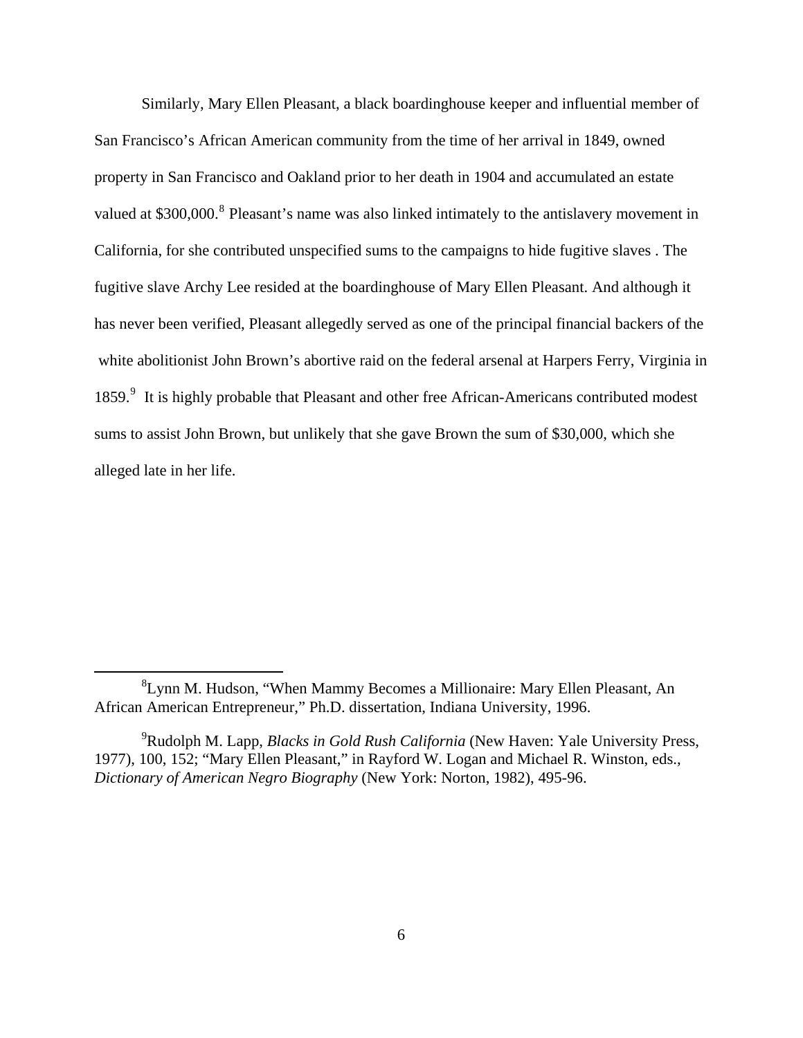Similarly, Mary Ellen Pleasant, a black boardinghouse keeper and influential member of San Francisco's African American community from the time of her arrival in 1849, owned property in San Francisco and Oakland prior to her death in 1904 and accumulated an estate valued at $300,000.[8] Pleasant's name was also linked intimately to the antislavery movement in California, for she contributed unspecified sums to the campaigns to hide fugitive slaves . The fugitive slave Archy Lee resided at the boardinghouse of Mary Ellen Pleasant. And although it has never been verified, Pleasant allegedly served as one of the principal financial backers of the white abolitionist John Brown's abortive raid on the federal arsenal at Harpers Ferry, Virginia in 1859.[9] It is highly probable that Pleasant and other free African-Americans contributed modest sums to assist John Brown, but unlikely that she gave Brown the sum of $30,000, which she alleged late in her life.

---

[8]Lynn M. Hudson, "When Mammy Becomes a Millionaire: Mary Ellen Pleasant, An African American Entrepreneur," Ph.D. dissertation, Indiana University, 1996.

[9]Rudolph M. Lapp, *Blacks in Gold Rush California* (New Haven: Yale University Press, 1977), 100, 152; "Mary Ellen Pleasant," in Rayford W. Logan and Michael R. Winston, eds., *Dictionary of American Negro Biography* (New York: Norton, 1982), 495-96.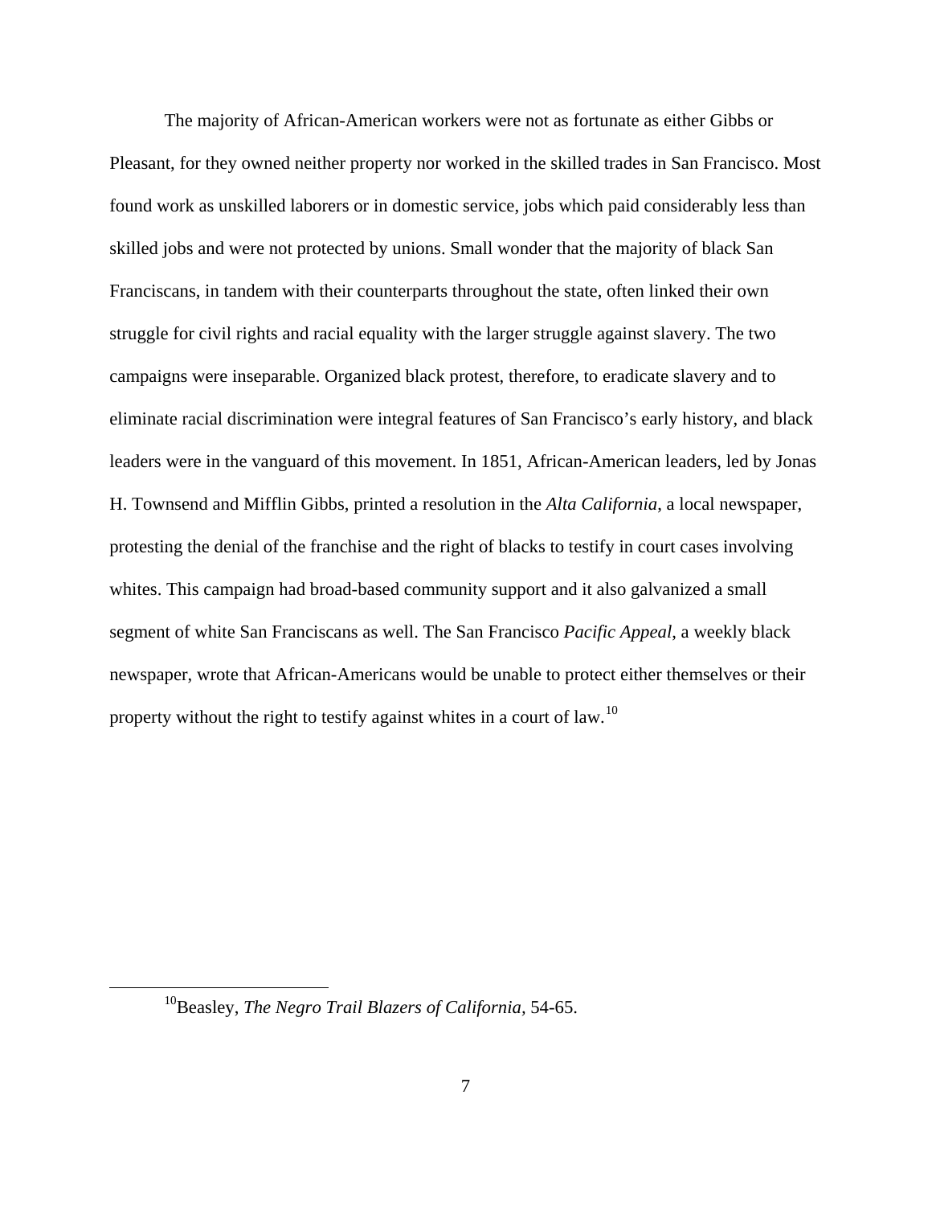The majority of African-American workers were not as fortunate as either Gibbs or Pleasant, for they owned neither property nor worked in the skilled trades in San Francisco. Most found work as unskilled laborers or in domestic service, jobs which paid considerably less than skilled jobs and were not protected by unions. Small wonder that the majority of black San Franciscans, in tandem with their counterparts throughout the state, often linked their own struggle for civil rights and racial equality with the larger struggle against slavery. The two campaigns were inseparable. Organized black protest, therefore, to eradicate slavery and to eliminate racial discrimination were integral features of San Francisco's early history, and black leaders were in the vanguard of this movement. In 1851, African-American leaders, led by Jonas H. Townsend and Mifflin Gibbs, printed a resolution in the *Alta California*, a local newspaper, protesting the denial of the franchise and the right of blacks to testify in court cases involving whites. This campaign had broad-based community support and it also galvanized a small segment of white San Franciscans as well. The San Francisco *Pacific Appeal*, a weekly black newspaper, wrote that African-Americans would be unable to protect either themselves or their property without the right to testify against whites in a court of law.[10]

---

[10]Beasley, *The Negro Trail Blazers of California*, 54-65.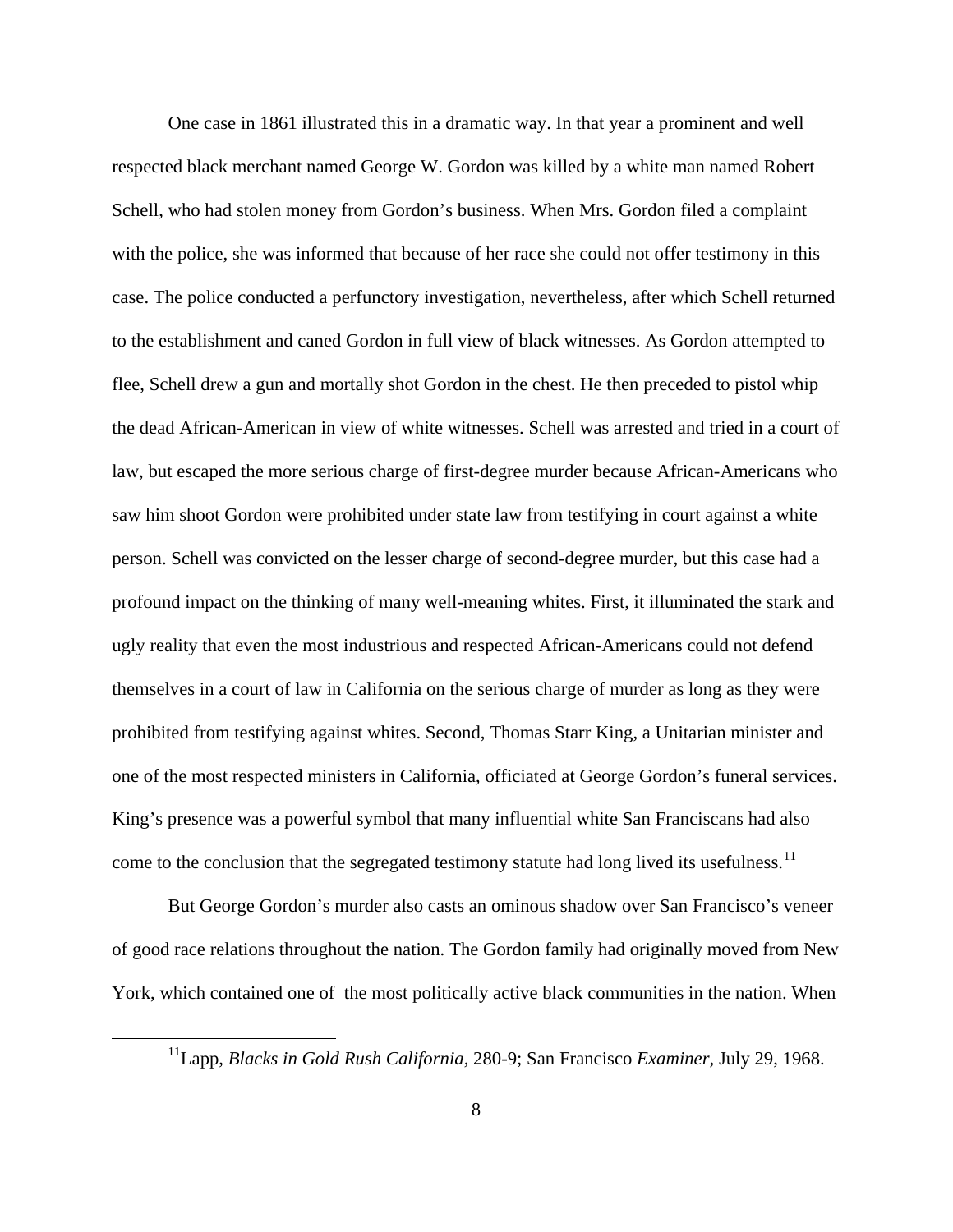One case in 1861 illustrated this in a dramatic way. In that year a prominent and well respected black merchant named George W. Gordon was killed by a white man named Robert Schell, who had stolen money from Gordon's business. When Mrs. Gordon filed a complaint with the police, she was informed that because of her race she could not offer testimony in this case. The police conducted a perfunctory investigation, nevertheless, after which Schell returned to the establishment and caned Gordon in full view of black witnesses. As Gordon attempted to flee, Schell drew a gun and mortally shot Gordon in the chest. He then preceded to pistol whip the dead African-American in view of white witnesses. Schell was arrested and tried in a court of law, but escaped the more serious charge of first-degree murder because African-Americans who saw him shoot Gordon were prohibited under state law from testifying in court against a white person. Schell was convicted on the lesser charge of second-degree murder, but this case had a profound impact on the thinking of many well-meaning whites. First, it illuminated the stark and ugly reality that even the most industrious and respected African-Americans could not defend themselves in a court of law in California on the serious charge of murder as long as they were prohibited from testifying against whites. Second, Thomas Starr King, a Unitarian minister and one of the most respected ministers in California, officiated at George Gordon's funeral services. King's presence was a powerful symbol that many influential white San Franciscans had also come to the conclusion that the segregated testimony statute had long lived its usefulness.[11]

But George Gordon's murder also casts an ominous shadow over San Francisco's veneer of good race relations throughout the nation. The Gordon family had originally moved from New York, which contained one of the most politically active black communities in the nation. When

---

[11]Lapp, *Blacks in Gold Rush California*, 280-9; San Francisco *Examiner*, July 29, 1968.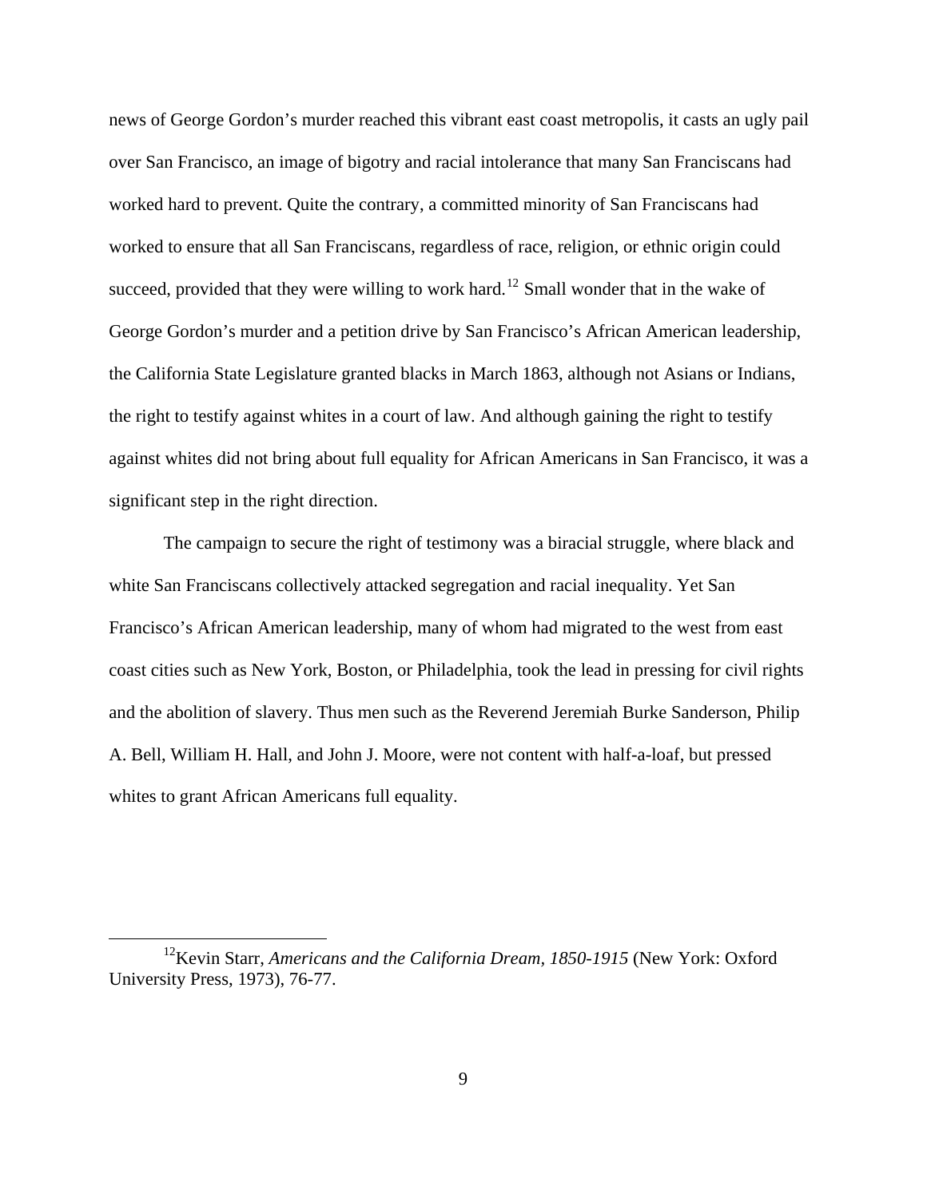news of George Gordon's murder reached this vibrant east coast metropolis, it casts an ugly pail over San Francisco, an image of bigotry and racial intolerance that many San Franciscans had worked hard to prevent. Quite the contrary, a committed minority of San Franciscans had worked to ensure that all San Franciscans, regardless of race, religion, or ethnic origin could succeed, provided that they were willing to work hard.[12] Small wonder that in the wake of George Gordon's murder and a petition drive by San Francisco's African American leadership, the California State Legislature granted blacks in March 1863, although not Asians or Indians, the right to testify against whites in a court of law. And although gaining the right to testify against whites did not bring about full equality for African Americans in San Francisco, it was a significant step in the right direction.

The campaign to secure the right of testimony was a biracial struggle, where black and white San Franciscans collectively attacked segregation and racial inequality. Yet San Francisco's African American leadership, many of whom had migrated to the west from east coast cities such as New York, Boston, or Philadelphia, took the lead in pressing for civil rights and the abolition of slavery. Thus men such as the Reverend Jeremiah Burke Sanderson, Philip A. Bell, William H. Hall, and John J. Moore, were not content with half-a-loaf, but pressed whites to grant African Americans full equality.

---

[12] Kevin Starr, *Americans and the California Dream, 1850-1915* (New York: Oxford University Press, 1973), 76-77.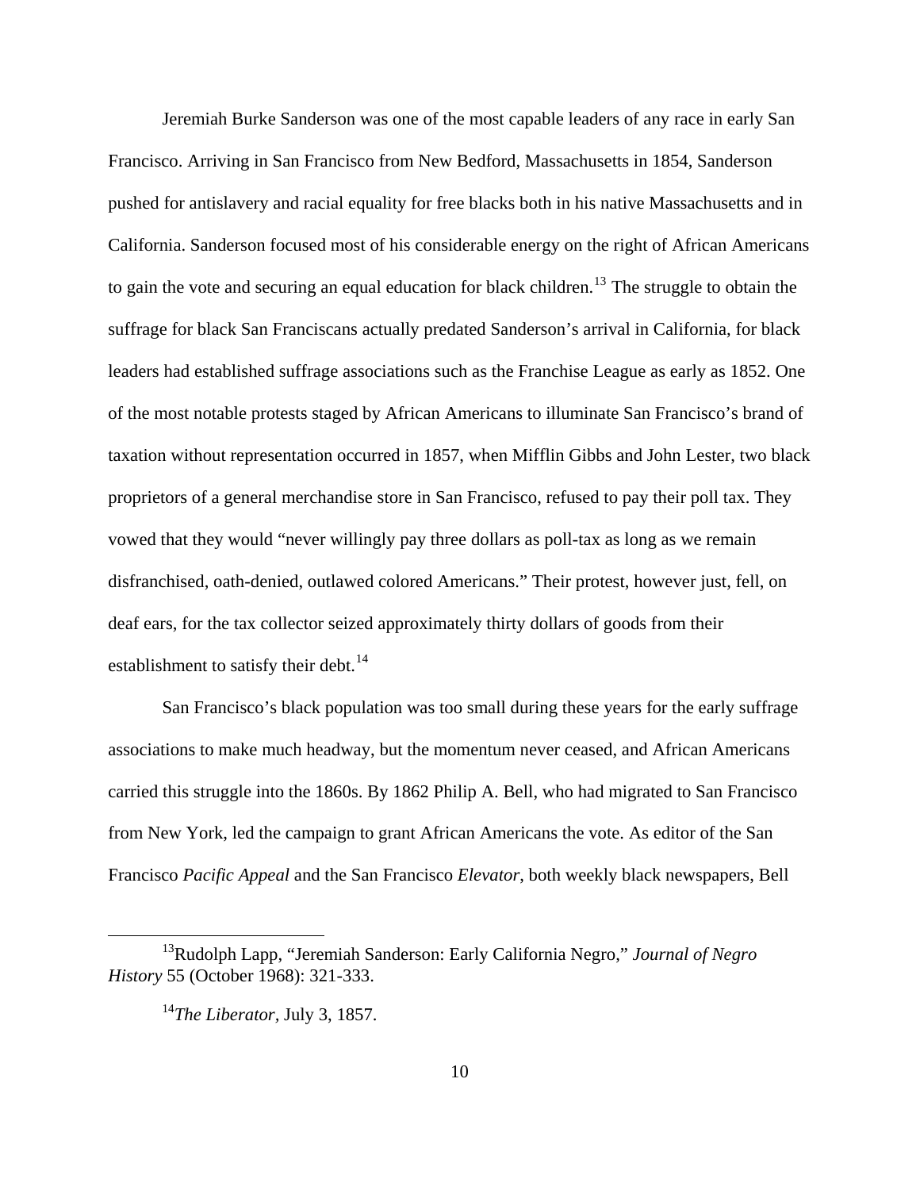Jeremiah Burke Sanderson was one of the most capable leaders of any race in early San Francisco. Arriving in San Francisco from New Bedford, Massachusetts in 1854, Sanderson pushed for antislavery and racial equality for free blacks both in his native Massachusetts and in California. Sanderson focused most of his considerable energy on the right of African Americans to gain the vote and securing an equal education for black children.[13] The struggle to obtain the suffrage for black San Franciscans actually predated Sanderson's arrival in California, for black leaders had established suffrage associations such as the Franchise League as early as 1852. One of the most notable protests staged by African Americans to illuminate San Francisco's brand of taxation without representation occurred in 1857, when Mifflin Gibbs and John Lester, two black proprietors of a general merchandise store in San Francisco, refused to pay their poll tax. They vowed that they would "never willingly pay three dollars as poll-tax as long as we remain disfranchised, oath-denied, outlawed colored Americans." Their protest, however just, fell, on deaf ears, for the tax collector seized approximately thirty dollars of goods from their establishment to satisfy their debt.[14]

San Francisco's black population was too small during these years for the early suffrage associations to make much headway, but the momentum never ceased, and African Americans carried this struggle into the 1860s. By 1862 Philip A. Bell, who had migrated to San Francisco from New York, led the campaign to grant African Americans the vote. As editor of the San Francisco *Pacific Appeal* and the San Francisco *Elevator*, both weekly black newspapers, Bell

---

[13] Rudolph Lapp, "Jeremiah Sanderson: Early California Negro," *Journal of Negro History* 55 (October 1968): 321-333.

[14] *The Liberator*, July 3, 1857.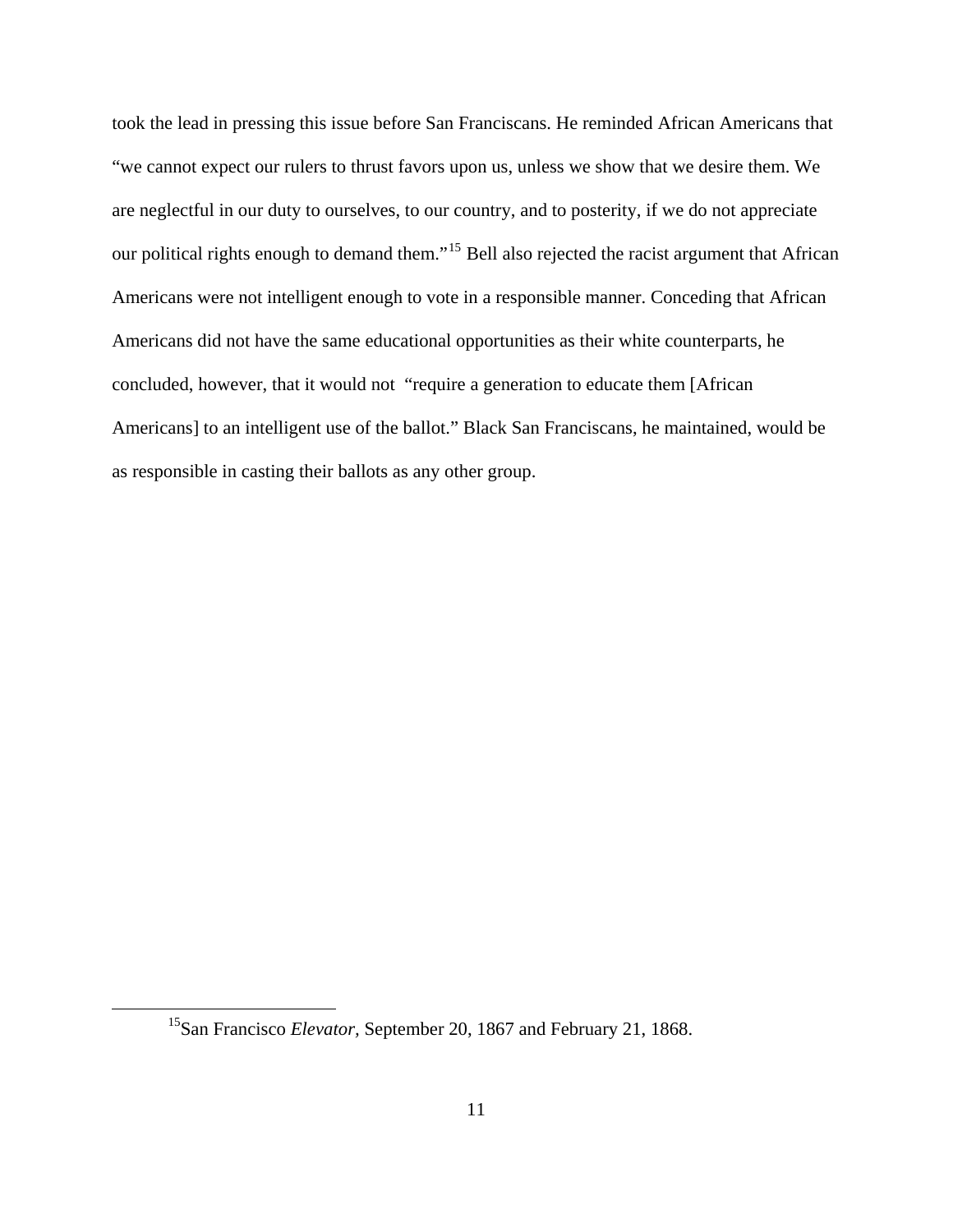took the lead in pressing this issue before San Franciscans. He reminded African Americans that "we cannot expect our rulers to thrust favors upon us, unless we show that we desire them. We are neglectful in our duty to ourselves, to our country, and to posterity, if we do not appreciate our political rights enough to demand them."[15] Bell also rejected the racist argument that African Americans were not intelligent enough to vote in a responsible manner. Conceding that African Americans did not have the same educational opportunities as their white counterparts, he concluded, however, that it would not "require a generation to educate them [African Americans] to an intelligent use of the ballot." Black San Franciscans, he maintained, would be as responsible in casting their ballots as any other group.

---

[15]San Francisco *Elevator*, September 20, 1867 and February 21, 1868.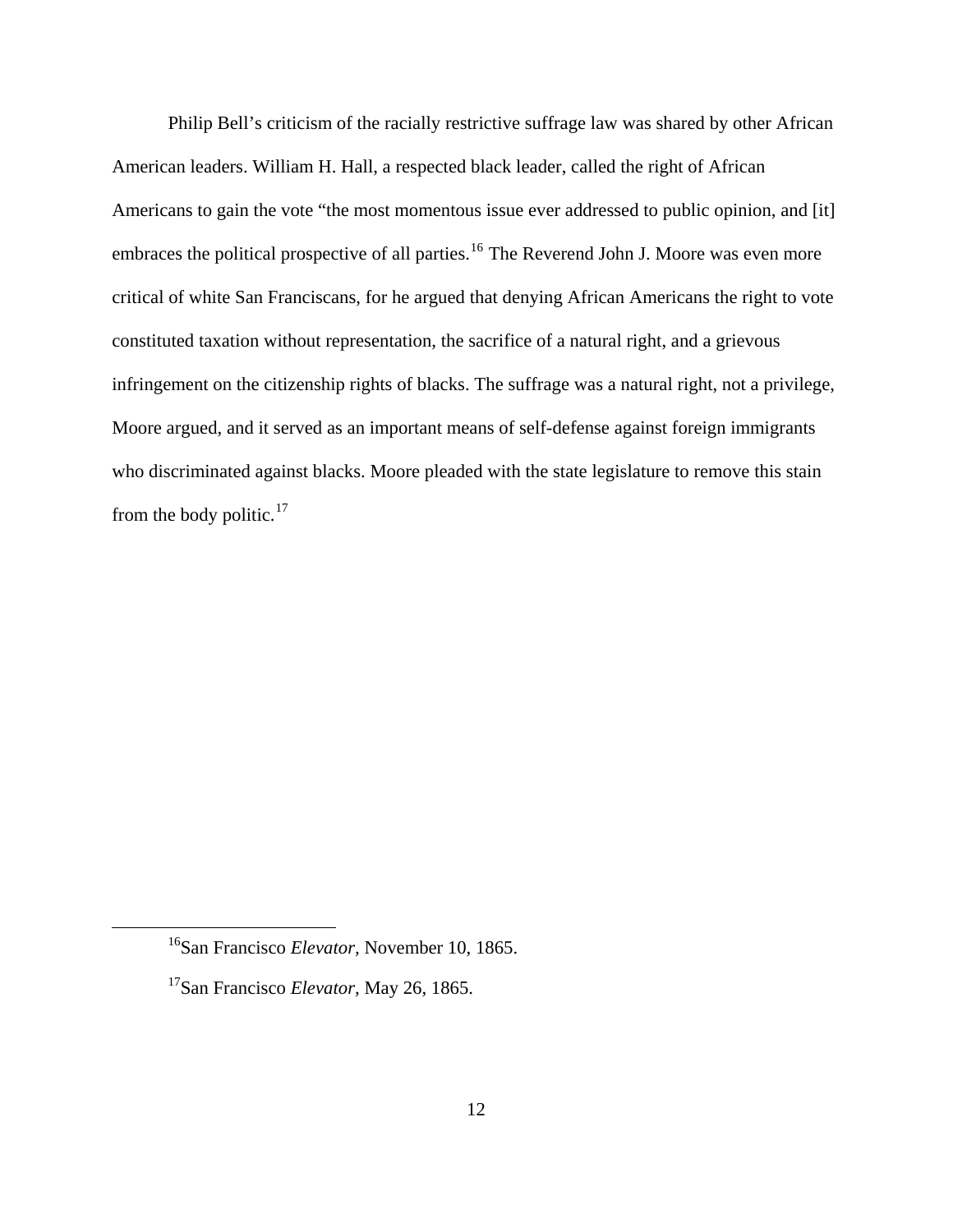Philip Bell's criticism of the racially restrictive suffrage law was shared by other African American leaders. William H. Hall, a respected black leader, called the right of African Americans to gain the vote "the most momentous issue ever addressed to public opinion, and [it] embraces the political prospective of all parties.[16] The Reverend John J. Moore was even more critical of white San Franciscans, for he argued that denying African Americans the right to vote constituted taxation without representation, the sacrifice of a natural right, and a grievous infringement on the citizenship rights of blacks. The suffrage was a natural right, not a privilege, Moore argued, and it served as an important means of self-defense against foreign immigrants who discriminated against blacks. Moore pleaded with the state legislature to remove this stain from the body politic.[17]

---

[16] San Francisco *Elevator*, November 10, 1865.

[17] San Francisco *Elevator*, May 26, 1865.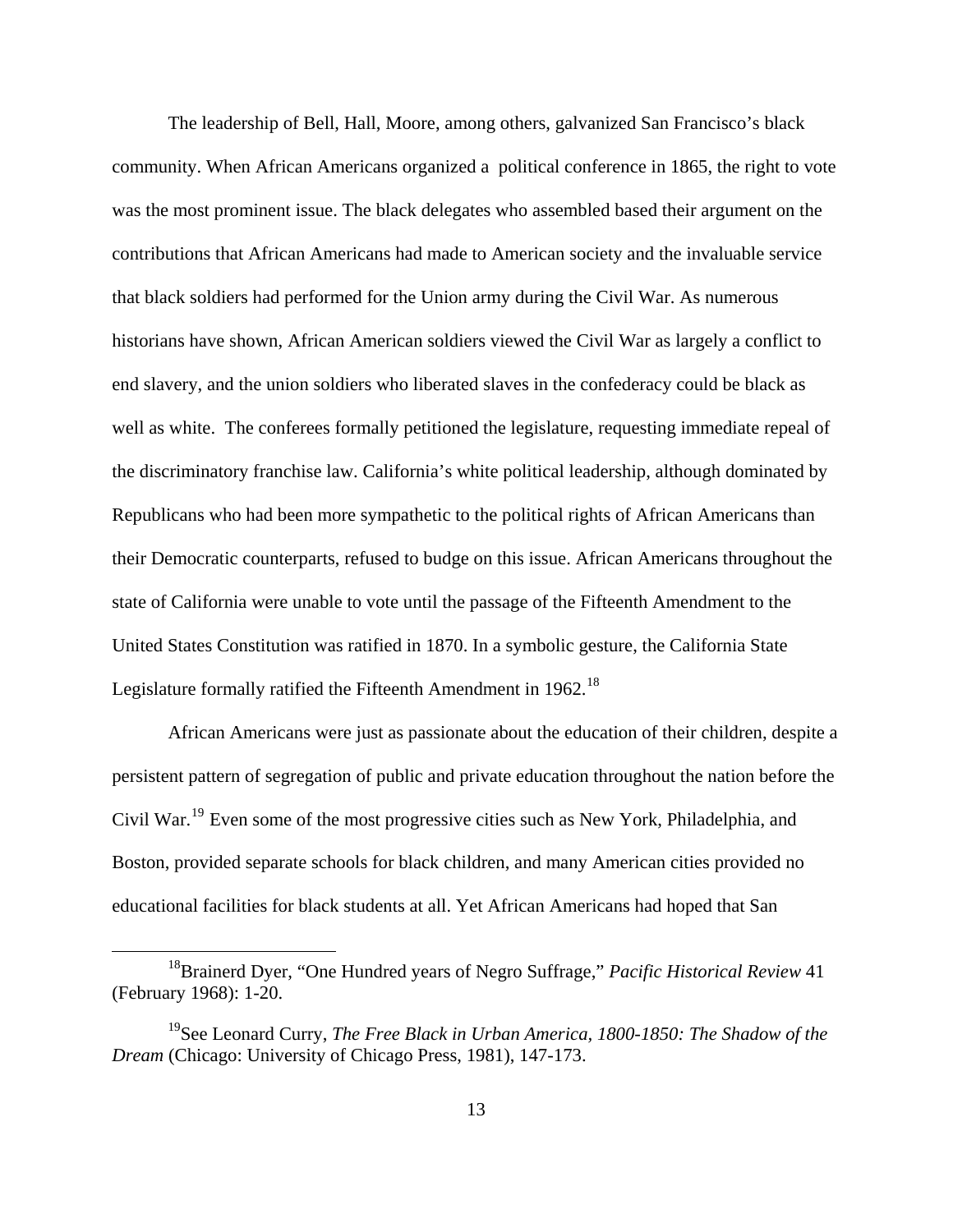The leadership of Bell, Hall, Moore, among others, galvanized San Francisco's black community. When African Americans organized a political conference in 1865, the right to vote was the most prominent issue. The black delegates who assembled based their argument on the contributions that African Americans had made to American society and the invaluable service that black soldiers had performed for the Union army during the Civil War. As numerous historians have shown, African American soldiers viewed the Civil War as largely a conflict to end slavery, and the union soldiers who liberated slaves in the confederacy could be black as well as white. The conferees formally petitioned the legislature, requesting immediate repeal of the discriminatory franchise law. California's white political leadership, although dominated by Republicans who had been more sympathetic to the political rights of African Americans than their Democratic counterparts, refused to budge on this issue. African Americans throughout the state of California were unable to vote until the passage of the Fifteenth Amendment to the United States Constitution was ratified in 1870. In a symbolic gesture, the California State Legislature formally ratified the Fifteenth Amendment in 1962.[18]

African Americans were just as passionate about the education of their children, despite a persistent pattern of segregation of public and private education throughout the nation before the Civil War.[19] Even some of the most progressive cities such as New York, Philadelphia, and Boston, provided separate schools for black children, and many American cities provided no educational facilities for black students at all. Yet African Americans had hoped that San

---

[18]Brainerd Dyer, "One Hundred years of Negro Suffrage," *Pacific Historical Review* 41 (February 1968): 1-20.

[19]See Leonard Curry, *The Free Black in Urban America, 1800-1850: The Shadow of the Dream* (Chicago: University of Chicago Press, 1981), 147-173.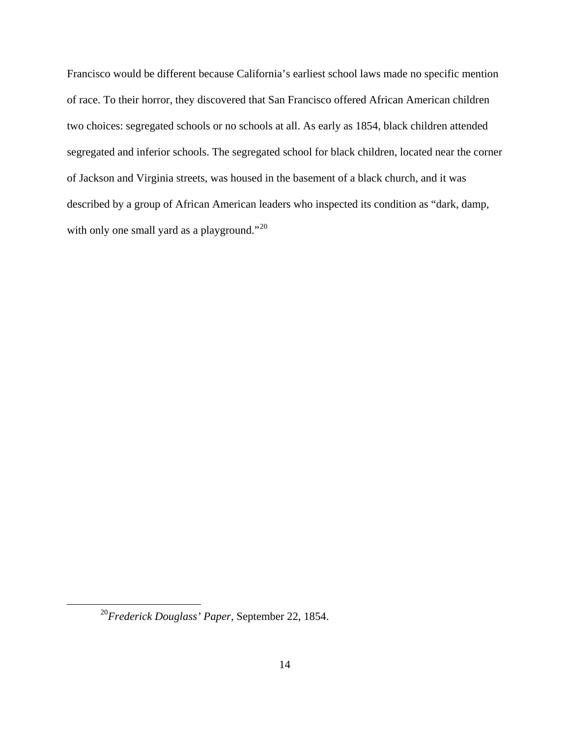Francisco would be different because California's earliest school laws made no specific mention of race. To their horror, they discovered that San Francisco offered African American children two choices: segregated schools or no schools at all. As early as 1854, black children attended segregated and inferior schools. The segregated school for black children, located near the corner of Jackson and Virginia streets, was housed in the basement of a black church, and it was described by a group of African American leaders who inspected its condition as "dark, damp, with only one small yard as a playground."[20]

---

[20] *Frederick Douglass' Paper*, September 22, 1854.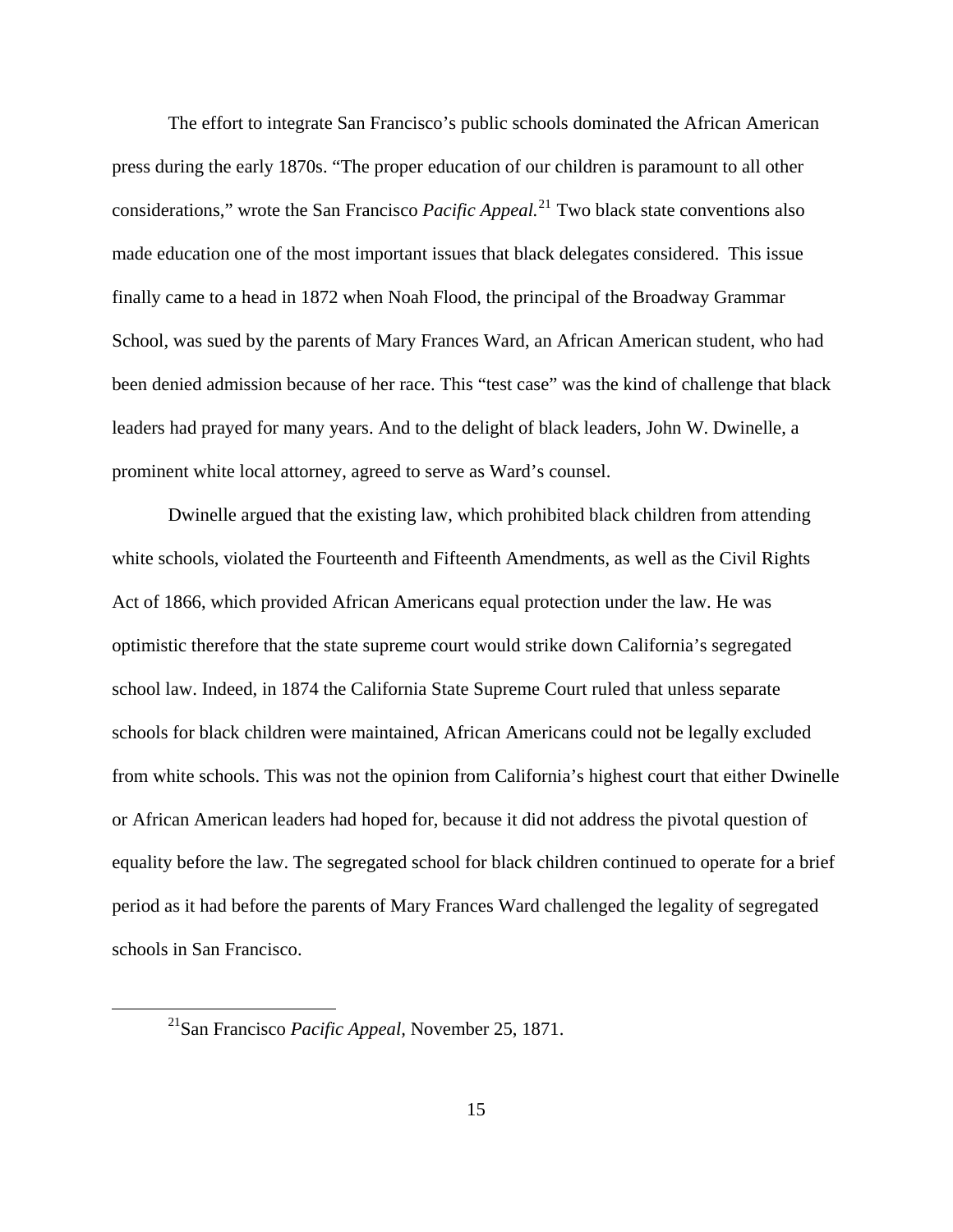The effort to integrate San Francisco's public schools dominated the African American press during the early 1870s. "The proper education of our children is paramount to all other considerations," wrote the San Francisco *Pacific Appeal.*[21] Two black state conventions also made education one of the most important issues that black delegates considered. This issue finally came to a head in 1872 when Noah Flood, the principal of the Broadway Grammar School, was sued by the parents of Mary Frances Ward, an African American student, who had been denied admission because of her race. This "test case" was the kind of challenge that black leaders had prayed for many years. And to the delight of black leaders, John W. Dwinelle, a prominent white local attorney, agreed to serve as Ward's counsel.

Dwinelle argued that the existing law, which prohibited black children from attending white schools, violated the Fourteenth and Fifteenth Amendments, as well as the Civil Rights Act of 1866, which provided African Americans equal protection under the law. He was optimistic therefore that the state supreme court would strike down California's segregated school law. Indeed, in 1874 the California State Supreme Court ruled that unless separate schools for black children were maintained, African Americans could not be legally excluded from white schools. This was not the opinion from California's highest court that either Dwinelle or African American leaders had hoped for, because it did not address the pivotal question of equality before the law. The segregated school for black children continued to operate for a brief period as it had before the parents of Mary Frances Ward challenged the legality of segregated schools in San Francisco.

---

[21] San Francisco *Pacific Appeal*, November 25, 1871.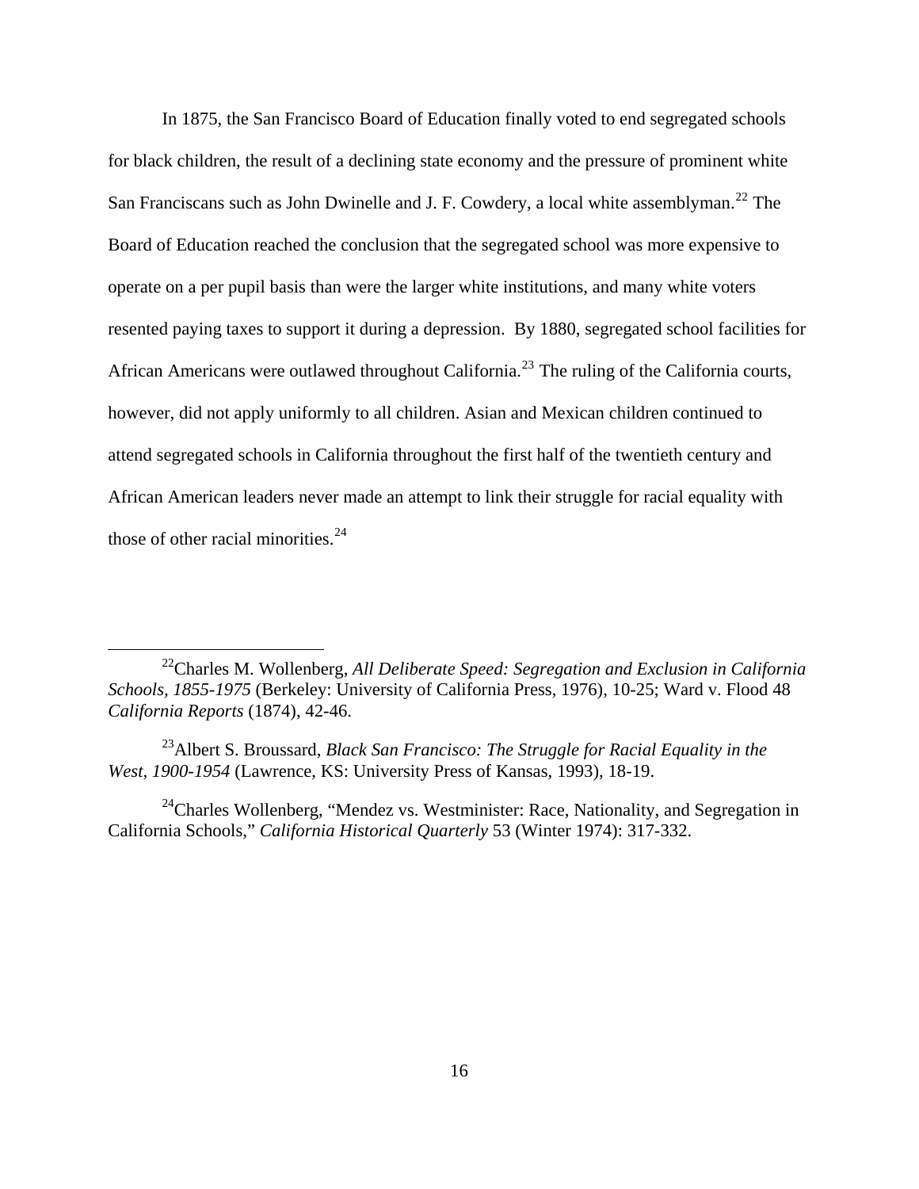In 1875, the San Francisco Board of Education finally voted to end segregated schools for black children, the result of a declining state economy and the pressure of prominent white San Franciscans such as John Dwinelle and J. F. Cowdery, a local white assemblyman.[22] The Board of Education reached the conclusion that the segregated school was more expensive to operate on a per pupil basis than were the larger white institutions, and many white voters resented paying taxes to support it during a depression. By 1880, segregated school facilities for African Americans were outlawed throughout California.[23] The ruling of the California courts, however, did not apply uniformly to all children. Asian and Mexican children continued to attend segregated schools in California throughout the first half of the twentieth century and African American leaders never made an attempt to link their struggle for racial equality with those of other racial minorities.[24]

---

[22]Charles M. Wollenberg, *All Deliberate Speed: Segregation and Exclusion in California Schools, 1855-1975* (Berkeley: University of California Press, 1976), 10-25; Ward v. Flood 48 *California Reports* (1874), 42-46.

[23]Albert S. Broussard, *Black San Francisco: The Struggle for Racial Equality in the West, 1900-1954* (Lawrence, KS: University Press of Kansas, 1993), 18-19.

[24]Charles Wollenberg, "Mendez vs. Westminister: Race, Nationality, and Segregation in California Schools," *California Historical Quarterly* 53 (Winter 1974): 317-332.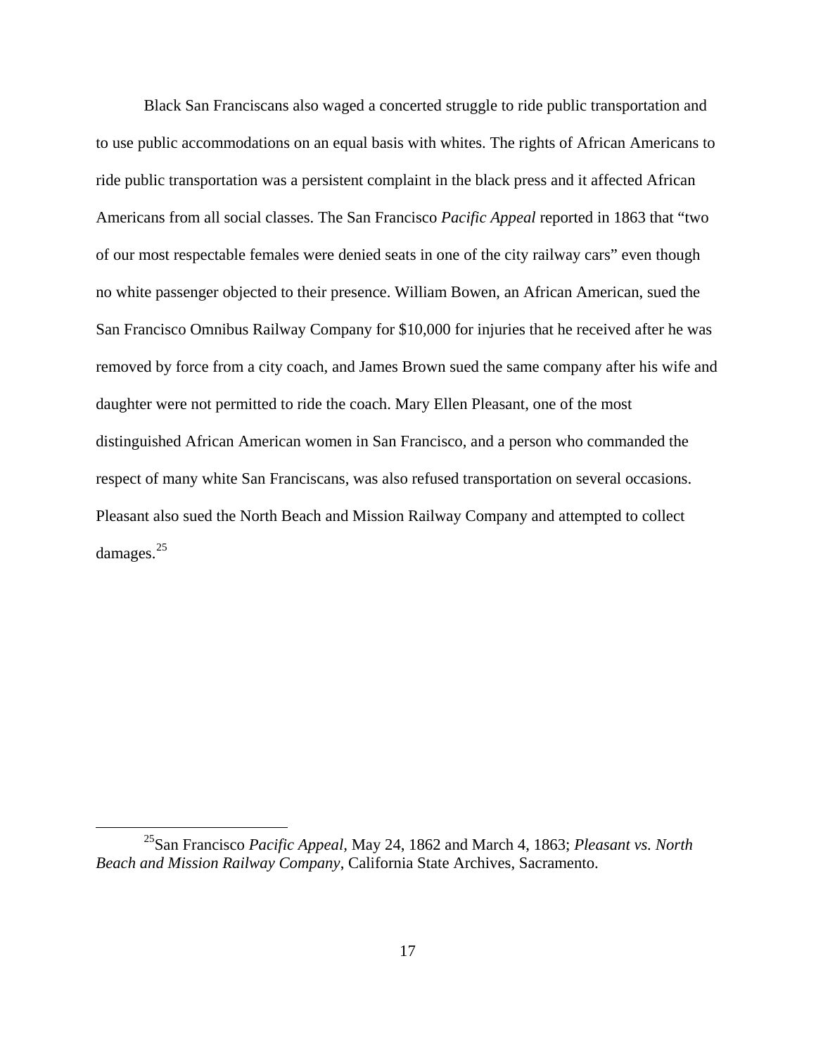Black San Franciscans also waged a concerted struggle to ride public transportation and to use public accommodations on an equal basis with whites. The rights of African Americans to ride public transportation was a persistent complaint in the black press and it affected African Americans from all social classes. The San Francisco *Pacific Appeal* reported in 1863 that "two of our most respectable females were denied seats in one of the city railway cars" even though no white passenger objected to their presence. William Bowen, an African American, sued the San Francisco Omnibus Railway Company for $10,000 for injuries that he received after he was removed by force from a city coach, and James Brown sued the same company after his wife and daughter were not permitted to ride the coach. Mary Ellen Pleasant, one of the most distinguished African American women in San Francisco, and a person who commanded the respect of many white San Franciscans, was also refused transportation on several occasions. Pleasant also sued the North Beach and Mission Railway Company and attempted to collect damages.[25]

---

[25]San Francisco *Pacific Appeal*, May 24, 1862 and March 4, 1863; *Pleasant vs. North Beach and Mission Railway Company*, California State Archives, Sacramento.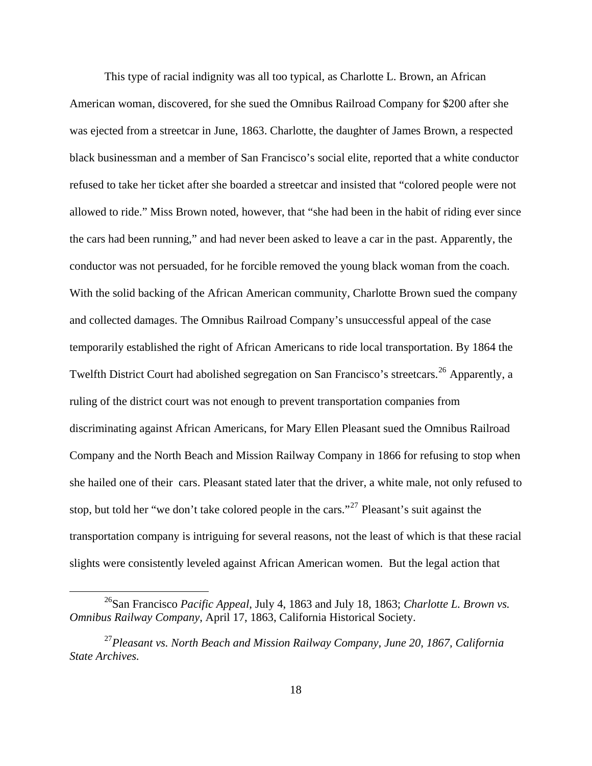This type of racial indignity was all too typical, as Charlotte L. Brown, an African American woman, discovered, for she sued the Omnibus Railroad Company for $200 after she was ejected from a streetcar in June, 1863. Charlotte, the daughter of James Brown, a respected black businessman and a member of San Francisco's social elite, reported that a white conductor refused to take her ticket after she boarded a streetcar and insisted that "colored people were not allowed to ride." Miss Brown noted, however, that "she had been in the habit of riding ever since the cars had been running," and had never been asked to leave a car in the past. Apparently, the conductor was not persuaded, for he forcible removed the young black woman from the coach. With the solid backing of the African American community, Charlotte Brown sued the company and collected damages. The Omnibus Railroad Company's unsuccessful appeal of the case temporarily established the right of African Americans to ride local transportation. By 1864 the Twelfth District Court had abolished segregation on San Francisco's streetcars.[26] Apparently, a ruling of the district court was not enough to prevent transportation companies from discriminating against African Americans, for Mary Ellen Pleasant sued the Omnibus Railroad Company and the North Beach and Mission Railway Company in 1866 for refusing to stop when she hailed one of their cars. Pleasant stated later that the driver, a white male, not only refused to stop, but told her "we don't take colored people in the cars."[27] Pleasant's suit against the transportation company is intriguing for several reasons, not the least of which is that these racial slights were consistently leveled against African American women. But the legal action that

[26] San Francisco *Pacific Appeal*, July 4, 1863 and July 18, 1863; *Charlotte L. Brown vs. Omnibus Railway Company*, April 17, 1863, California Historical Society.

[27] *Pleasant vs. North Beach and Mission Railway Company, June 20, 1867, California State Archives.*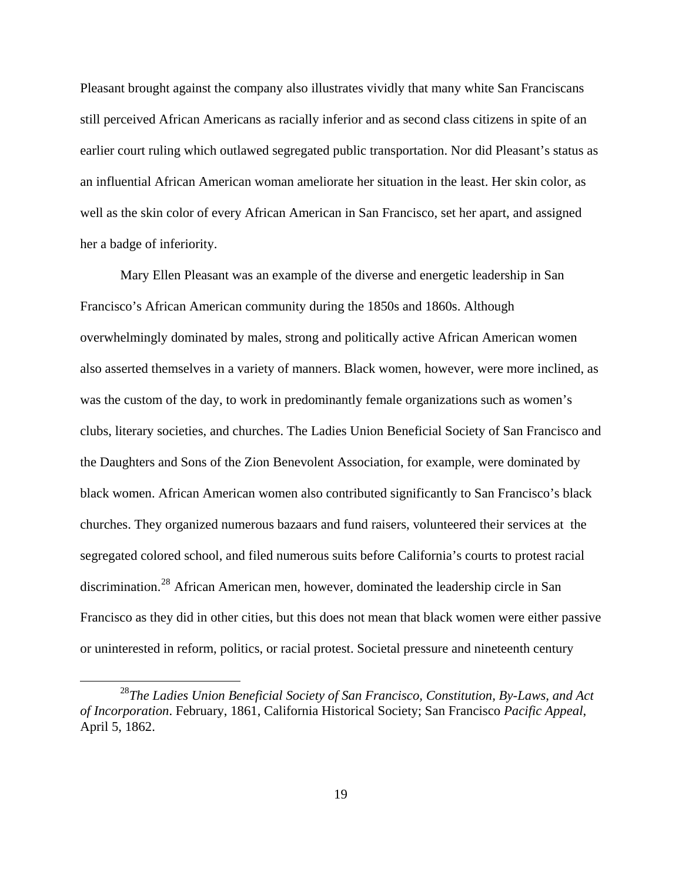Pleasant brought against the company also illustrates vividly that many white San Franciscans still perceived African Americans as racially inferior and as second class citizens in spite of an earlier court ruling which outlawed segregated public transportation. Nor did Pleasant's status as an influential African American woman ameliorate her situation in the least. Her skin color, as well as the skin color of every African American in San Francisco, set her apart, and assigned her a badge of inferiority.

Mary Ellen Pleasant was an example of the diverse and energetic leadership in San Francisco's African American community during the 1850s and 1860s. Although overwhelmingly dominated by males, strong and politically active African American women also asserted themselves in a variety of manners. Black women, however, were more inclined, as was the custom of the day, to work in predominantly female organizations such as women's clubs, literary societies, and churches. The Ladies Union Beneficial Society of San Francisco and the Daughters and Sons of the Zion Benevolent Association, for example, were dominated by black women. African American women also contributed significantly to San Francisco's black churches. They organized numerous bazaars and fund raisers, volunteered their services at the segregated colored school, and filed numerous suits before California's courts to protest racial discrimination.[28] African American men, however, dominated the leadership circle in San Francisco as they did in other cities, but this does not mean that black women were either passive or uninterested in reform, politics, or racial protest. Societal pressure and nineteenth century

[28] *The Ladies Union Beneficial Society of San Francisco, Constitution, By-Laws, and Act of Incorporation*. February, 1861, California Historical Society; San Francisco *Pacific Appeal*, April 5, 1862.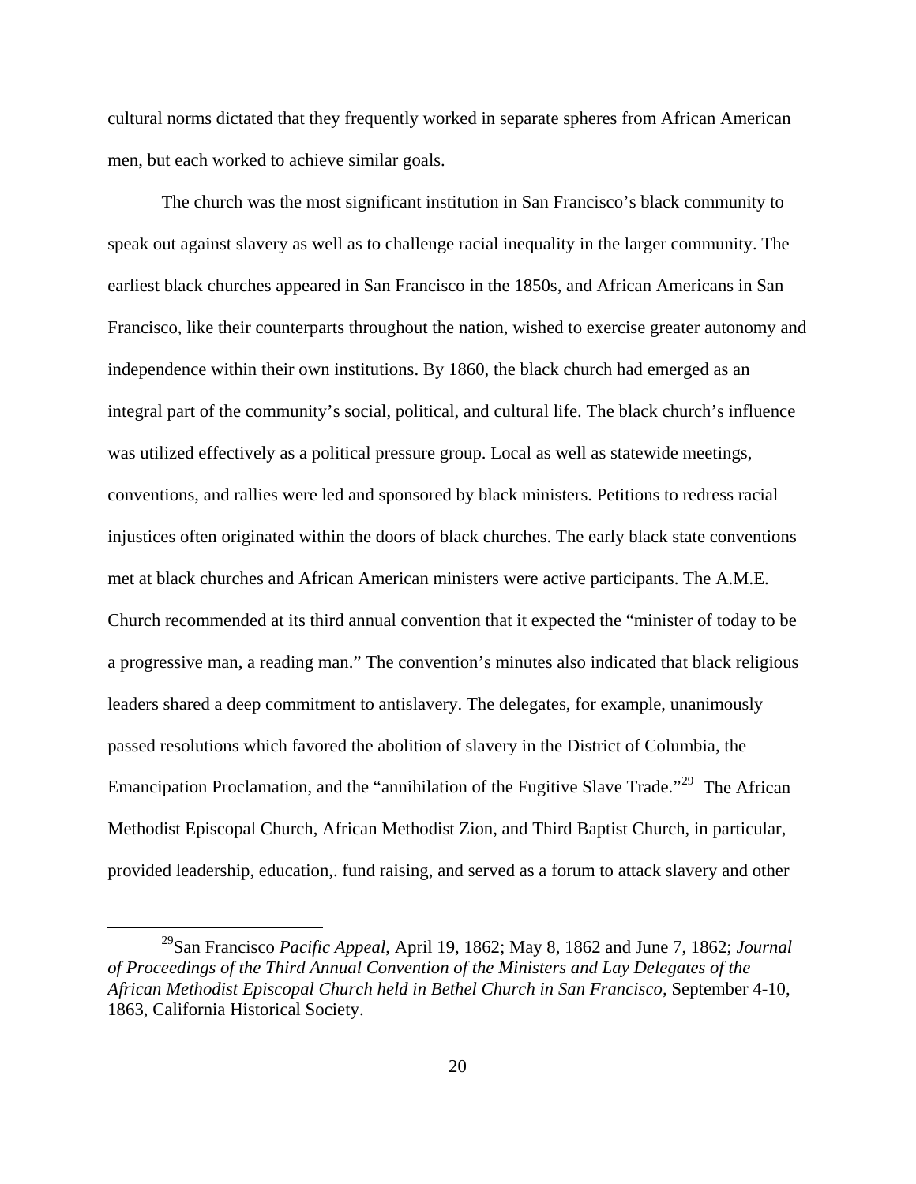cultural norms dictated that they frequently worked in separate spheres from African American men, but each worked to achieve similar goals.

The church was the most significant institution in San Francisco's black community to speak out against slavery as well as to challenge racial inequality in the larger community. The earliest black churches appeared in San Francisco in the 1850s, and African Americans in San Francisco, like their counterparts throughout the nation, wished to exercise greater autonomy and independence within their own institutions. By 1860, the black church had emerged as an integral part of the community's social, political, and cultural life. The black church's influence was utilized effectively as a political pressure group. Local as well as statewide meetings, conventions, and rallies were led and sponsored by black ministers. Petitions to redress racial injustices often originated within the doors of black churches. The early black state conventions met at black churches and African American ministers were active participants. The A.M.E. Church recommended at its third annual convention that it expected the "minister of today to be a progressive man, a reading man." The convention's minutes also indicated that black religious leaders shared a deep commitment to antislavery. The delegates, for example, unanimously passed resolutions which favored the abolition of slavery in the District of Columbia, the Emancipation Proclamation, and the "annihilation of the Fugitive Slave Trade."[29] The African Methodist Episcopal Church, African Methodist Zion, and Third Baptist Church, in particular, provided leadership, education,. fund raising, and served as a forum to attack slavery and other

---

[29] San Francisco *Pacific Appeal*, April 19, 1862; May 8, 1862 and June 7, 1862; *Journal of Proceedings of the Third Annual Convention of the Ministers and Lay Delegates of the African Methodist Episcopal Church held in Bethel Church in San Francisco*, September 4-10, 1863, California Historical Society.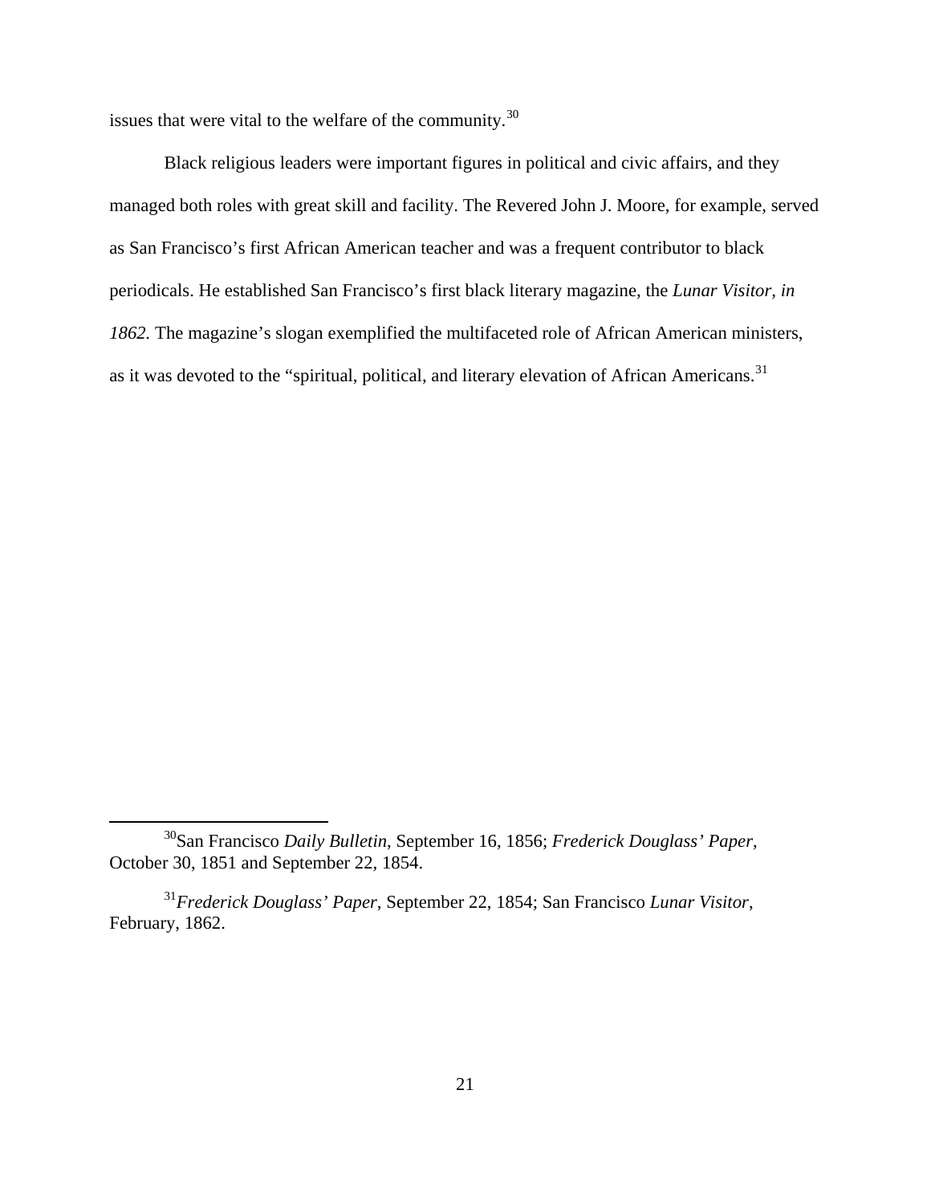issues that were vital to the welfare of the community.[30]

Black religious leaders were important figures in political and civic affairs, and they managed both roles with great skill and facility. The Revered John J. Moore, for example, served as San Francisco's first African American teacher and was a frequent contributor to black periodicals. He established San Francisco's first black literary magazine, the *Lunar Visitor, in 1862.* The magazine's slogan exemplified the multifaceted role of African American ministers, as it was devoted to the "spiritual, political, and literary elevation of African Americans.[31]

---

[30]San Francisco *Daily Bulletin*, September 16, 1856; *Frederick Douglass' Paper*, October 30, 1851 and September 22, 1854.

[31]*Frederick Douglass' Paper*, September 22, 1854; San Francisco *Lunar Visitor*, February, 1862.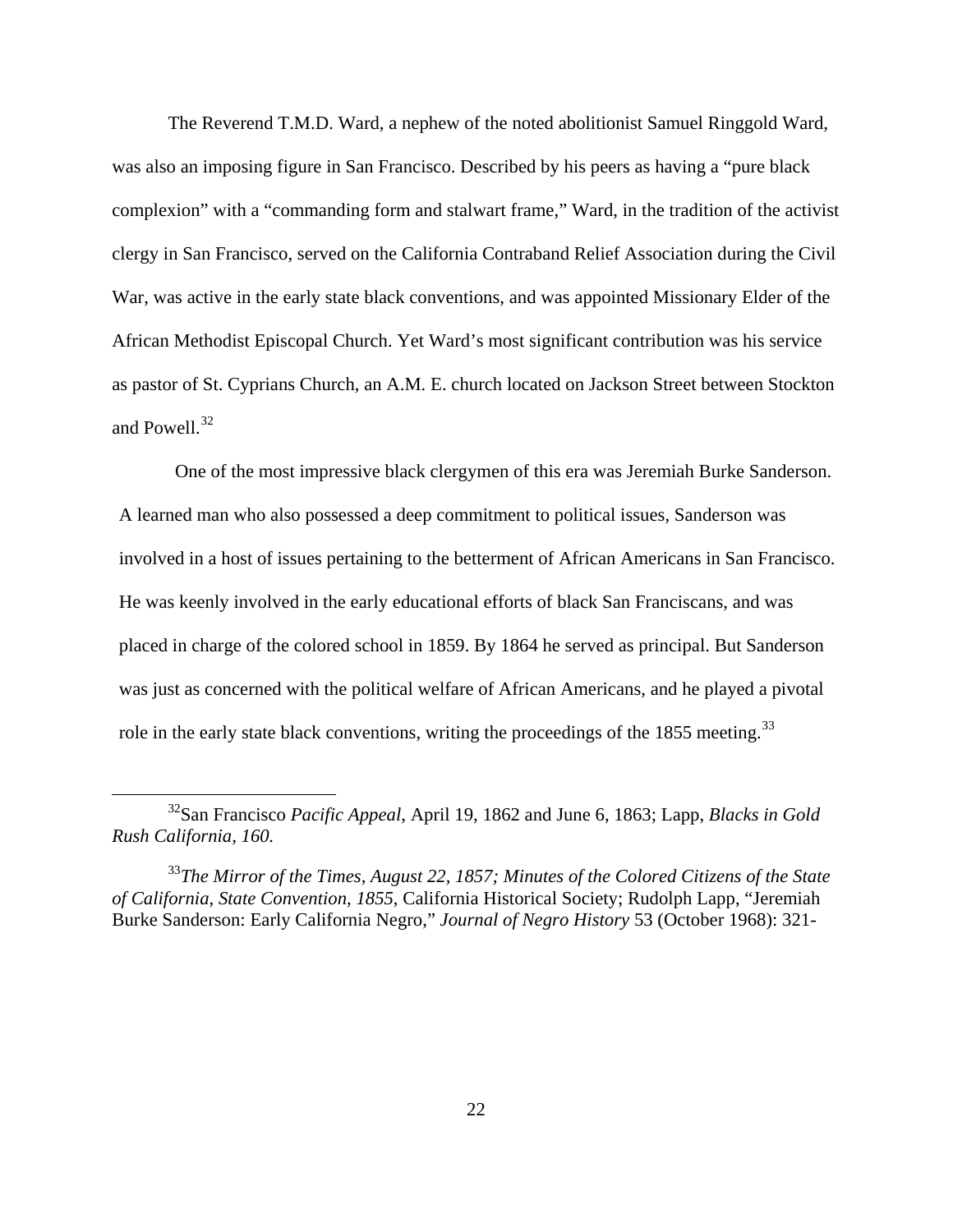The Reverend T.M.D. Ward, a nephew of the noted abolitionist Samuel Ringgold Ward, was also an imposing figure in San Francisco. Described by his peers as having a "pure black complexion" with a "commanding form and stalwart frame," Ward, in the tradition of the activist clergy in San Francisco, served on the California Contraband Relief Association during the Civil War, was active in the early state black conventions, and was appointed Missionary Elder of the African Methodist Episcopal Church. Yet Ward's most significant contribution was his service as pastor of St. Cyprians Church, an A.M. E. church located on Jackson Street between Stockton and Powell.[32]

One of the most impressive black clergymen of this era was Jeremiah Burke Sanderson. A learned man who also possessed a deep commitment to political issues, Sanderson was involved in a host of issues pertaining to the betterment of African Americans in San Francisco. He was keenly involved in the early educational efforts of black San Franciscans, and was placed in charge of the colored school in 1859. By 1864 he served as principal. But Sanderson was just as concerned with the political welfare of African Americans, and he played a pivotal role in the early state black conventions, writing the proceedings of the 1855 meeting.[33]

---

[32] San Francisco *Pacific Appeal*, April 19, 1862 and June 6, 1863; Lapp, *Blacks in Gold Rush California, 160.*

[33] *The Mirror of the Times, August 22, 1857; Minutes of the Colored Citizens of the State of California, State Convention, 1855*, California Historical Society; Rudolph Lapp, "Jeremiah Burke Sanderson: Early California Negro," *Journal of Negro History* 53 (October 1968): 321-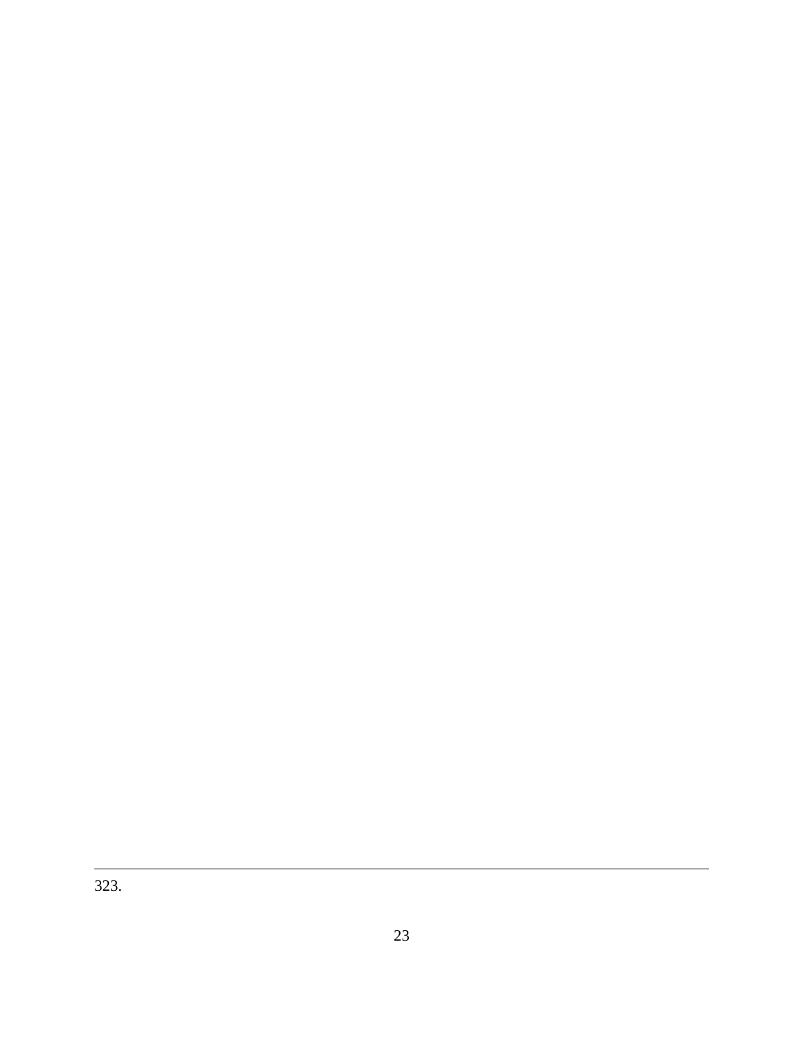323.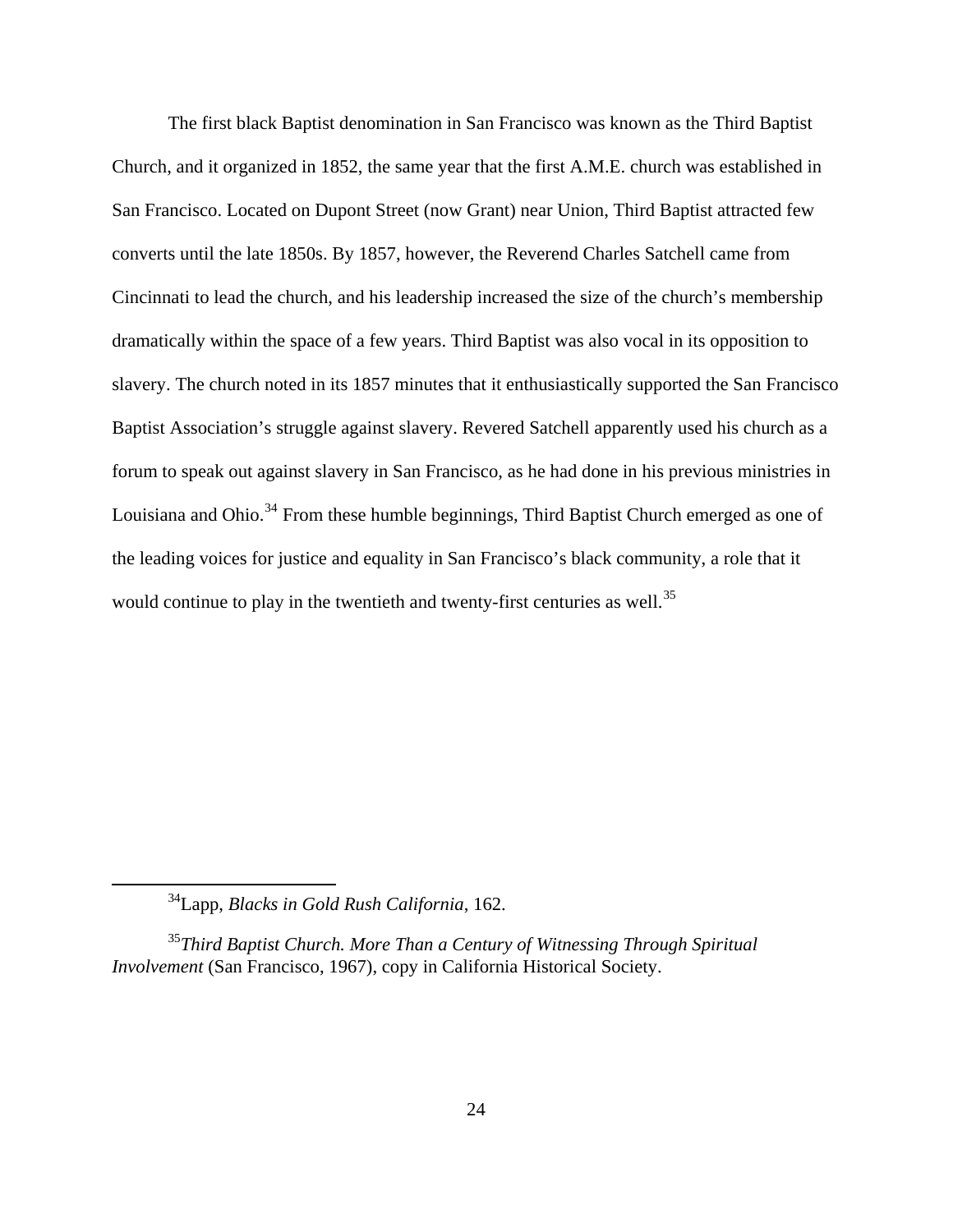The first black Baptist denomination in San Francisco was known as the Third Baptist Church, and it organized in 1852, the same year that the first A.M.E. church was established in San Francisco. Located on Dupont Street (now Grant) near Union, Third Baptist attracted few converts until the late 1850s. By 1857, however, the Reverend Charles Satchell came from Cincinnati to lead the church, and his leadership increased the size of the church's membership dramatically within the space of a few years. Third Baptist was also vocal in its opposition to slavery. The church noted in its 1857 minutes that it enthusiastically supported the San Francisco Baptist Association's struggle against slavery. Revered Satchell apparently used his church as a forum to speak out against slavery in San Francisco, as he had done in his previous ministries in Louisiana and Ohio.[34] From these humble beginnings, Third Baptist Church emerged as one of the leading voices for justice and equality in San Francisco's black community, a role that it would continue to play in the twentieth and twenty-first centuries as well.[35]

---

[34]Lapp, *Blacks in Gold Rush California*, 162.

[35]*Third Baptist Church. More Than a Century of Witnessing Through Spiritual Involvement* (San Francisco, 1967), copy in California Historical Society.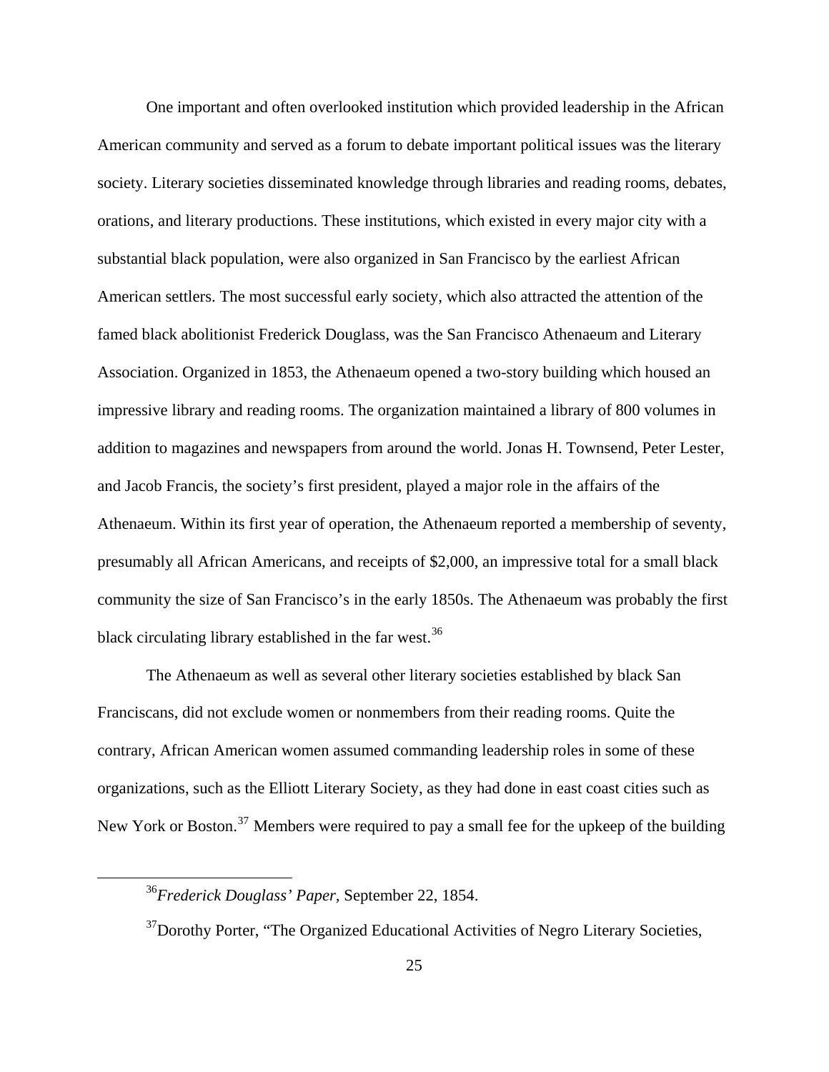One important and often overlooked institution which provided leadership in the African American community and served as a forum to debate important political issues was the literary society. Literary societies disseminated knowledge through libraries and reading rooms, debates, orations, and literary productions. These institutions, which existed in every major city with a substantial black population, were also organized in San Francisco by the earliest African American settlers. The most successful early society, which also attracted the attention of the famed black abolitionist Frederick Douglass, was the San Francisco Athenaeum and Literary Association. Organized in 1853, the Athenaeum opened a two-story building which housed an impressive library and reading rooms. The organization maintained a library of 800 volumes in addition to magazines and newspapers from around the world. Jonas H. Townsend, Peter Lester, and Jacob Francis, the society's first president, played a major role in the affairs of the Athenaeum. Within its first year of operation, the Athenaeum reported a membership of seventy, presumably all African Americans, and receipts of $2,000, an impressive total for a small black community the size of San Francisco's in the early 1850s. The Athenaeum was probably the first black circulating library established in the far west.[36]

The Athenaeum as well as several other literary societies established by black San Franciscans, did not exclude women or nonmembers from their reading rooms. Quite the contrary, African American women assumed commanding leadership roles in some of these organizations, such as the Elliott Literary Society, as they had done in east coast cities such as New York or Boston.[37] Members were required to pay a small fee for the upkeep of the building

---

[36] *Frederick Douglass' Paper,* September 22, 1854.

[37] Dorothy Porter, "The Organized Educational Activities of Negro Literary Societies,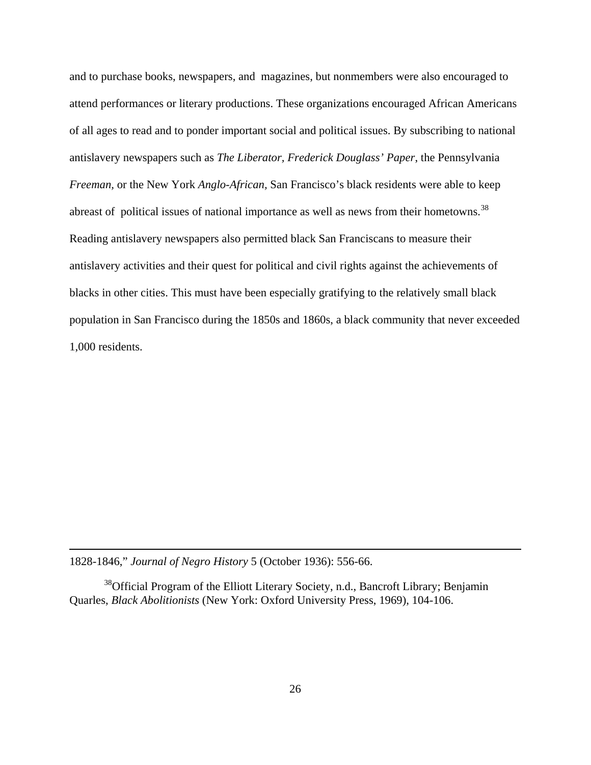and to purchase books, newspapers, and magazines, but nonmembers were also encouraged to attend performances or literary productions. These organizations encouraged African Americans of all ages to read and to ponder important social and political issues. By subscribing to national antislavery newspapers such as *The Liberator*, *Frederick Douglass' Paper*, the Pennsylvania *Freeman,* or the New York *Anglo-African,* San Francisco's black residents were able to keep abreast of political issues of national importance as well as news from their hometowns.[38] Reading antislavery newspapers also permitted black San Franciscans to measure their antislavery activities and their quest for political and civil rights against the achievements of blacks in other cities. This must have been especially gratifying to the relatively small black population in San Francisco during the 1850s and 1860s, a black community that never exceeded 1,000 residents.

---

1828-1846," *Journal of Negro History* 5 (October 1936): 556-66.

[38]Official Program of the Elliott Literary Society, n.d., Bancroft Library; Benjamin Quarles, *Black Abolitionists* (New York: Oxford University Press, 1969), 104-106.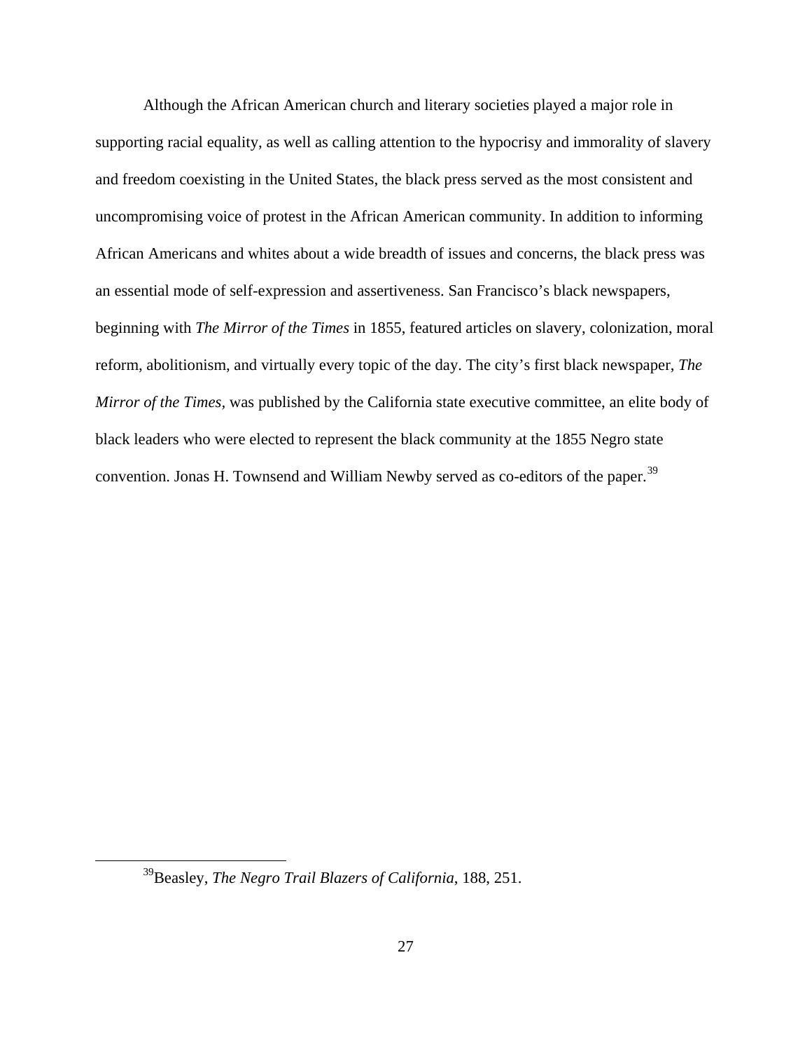Although the African American church and literary societies played a major role in supporting racial equality, as well as calling attention to the hypocrisy and immorality of slavery and freedom coexisting in the United States, the black press served as the most consistent and uncompromising voice of protest in the African American community. In addition to informing African Americans and whites about a wide breadth of issues and concerns, the black press was an essential mode of self-expression and assertiveness. San Francisco's black newspapers, beginning with *The Mirror of the Times* in 1855, featured articles on slavery, colonization, moral reform, abolitionism, and virtually every topic of the day. The city's first black newspaper, *The Mirror of the Times*, was published by the California state executive committee, an elite body of black leaders who were elected to represent the black community at the 1855 Negro state convention. Jonas H. Townsend and William Newby served as co-editors of the paper.[39]

---

[39]Beasley, *The Negro Trail Blazers of California*, 188, 251.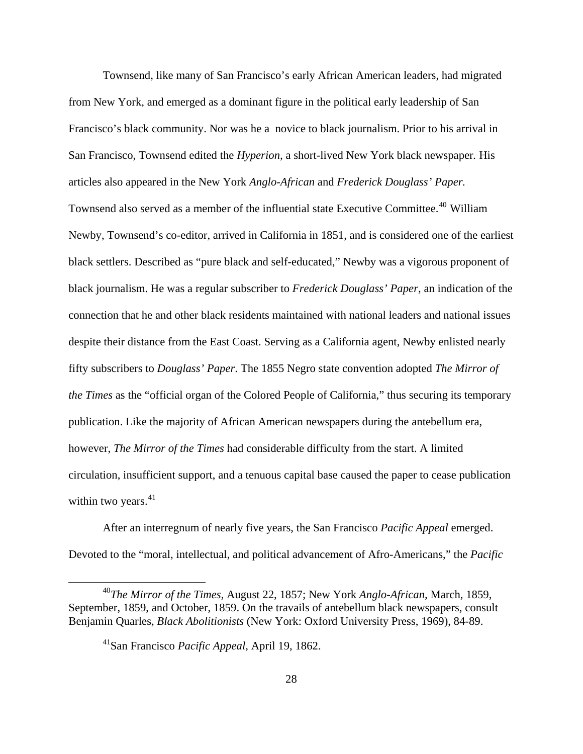Townsend, like many of San Francisco's early African American leaders, had migrated from New York, and emerged as a dominant figure in the political early leadership of San Francisco's black community. Nor was he a novice to black journalism. Prior to his arrival in San Francisco, Townsend edited the *Hyperion*, a short-lived New York black newspaper. His articles also appeared in the New York *Anglo-African* and *Frederick Douglass' Paper.* Townsend also served as a member of the influential state Executive Committee.[40] William Newby, Townsend's co-editor, arrived in California in 1851, and is considered one of the earliest black settlers. Described as "pure black and self-educated," Newby was a vigorous proponent of black journalism. He was a regular subscriber to *Frederick Douglass' Paper*, an indication of the connection that he and other black residents maintained with national leaders and national issues despite their distance from the East Coast. Serving as a California agent, Newby enlisted nearly fifty subscribers to *Douglass' Paper*. The 1855 Negro state convention adopted *The Mirror of the Times* as the "official organ of the Colored People of California," thus securing its temporary publication. Like the majority of African American newspapers during the antebellum era, however, *The Mirror of the Times* had considerable difficulty from the start. A limited circulation, insufficient support, and a tenuous capital base caused the paper to cease publication within two years.[41]

After an interregnum of nearly five years, the San Francisco *Pacific Appeal* emerged. Devoted to the "moral, intellectual, and political advancement of Afro-Americans," the *Pacific*

---

[40]*The Mirror of the Times*, August 22, 1857; New York *Anglo-African*, March, 1859, September, 1859, and October, 1859. On the travails of antebellum black newspapers, consult Benjamin Quarles, *Black Abolitionists* (New York: Oxford University Press, 1969), 84-89.

[41]San Francisco *Pacific Appeal*, April 19, 1862.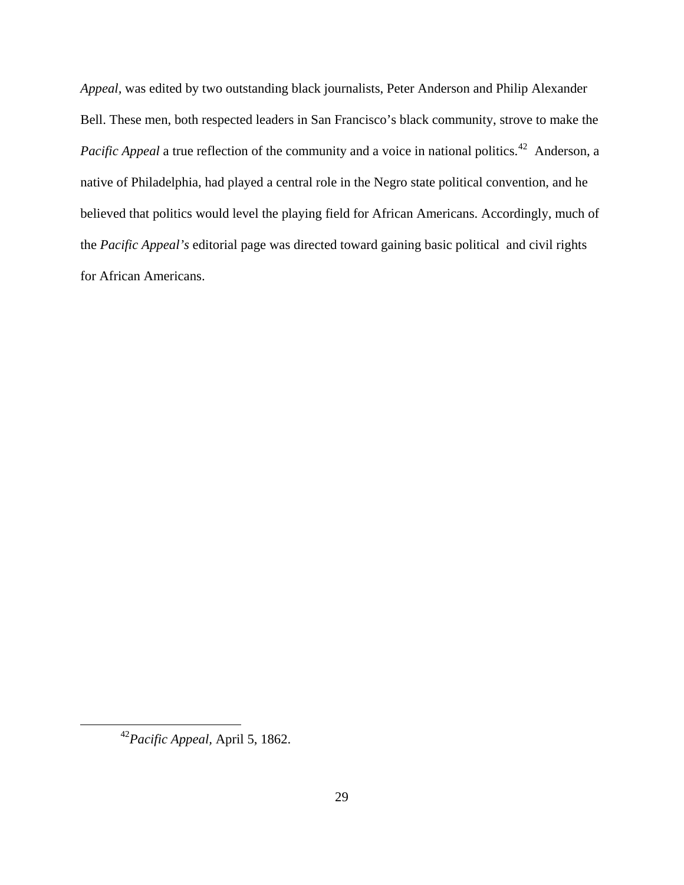*Appeal*, was edited by two outstanding black journalists, Peter Anderson and Philip Alexander Bell. These men, both respected leaders in San Francisco's black community, strove to make the *Pacific Appeal* a true reflection of the community and a voice in national politics.[42] Anderson, a native of Philadelphia, had played a central role in the Negro state political convention, and he believed that politics would level the playing field for African Americans. Accordingly, much of the *Pacific Appeal's* editorial page was directed toward gaining basic political and civil rights for African Americans.

---

[42] *Pacific Appeal,* April 5, 1862.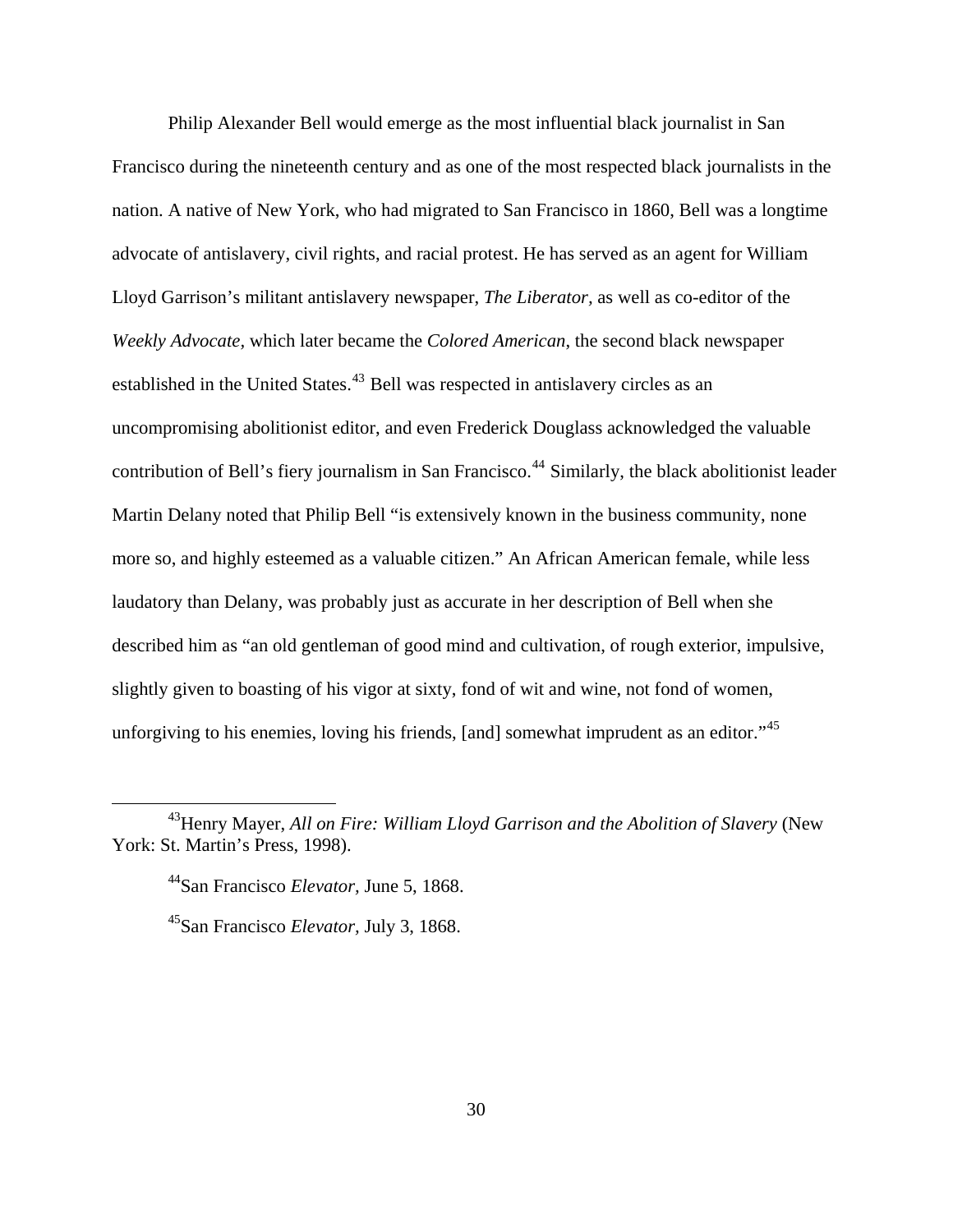Philip Alexander Bell would emerge as the most influential black journalist in San Francisco during the nineteenth century and as one of the most respected black journalists in the nation. A native of New York, who had migrated to San Francisco in 1860, Bell was a longtime advocate of antislavery, civil rights, and racial protest. He has served as an agent for William Lloyd Garrison's militant antislavery newspaper, *The Liberator,* as well as co-editor of the *Weekly Advocate*, which later became the *Colored American*, the second black newspaper established in the United States.[43] Bell was respected in antislavery circles as an uncompromising abolitionist editor, and even Frederick Douglass acknowledged the valuable contribution of Bell's fiery journalism in San Francisco.[44] Similarly, the black abolitionist leader Martin Delany noted that Philip Bell "is extensively known in the business community, none more so, and highly esteemed as a valuable citizen." An African American female, while less laudatory than Delany, was probably just as accurate in her description of Bell when she described him as "an old gentleman of good mind and cultivation, of rough exterior, impulsive, slightly given to boasting of his vigor at sixty, fond of wit and wine, not fond of women, unforgiving to his enemies, loving his friends, [and] somewhat imprudent as an editor."[45]

---

[43] Henry Mayer, *All on Fire: William Lloyd Garrison and the Abolition of Slavery* (New York: St. Martin's Press, 1998).

[44] San Francisco *Elevator*, June 5, 1868.

[45] San Francisco *Elevator*, July 3, 1868.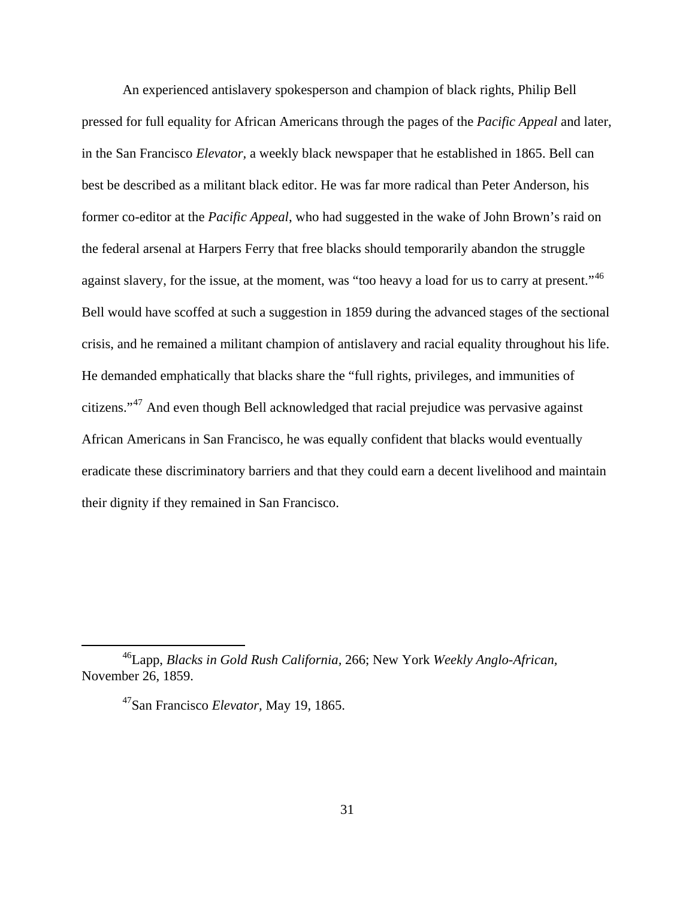An experienced antislavery spokesperson and champion of black rights, Philip Bell pressed for full equality for African Americans through the pages of the *Pacific Appeal* and later, in the San Francisco *Elevator*, a weekly black newspaper that he established in 1865. Bell can best be described as a militant black editor. He was far more radical than Peter Anderson, his former co-editor at the *Pacific Appeal*, who had suggested in the wake of John Brown's raid on the federal arsenal at Harpers Ferry that free blacks should temporarily abandon the struggle against slavery, for the issue, at the moment, was "too heavy a load for us to carry at present."[46] Bell would have scoffed at such a suggestion in 1859 during the advanced stages of the sectional crisis, and he remained a militant champion of antislavery and racial equality throughout his life. He demanded emphatically that blacks share the "full rights, privileges, and immunities of citizens."[47] And even though Bell acknowledged that racial prejudice was pervasive against African Americans in San Francisco, he was equally confident that blacks would eventually eradicate these discriminatory barriers and that they could earn a decent livelihood and maintain their dignity if they remained in San Francisco.

---

[46]Lapp, *Blacks in Gold Rush California*, 266; New York *Weekly Anglo-African*, November 26, 1859.

[47]San Francisco *Elevator*, May 19, 1865.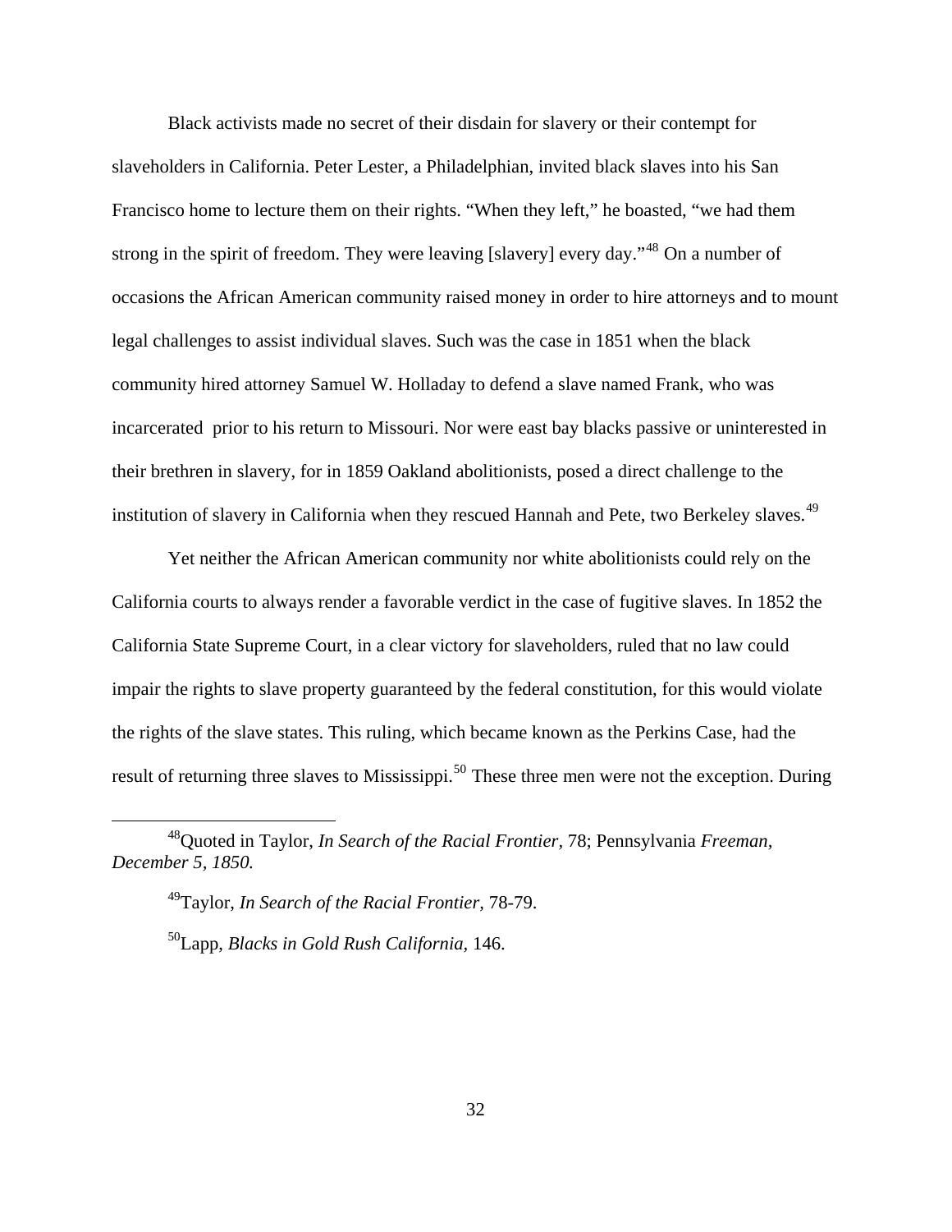Black activists made no secret of their disdain for slavery or their contempt for slaveholders in California. Peter Lester, a Philadelphian, invited black slaves into his San Francisco home to lecture them on their rights. "When they left," he boasted, "we had them strong in the spirit of freedom. They were leaving [slavery] every day."[48] On a number of occasions the African American community raised money in order to hire attorneys and to mount legal challenges to assist individual slaves. Such was the case in 1851 when the black community hired attorney Samuel W. Holladay to defend a slave named Frank, who was incarcerated prior to his return to Missouri. Nor were east bay blacks passive or uninterested in their brethren in slavery, for in 1859 Oakland abolitionists, posed a direct challenge to the institution of slavery in California when they rescued Hannah and Pete, two Berkeley slaves.[49]

Yet neither the African American community nor white abolitionists could rely on the California courts to always render a favorable verdict in the case of fugitive slaves. In 1852 the California State Supreme Court, in a clear victory for slaveholders, ruled that no law could impair the rights to slave property guaranteed by the federal constitution, for this would violate the rights of the slave states. This ruling, which became known as the Perkins Case, had the result of returning three slaves to Mississippi.[50] These three men were not the exception. During

---

[48]Quoted in Taylor, *In Search of the Racial Frontier*, 78; Pennsylvania *Freeman, December 5, 1850.*

[49]Taylor, *In Search of the Racial Frontier,* 78-79.

[50]Lapp, *Blacks in Gold Rush California,* 146.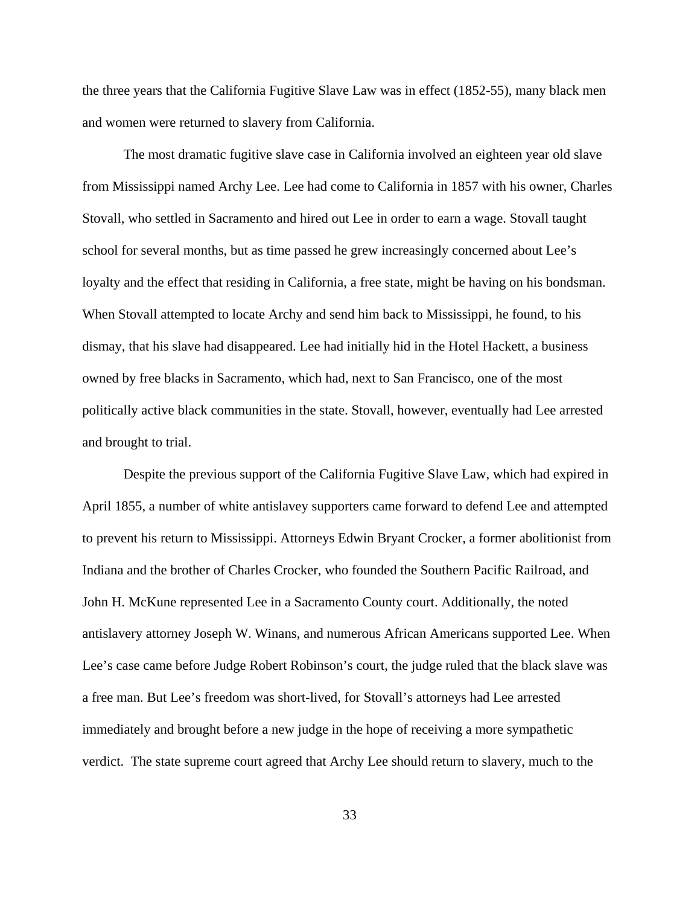the three years that the California Fugitive Slave Law was in effect (1852-55), many black men and women were returned to slavery from California.

The most dramatic fugitive slave case in California involved an eighteen year old slave from Mississippi named Archy Lee. Lee had come to California in 1857 with his owner, Charles Stovall, who settled in Sacramento and hired out Lee in order to earn a wage. Stovall taught school for several months, but as time passed he grew increasingly concerned about Lee's loyalty and the effect that residing in California, a free state, might be having on his bondsman. When Stovall attempted to locate Archy and send him back to Mississippi, he found, to his dismay, that his slave had disappeared. Lee had initially hid in the Hotel Hackett, a business owned by free blacks in Sacramento, which had, next to San Francisco, one of the most politically active black communities in the state. Stovall, however, eventually had Lee arrested and brought to trial.

Despite the previous support of the California Fugitive Slave Law, which had expired in April 1855, a number of white antislavey supporters came forward to defend Lee and attempted to prevent his return to Mississippi. Attorneys Edwin Bryant Crocker, a former abolitionist from Indiana and the brother of Charles Crocker, who founded the Southern Pacific Railroad, and John H. McKune represented Lee in a Sacramento County court. Additionally, the noted antislavery attorney Joseph W. Winans, and numerous African Americans supported Lee. When Lee's case came before Judge Robert Robinson's court, the judge ruled that the black slave was a free man. But Lee's freedom was short-lived, for Stovall's attorneys had Lee arrested immediately and brought before a new judge in the hope of receiving a more sympathetic verdict. The state supreme court agreed that Archy Lee should return to slavery, much to the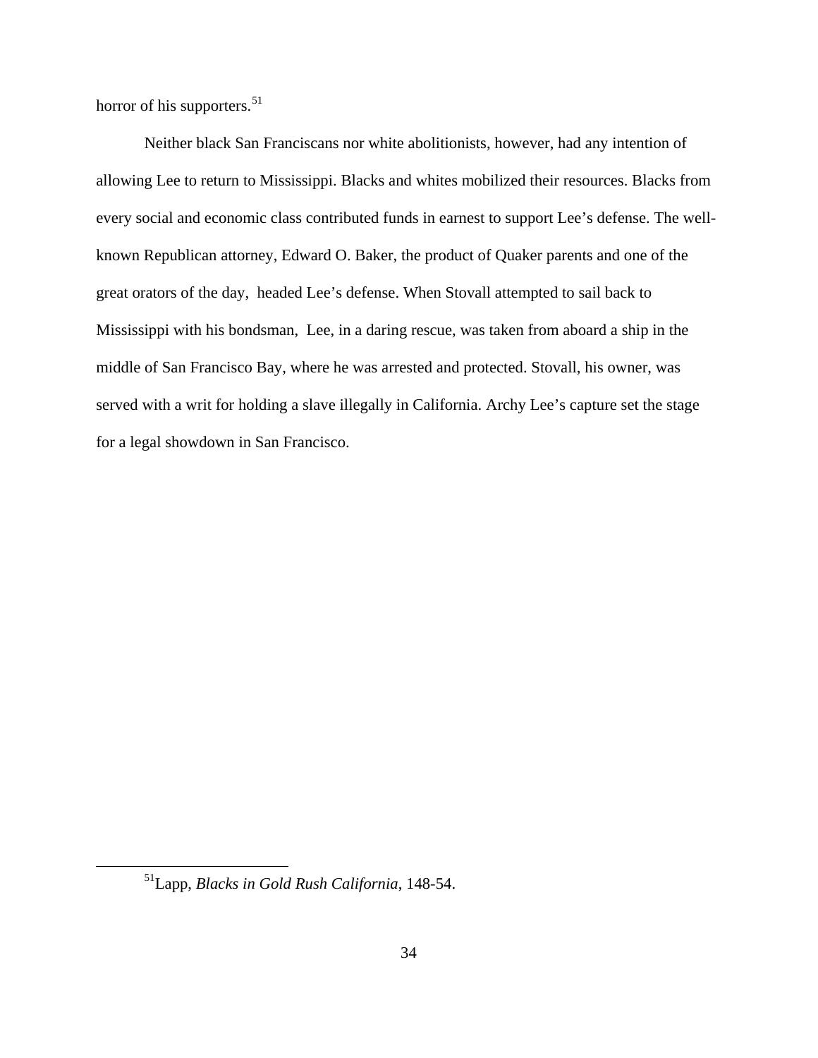horror of his supporters.[51]

Neither black San Franciscans nor white abolitionists, however, had any intention of allowing Lee to return to Mississippi. Blacks and whites mobilized their resources. Blacks from every social and economic class contributed funds in earnest to support Lee's defense. The well-known Republican attorney, Edward O. Baker, the product of Quaker parents and one of the great orators of the day, headed Lee's defense. When Stovall attempted to sail back to Mississippi with his bondsman, Lee, in a daring rescue, was taken from aboard a ship in the middle of San Francisco Bay, where he was arrested and protected. Stovall, his owner, was served with a writ for holding a slave illegally in California. Archy Lee's capture set the stage for a legal showdown in San Francisco.

---

[51] Lapp, *Blacks in Gold Rush California*, 148-54.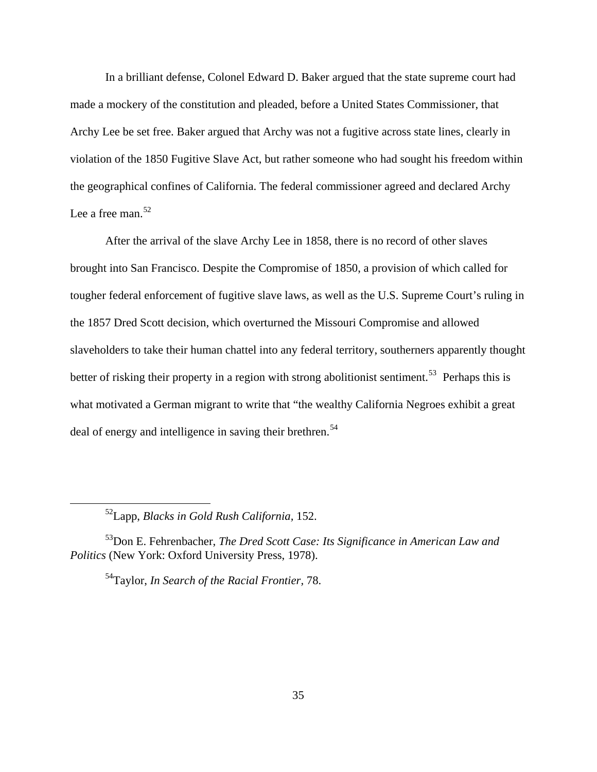In a brilliant defense, Colonel Edward D. Baker argued that the state supreme court had made a mockery of the constitution and pleaded, before a United States Commissioner, that Archy Lee be set free. Baker argued that Archy was not a fugitive across state lines, clearly in violation of the 1850 Fugitive Slave Act, but rather someone who had sought his freedom within the geographical confines of California. The federal commissioner agreed and declared Archy Lee a free man.[52]

After the arrival of the slave Archy Lee in 1858, there is no record of other slaves brought into San Francisco. Despite the Compromise of 1850, a provision of which called for tougher federal enforcement of fugitive slave laws, as well as the U.S. Supreme Court's ruling in the 1857 Dred Scott decision, which overturned the Missouri Compromise and allowed slaveholders to take their human chattel into any federal territory, southerners apparently thought better of risking their property in a region with strong abolitionist sentiment.[53] Perhaps this is what motivated a German migrant to write that "the wealthy California Negroes exhibit a great deal of energy and intelligence in saving their brethren.[54]

---

[52]Lapp, *Blacks in Gold Rush California*, 152.

[53]Don E. Fehrenbacher, *The Dred Scott Case: Its Significance in American Law and Politics* (New York: Oxford University Press, 1978).

[54]Taylor, *In Search of the Racial Frontier*, 78.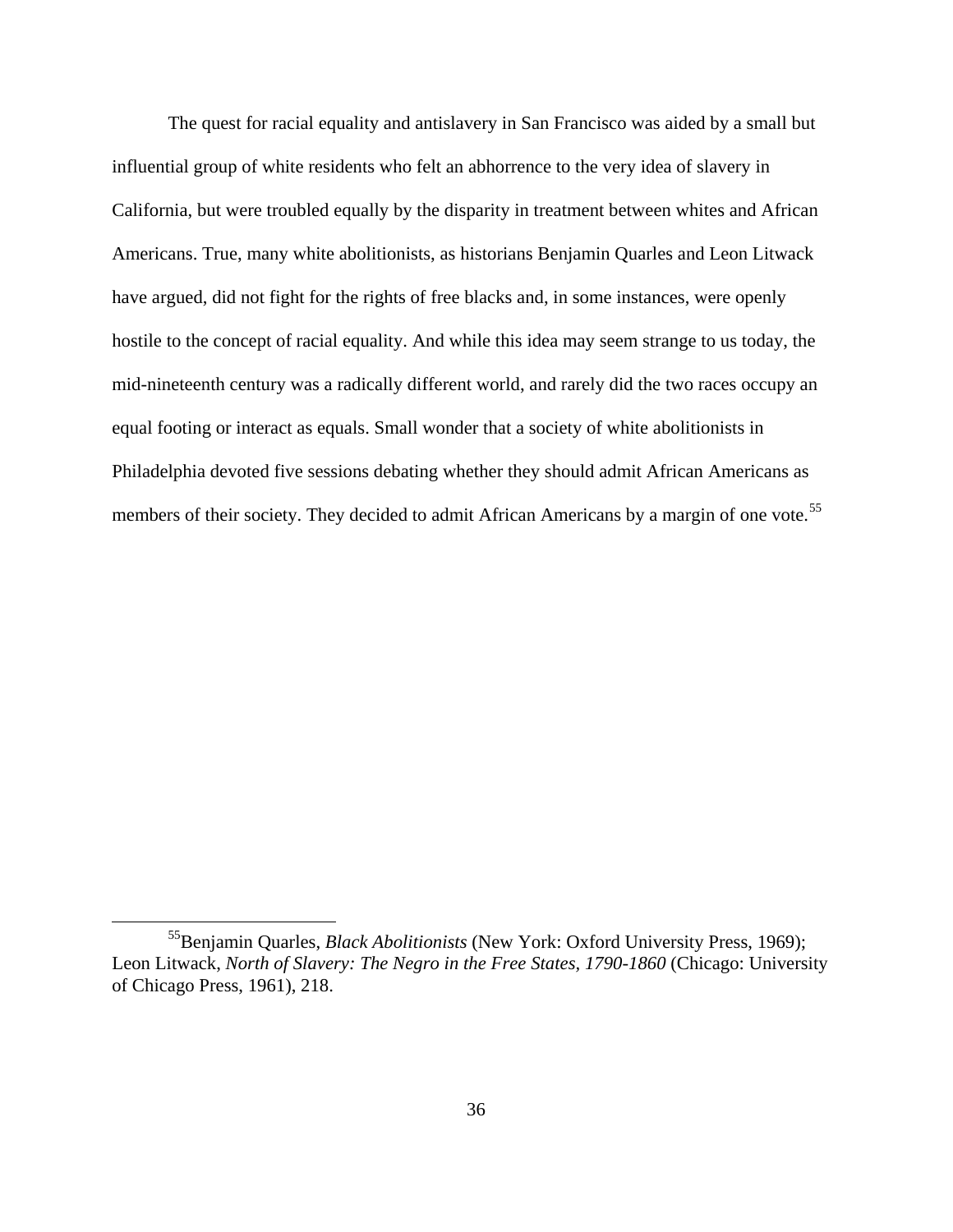The quest for racial equality and antislavery in San Francisco was aided by a small but influential group of white residents who felt an abhorrence to the very idea of slavery in California, but were troubled equally by the disparity in treatment between whites and African Americans. True, many white abolitionists, as historians Benjamin Quarles and Leon Litwack have argued, did not fight for the rights of free blacks and, in some instances, were openly hostile to the concept of racial equality. And while this idea may seem strange to us today, the mid-nineteenth century was a radically different world, and rarely did the two races occupy an equal footing or interact as equals. Small wonder that a society of white abolitionists in Philadelphia devoted five sessions debating whether they should admit African Americans as members of their society. They decided to admit African Americans by a margin of one vote.[55]

---

[55]Benjamin Quarles, *Black Abolitionists* (New York: Oxford University Press, 1969); Leon Litwack, *North of Slavery: The Negro in the Free States, 1790-1860* (Chicago: University of Chicago Press, 1961), 218.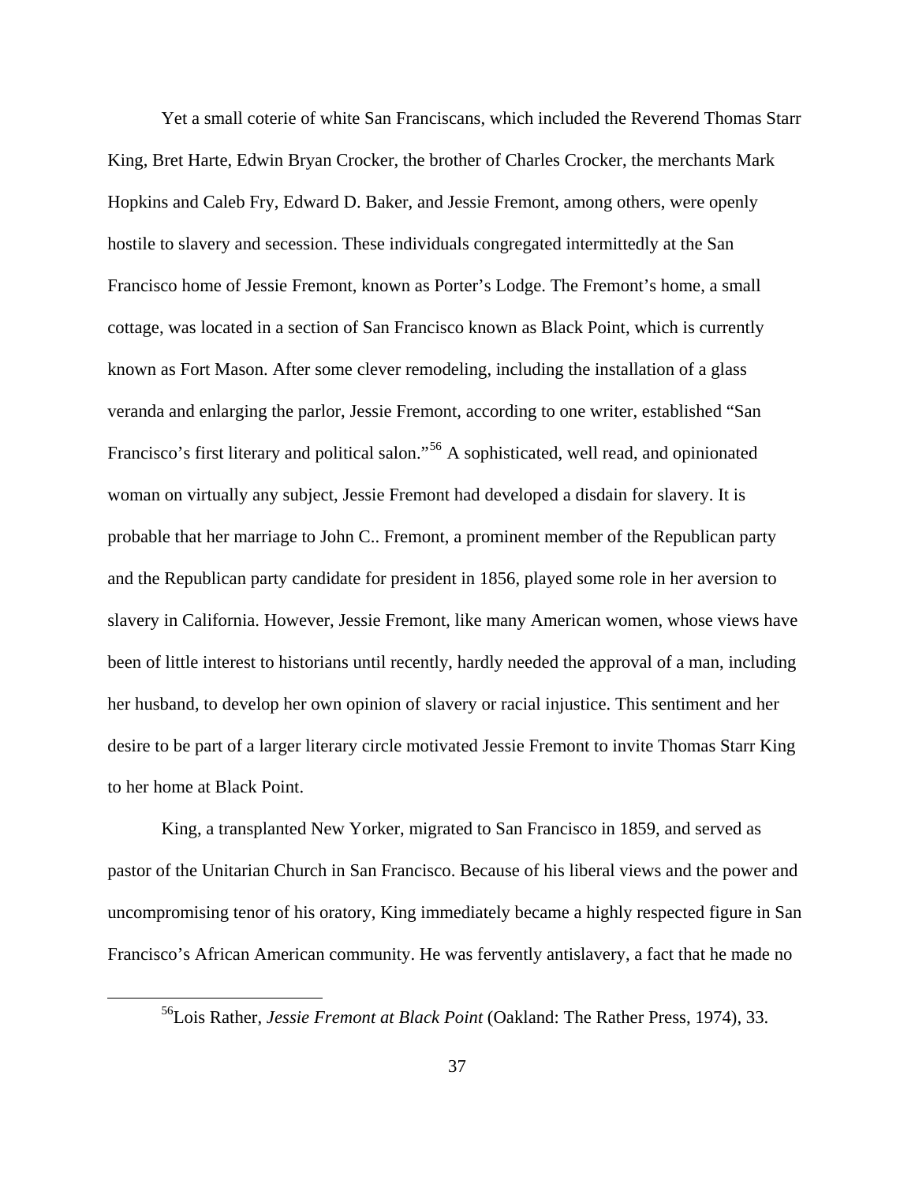Yet a small coterie of white San Franciscans, which included the Reverend Thomas Starr King, Bret Harte, Edwin Bryan Crocker, the brother of Charles Crocker, the merchants Mark Hopkins and Caleb Fry, Edward D. Baker, and Jessie Fremont, among others, were openly hostile to slavery and secession. These individuals congregated intermittedly at the San Francisco home of Jessie Fremont, known as Porter's Lodge. The Fremont's home, a small cottage, was located in a section of San Francisco known as Black Point, which is currently known as Fort Mason. After some clever remodeling, including the installation of a glass veranda and enlarging the parlor, Jessie Fremont, according to one writer, established "San Francisco's first literary and political salon."[56] A sophisticated, well read, and opinionated woman on virtually any subject, Jessie Fremont had developed a disdain for slavery. It is probable that her marriage to John C.. Fremont, a prominent member of the Republican party and the Republican party candidate for president in 1856, played some role in her aversion to slavery in California. However, Jessie Fremont, like many American women, whose views have been of little interest to historians until recently, hardly needed the approval of a man, including her husband, to develop her own opinion of slavery or racial injustice. This sentiment and her desire to be part of a larger literary circle motivated Jessie Fremont to invite Thomas Starr King to her home at Black Point.

King, a transplanted New Yorker, migrated to San Francisco in 1859, and served as pastor of the Unitarian Church in San Francisco. Because of his liberal views and the power and uncompromising tenor of his oratory, King immediately became a highly respected figure in San Francisco's African American community. He was fervently antislavery, a fact that he made no

---

[56] Lois Rather, *Jessie Fremont at Black Point* (Oakland: The Rather Press, 1974), 33.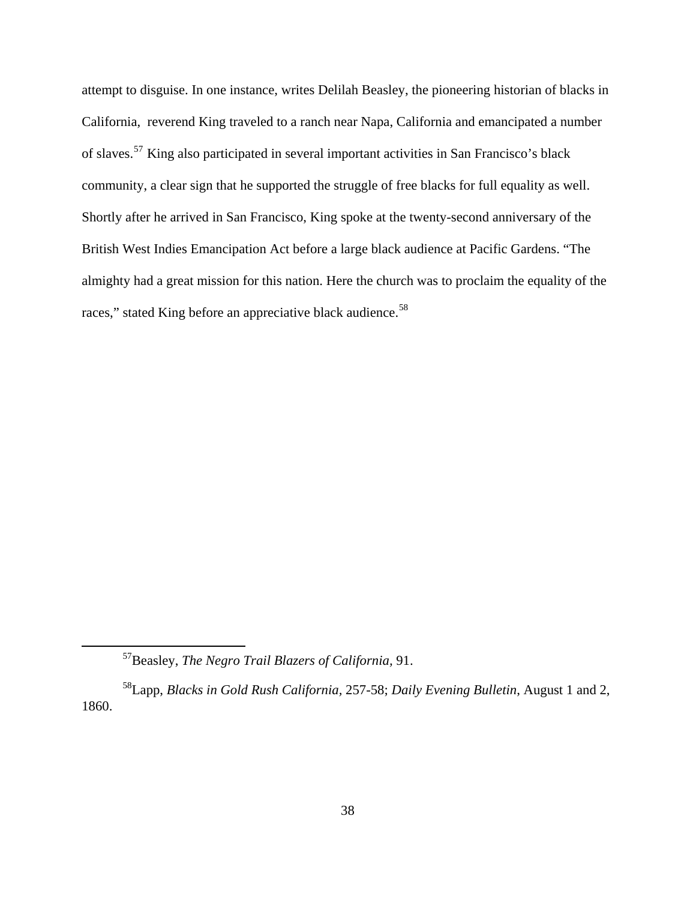attempt to disguise. In one instance, writes Delilah Beasley, the pioneering historian of blacks in California, reverend King traveled to a ranch near Napa, California and emancipated a number of slaves.[57] King also participated in several important activities in San Francisco's black community, a clear sign that he supported the struggle of free blacks for full equality as well. Shortly after he arrived in San Francisco, King spoke at the twenty-second anniversary of the British West Indies Emancipation Act before a large black audience at Pacific Gardens. "The almighty had a great mission for this nation. Here the church was to proclaim the equality of the races," stated King before an appreciative black audience.[58]

---

[57]Beasley, *The Negro Trail Blazers of California*, 91.

[58]Lapp, *Blacks in Gold Rush California*, 257-58; *Daily Evening Bulletin*, August 1 and 2, 1860.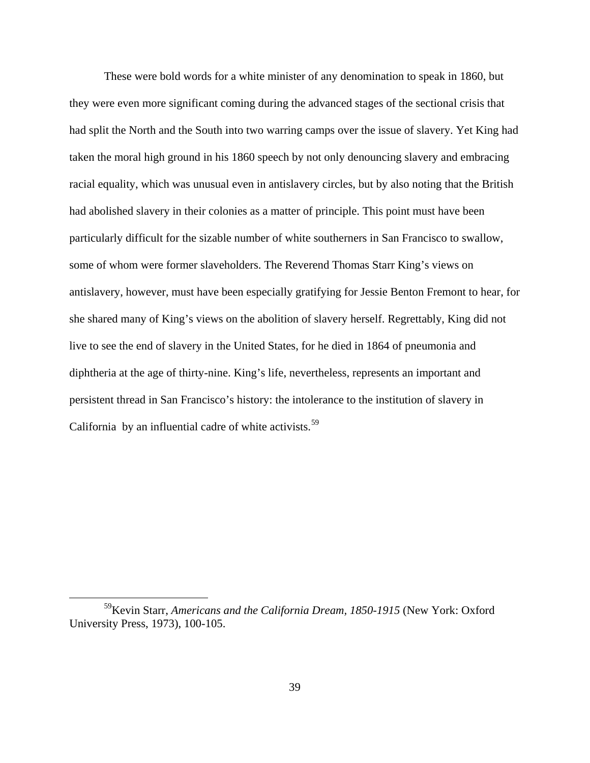These were bold words for a white minister of any denomination to speak in 1860, but they were even more significant coming during the advanced stages of the sectional crisis that had split the North and the South into two warring camps over the issue of slavery. Yet King had taken the moral high ground in his 1860 speech by not only denouncing slavery and embracing racial equality, which was unusual even in antislavery circles, but by also noting that the British had abolished slavery in their colonies as a matter of principle. This point must have been particularly difficult for the sizable number of white southerners in San Francisco to swallow, some of whom were former slaveholders. The Reverend Thomas Starr King's views on antislavery, however, must have been especially gratifying for Jessie Benton Fremont to hear, for she shared many of King's views on the abolition of slavery herself. Regrettably, King did not live to see the end of slavery in the United States, for he died in 1864 of pneumonia and diphtheria at the age of thirty-nine. King's life, nevertheless, represents an important and persistent thread in San Francisco's history: the intolerance to the institution of slavery in California  by an influential cadre of white activists.[59]

---

[59]Kevin Starr, *Americans and the California Dream, 1850-1915* (New York: Oxford University Press, 1973), 100-105.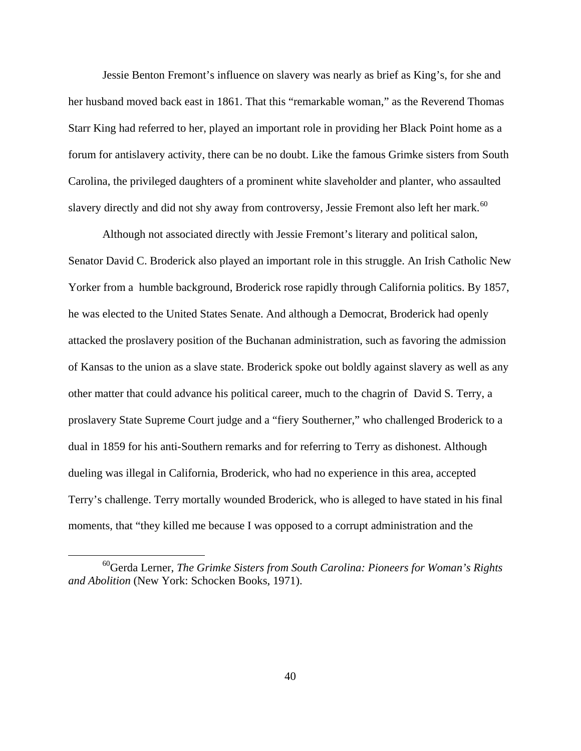Jessie Benton Fremont's influence on slavery was nearly as brief as King's, for she and her husband moved back east in 1861. That this "remarkable woman," as the Reverend Thomas Starr King had referred to her, played an important role in providing her Black Point home as a forum for antislavery activity, there can be no doubt. Like the famous Grimke sisters from South Carolina, the privileged daughters of a prominent white slaveholder and planter, who assaulted slavery directly and did not shy away from controversy, Jessie Fremont also left her mark.[60]

Although not associated directly with Jessie Fremont's literary and political salon, Senator David C. Broderick also played an important role in this struggle. An Irish Catholic New Yorker from a humble background, Broderick rose rapidly through California politics. By 1857, he was elected to the United States Senate. And although a Democrat, Broderick had openly attacked the proslavery position of the Buchanan administration, such as favoring the admission of Kansas to the union as a slave state. Broderick spoke out boldly against slavery as well as any other matter that could advance his political career, much to the chagrin of David S. Terry, a proslavery State Supreme Court judge and a "fiery Southerner," who challenged Broderick to a dual in 1859 for his anti-Southern remarks and for referring to Terry as dishonest. Although dueling was illegal in California, Broderick, who had no experience in this area, accepted Terry's challenge. Terry mortally wounded Broderick, who is alleged to have stated in his final moments, that "they killed me because I was opposed to a corrupt administration and the

---

[60] Gerda Lerner, *The Grimke Sisters from South Carolina: Pioneers for Woman's Rights and Abolition* (New York: Schocken Books, 1971).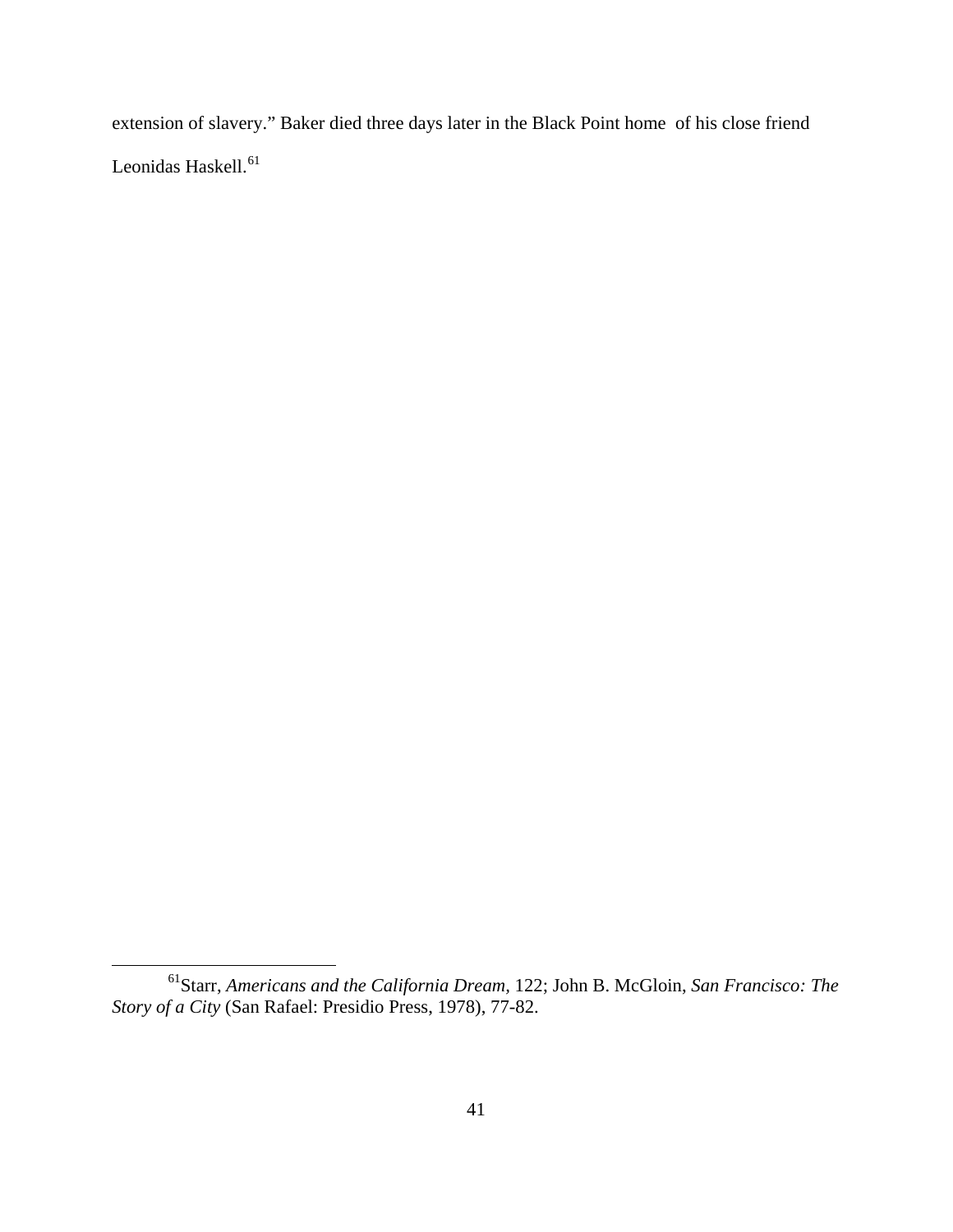extension of slavery." Baker died three days later in the Black Point home of his close friend Leonidas Haskell.[61]

---

[61] Starr, *Americans and the California Dream*, 122; John B. McGloin, *San Francisco: The Story of a City* (San Rafael: Presidio Press, 1978), 77-82.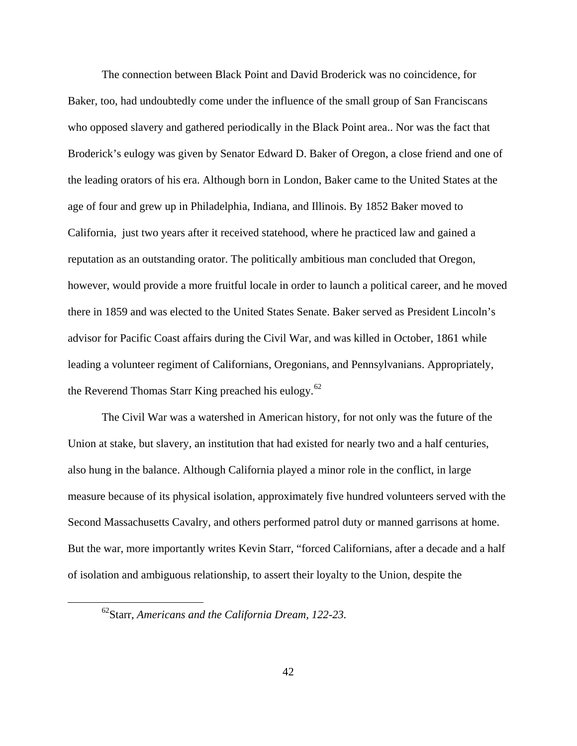The connection between Black Point and David Broderick was no coincidence, for Baker, too, had undoubtedly come under the influence of the small group of San Franciscans who opposed slavery and gathered periodically in the Black Point area.. Nor was the fact that Broderick's eulogy was given by Senator Edward D. Baker of Oregon, a close friend and one of the leading orators of his era. Although born in London, Baker came to the United States at the age of four and grew up in Philadelphia, Indiana, and Illinois. By 1852 Baker moved to California, just two years after it received statehood, where he practiced law and gained a reputation as an outstanding orator. The politically ambitious man concluded that Oregon, however, would provide a more fruitful locale in order to launch a political career, and he moved there in 1859 and was elected to the United States Senate. Baker served as President Lincoln's advisor for Pacific Coast affairs during the Civil War, and was killed in October, 1861 while leading a volunteer regiment of Californians, Oregonians, and Pennsylvanians. Appropriately, the Reverend Thomas Starr King preached his eulogy.[62]

The Civil War was a watershed in American history, for not only was the future of the Union at stake, but slavery, an institution that had existed for nearly two and a half centuries, also hung in the balance. Although California played a minor role in the conflict, in large measure because of its physical isolation, approximately five hundred volunteers served with the Second Massachusetts Cavalry, and others performed patrol duty or manned garrisons at home. But the war, more importantly writes Kevin Starr, "forced Californians, after a decade and a half of isolation and ambiguous relationship, to assert their loyalty to the Union, despite the

---

[62] Starr, *Americans and the California Dream, 122-23.*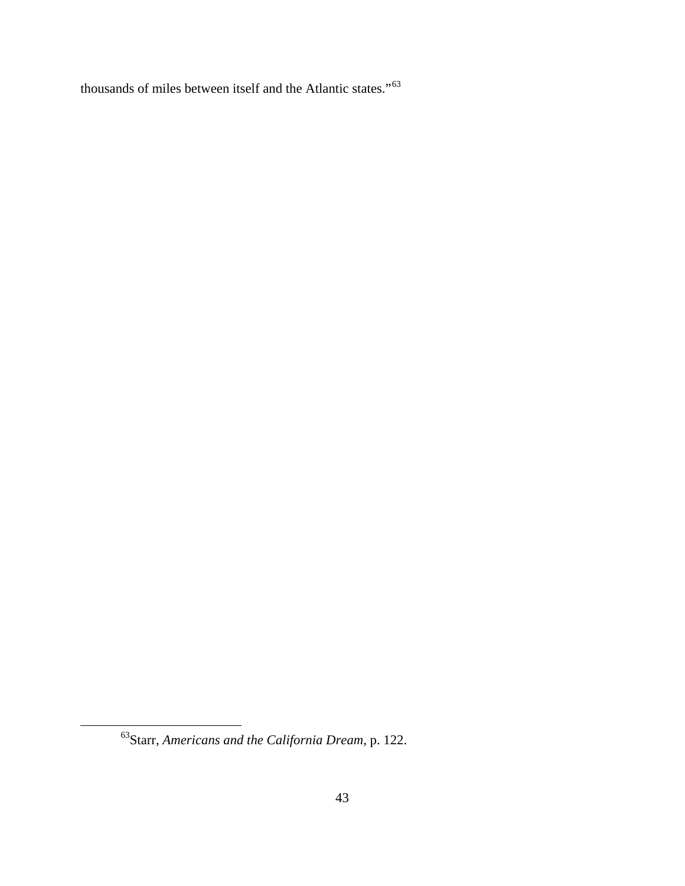thousands of miles between itself and the Atlantic states."[63]

---

[63] Starr, *Americans and the California Dream*, p. 122.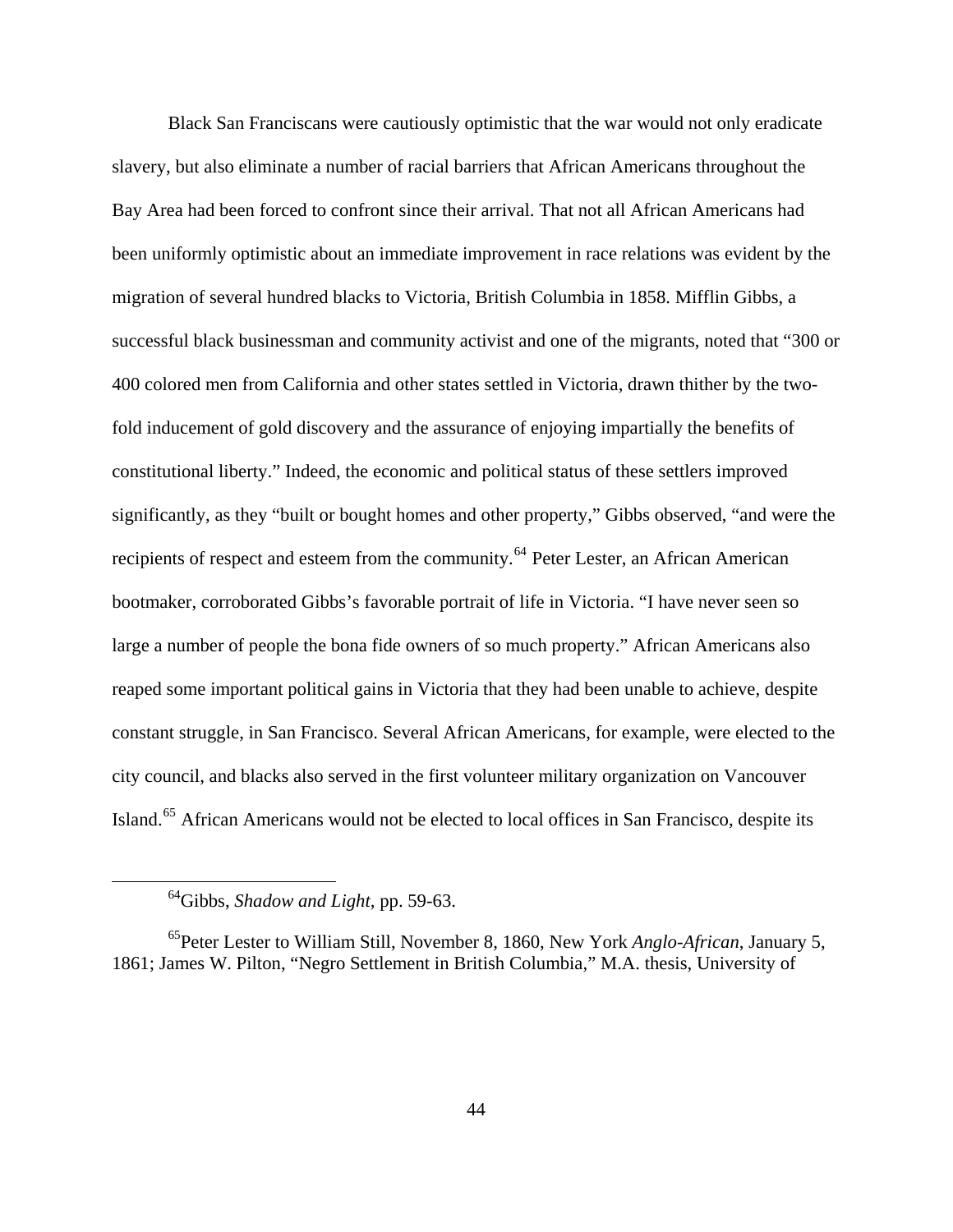Black San Franciscans were cautiously optimistic that the war would not only eradicate slavery, but also eliminate a number of racial barriers that African Americans throughout the Bay Area had been forced to confront since their arrival. That not all African Americans had been uniformly optimistic about an immediate improvement in race relations was evident by the migration of several hundred blacks to Victoria, British Columbia in 1858. Mifflin Gibbs, a successful black businessman and community activist and one of the migrants, noted that "300 or 400 colored men from California and other states settled in Victoria, drawn thither by the two-fold inducement of gold discovery and the assurance of enjoying impartially the benefits of constitutional liberty." Indeed, the economic and political status of these settlers improved significantly, as they "built or bought homes and other property," Gibbs observed, "and were the recipients of respect and esteem from the community.[64] Peter Lester, an African American bootmaker, corroborated Gibbs's favorable portrait of life in Victoria. "I have never seen so large a number of people the bona fide owners of so much property." African Americans also reaped some important political gains in Victoria that they had been unable to achieve, despite constant struggle, in San Francisco. Several African Americans, for example, were elected to the city council, and blacks also served in the first volunteer military organization on Vancouver Island.[65] African Americans would not be elected to local offices in San Francisco, despite its

[64]Gibbs, *Shadow and Light*, pp. 59-63.

[65]Peter Lester to William Still, November 8, 1860, New York *Anglo-African,* January 5, 1861; James W. Pilton, "Negro Settlement in British Columbia," M.A. thesis, University of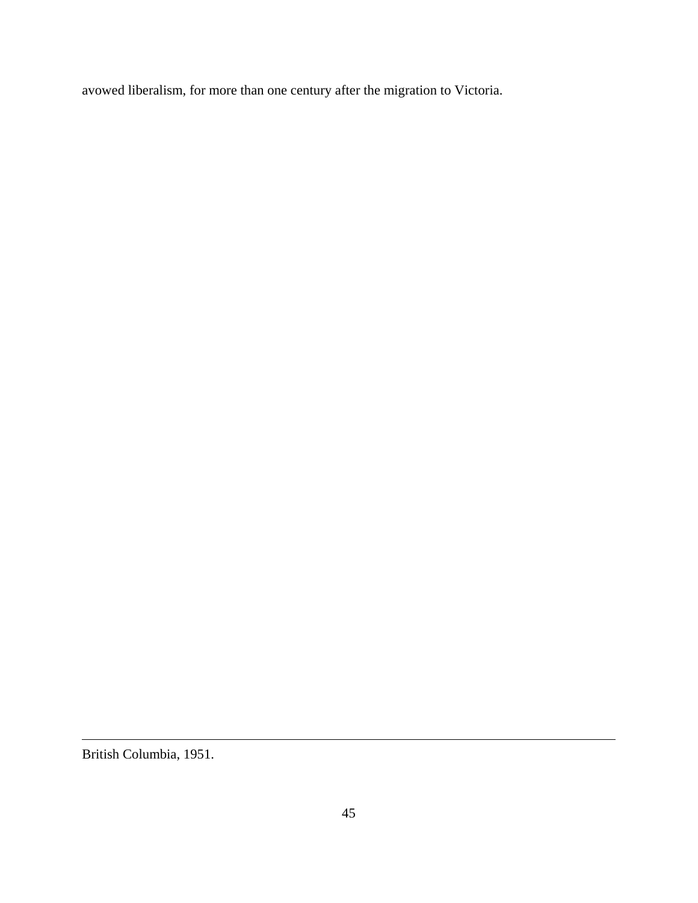avowed liberalism, for more than one century after the migration to Victoria.

---

British Columbia, 1951.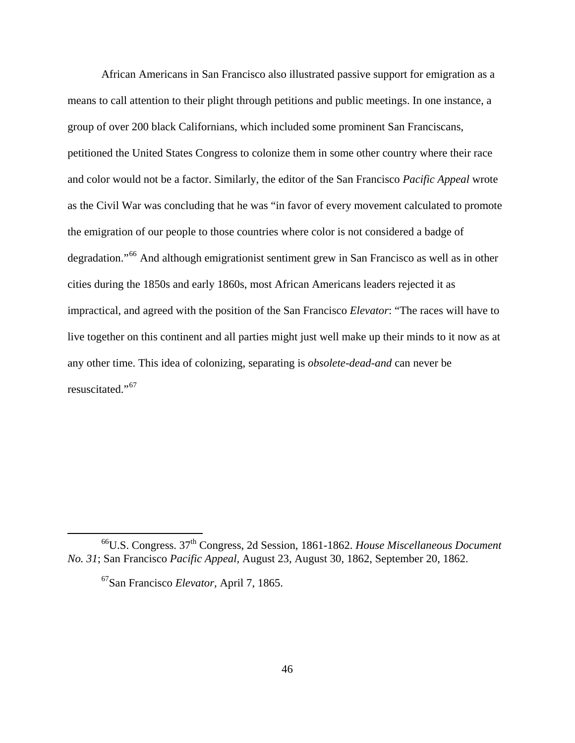African Americans in San Francisco also illustrated passive support for emigration as a means to call attention to their plight through petitions and public meetings. In one instance, a group of over 200 black Californians, which included some prominent San Franciscans, petitioned the United States Congress to colonize them in some other country where their race and color would not be a factor. Similarly, the editor of the San Francisco *Pacific Appeal* wrote as the Civil War was concluding that he was "in favor of every movement calculated to promote the emigration of our people to those countries where color is not considered a badge of degradation."[66] And although emigrationist sentiment grew in San Francisco as well as in other cities during the 1850s and early 1860s, most African Americans leaders rejected it as impractical, and agreed with the position of the San Francisco *Elevator*: "The races will have to live together on this continent and all parties might just well make up their minds to it now as at any other time. This idea of colonizing, separating is *obsolete-dead-and* can never be resuscitated."[67]

---

[66]U.S. Congress. 37th Congress, 2d Session, 1861-1862. *House Miscellaneous Document No. 31*; San Francisco *Pacific Appeal,* August 23, August 30, 1862, September 20, 1862.

[67]San Francisco *Elevator,* April 7, 1865.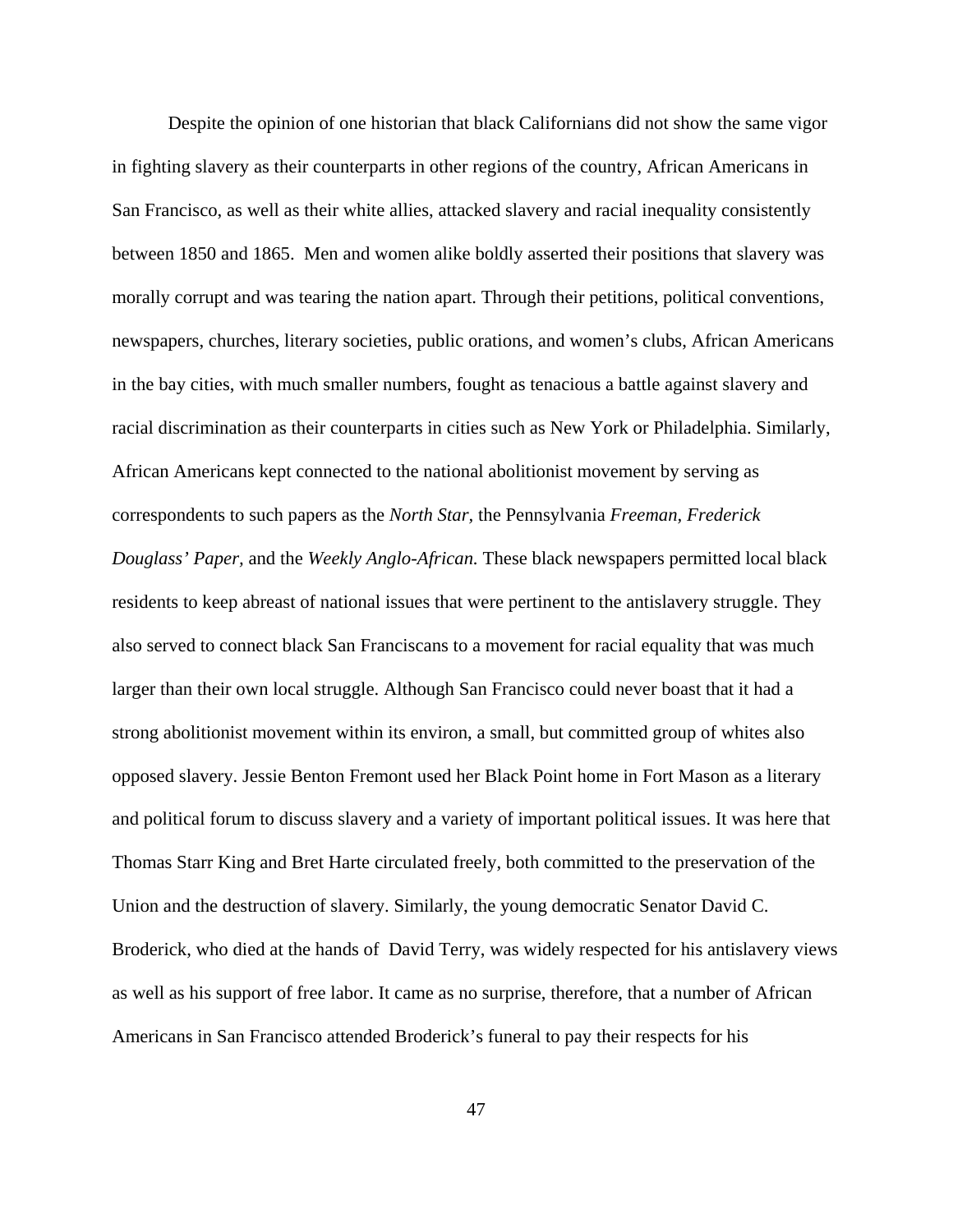Despite the opinion of one historian that black Californians did not show the same vigor in fighting slavery as their counterparts in other regions of the country, African Americans in San Francisco, as well as their white allies, attacked slavery and racial inequality consistently between 1850 and 1865. Men and women alike boldly asserted their positions that slavery was morally corrupt and was tearing the nation apart. Through their petitions, political conventions, newspapers, churches, literary societies, public orations, and women's clubs, African Americans in the bay cities, with much smaller numbers, fought as tenacious a battle against slavery and racial discrimination as their counterparts in cities such as New York or Philadelphia. Similarly, African Americans kept connected to the national abolitionist movement by serving as correspondents to such papers as the *North Star,* the Pennsylvania *Freeman, Frederick Douglass' Paper,* and the *Weekly Anglo-African.* These black newspapers permitted local black residents to keep abreast of national issues that were pertinent to the antislavery struggle. They also served to connect black San Franciscans to a movement for racial equality that was much larger than their own local struggle. Although San Francisco could never boast that it had a strong abolitionist movement within its environ, a small, but committed group of whites also opposed slavery. Jessie Benton Fremont used her Black Point home in Fort Mason as a literary and political forum to discuss slavery and a variety of important political issues. It was here that Thomas Starr King and Bret Harte circulated freely, both committed to the preservation of the Union and the destruction of slavery. Similarly, the young democratic Senator David C. Broderick, who died at the hands of David Terry, was widely respected for his antislavery views as well as his support of free labor. It came as no surprise, therefore, that a number of African Americans in San Francisco attended Broderick's funeral to pay their respects for his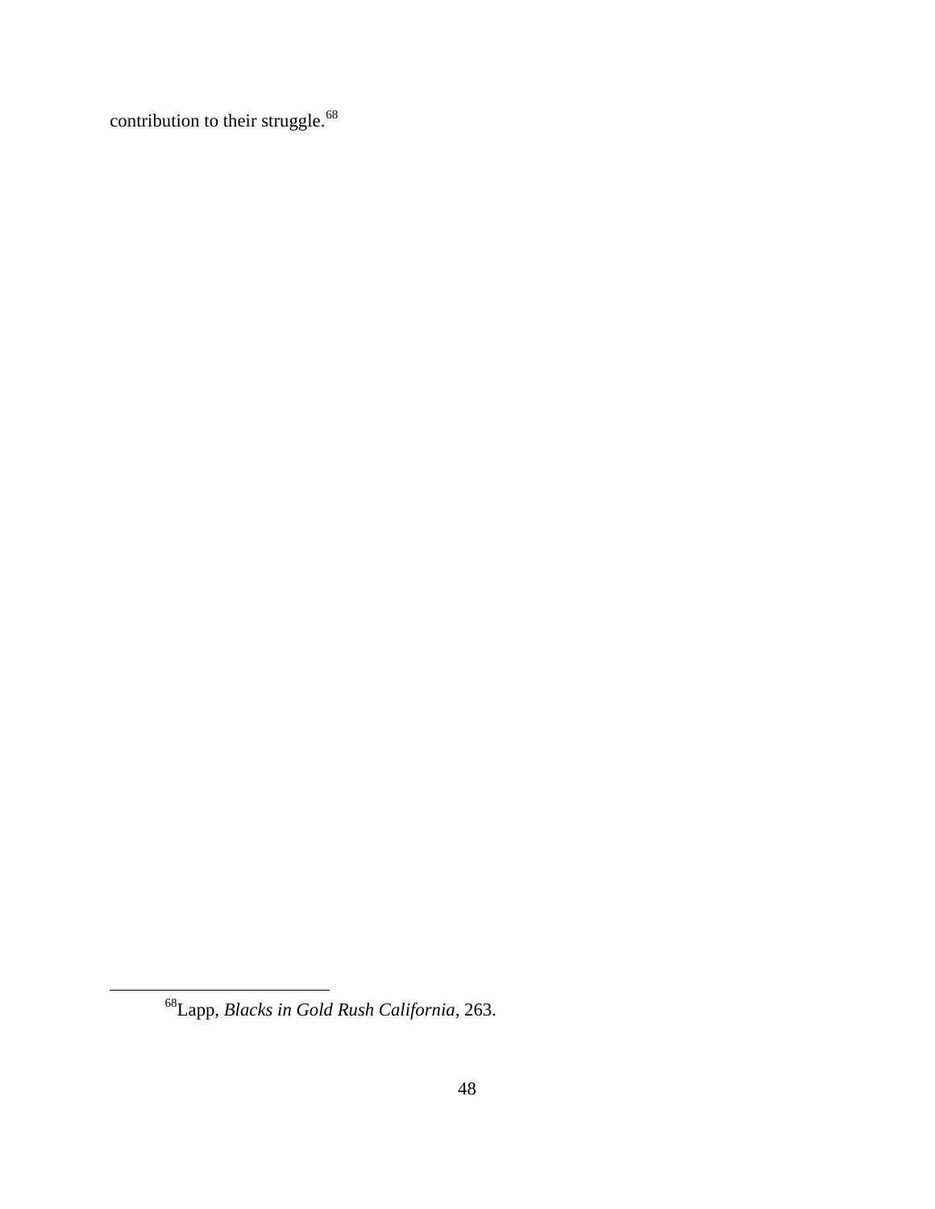contribution to their struggle.[68]

---

[68]Lapp, *Blacks in Gold Rush California*, 263.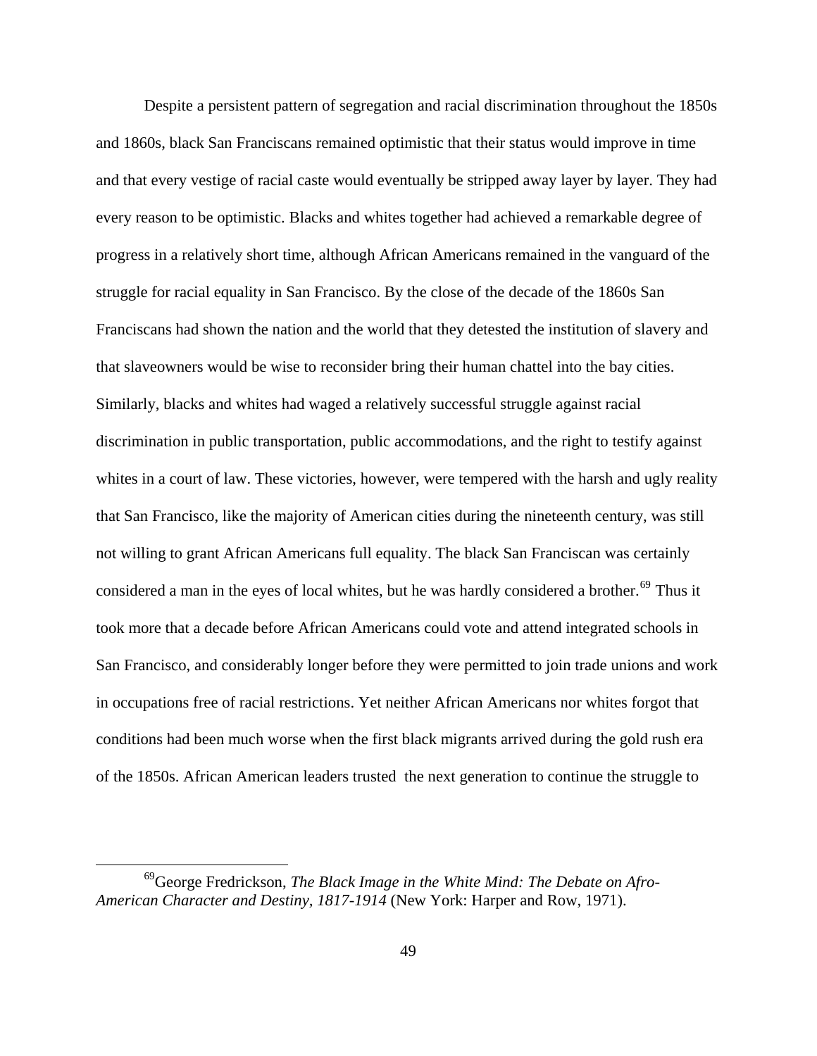Despite a persistent pattern of segregation and racial discrimination throughout the 1850s and 1860s, black San Franciscans remained optimistic that their status would improve in time and that every vestige of racial caste would eventually be stripped away layer by layer. They had every reason to be optimistic. Blacks and whites together had achieved a remarkable degree of progress in a relatively short time, although African Americans remained in the vanguard of the struggle for racial equality in San Francisco. By the close of the decade of the 1860s San Franciscans had shown the nation and the world that they detested the institution of slavery and that slaveowners would be wise to reconsider bring their human chattel into the bay cities. Similarly, blacks and whites had waged a relatively successful struggle against racial discrimination in public transportation, public accommodations, and the right to testify against whites in a court of law. These victories, however, were tempered with the harsh and ugly reality that San Francisco, like the majority of American cities during the nineteenth century, was still not willing to grant African Americans full equality. The black San Franciscan was certainly considered a man in the eyes of local whites, but he was hardly considered a brother.[69] Thus it took more that a decade before African Americans could vote and attend integrated schools in San Francisco, and considerably longer before they were permitted to join trade unions and work in occupations free of racial restrictions. Yet neither African Americans nor whites forgot that conditions had been much worse when the first black migrants arrived during the gold rush era of the 1850s. African American leaders trusted the next generation to continue the struggle to

[69]George Fredrickson, *The Black Image in the White Mind: The Debate on Afro-American Character and Destiny, 1817-1914* (New York: Harper and Row, 1971).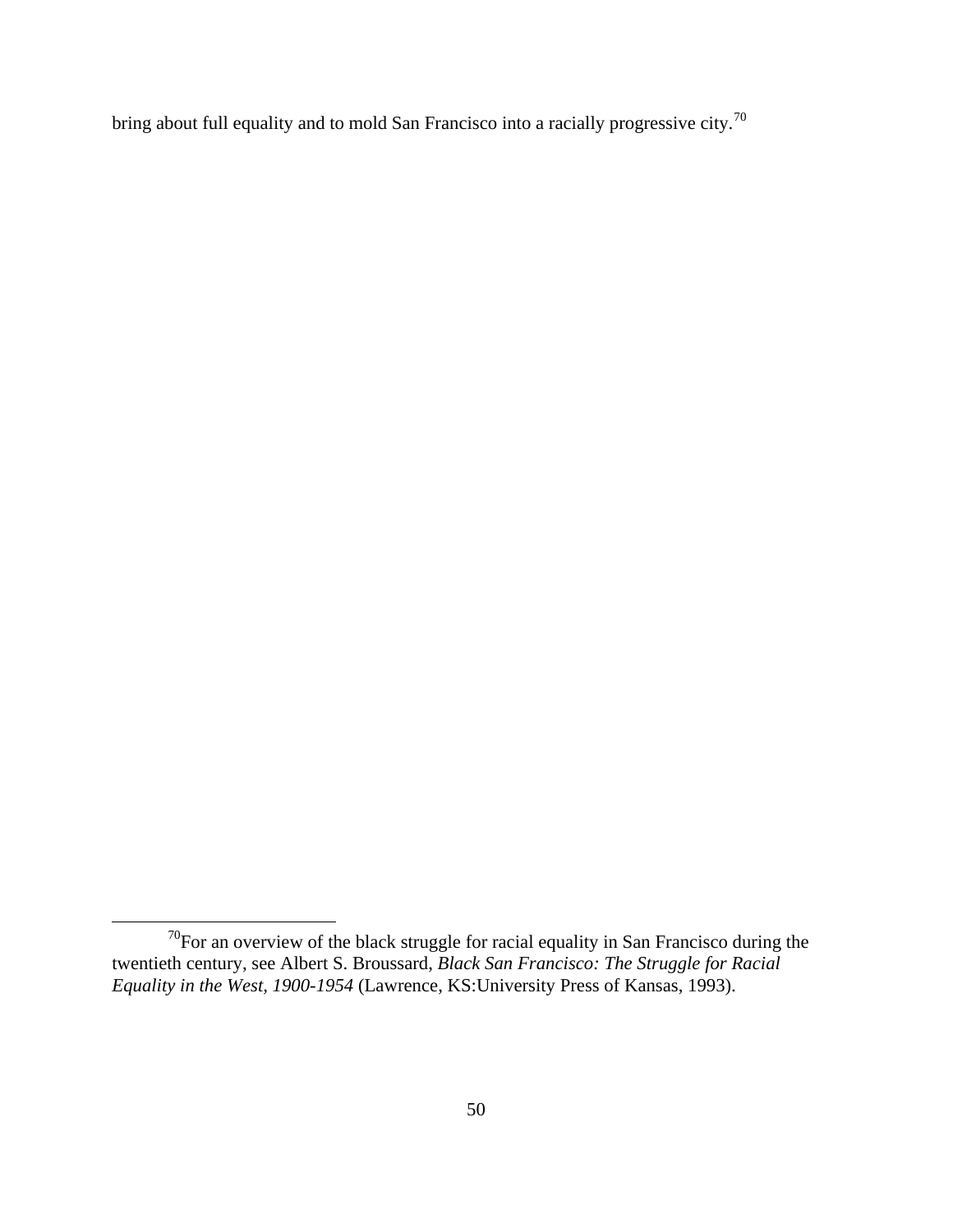bring about full equality and to mold San Francisco into a racially progressive city.[70]

---

[70]For an overview of the black struggle for racial equality in San Francisco during the twentieth century, see Albert S. Broussard, *Black San Francisco: The Struggle for Racial Equality in the West, 1900-1954* (Lawrence, KS:University Press of Kansas, 1993).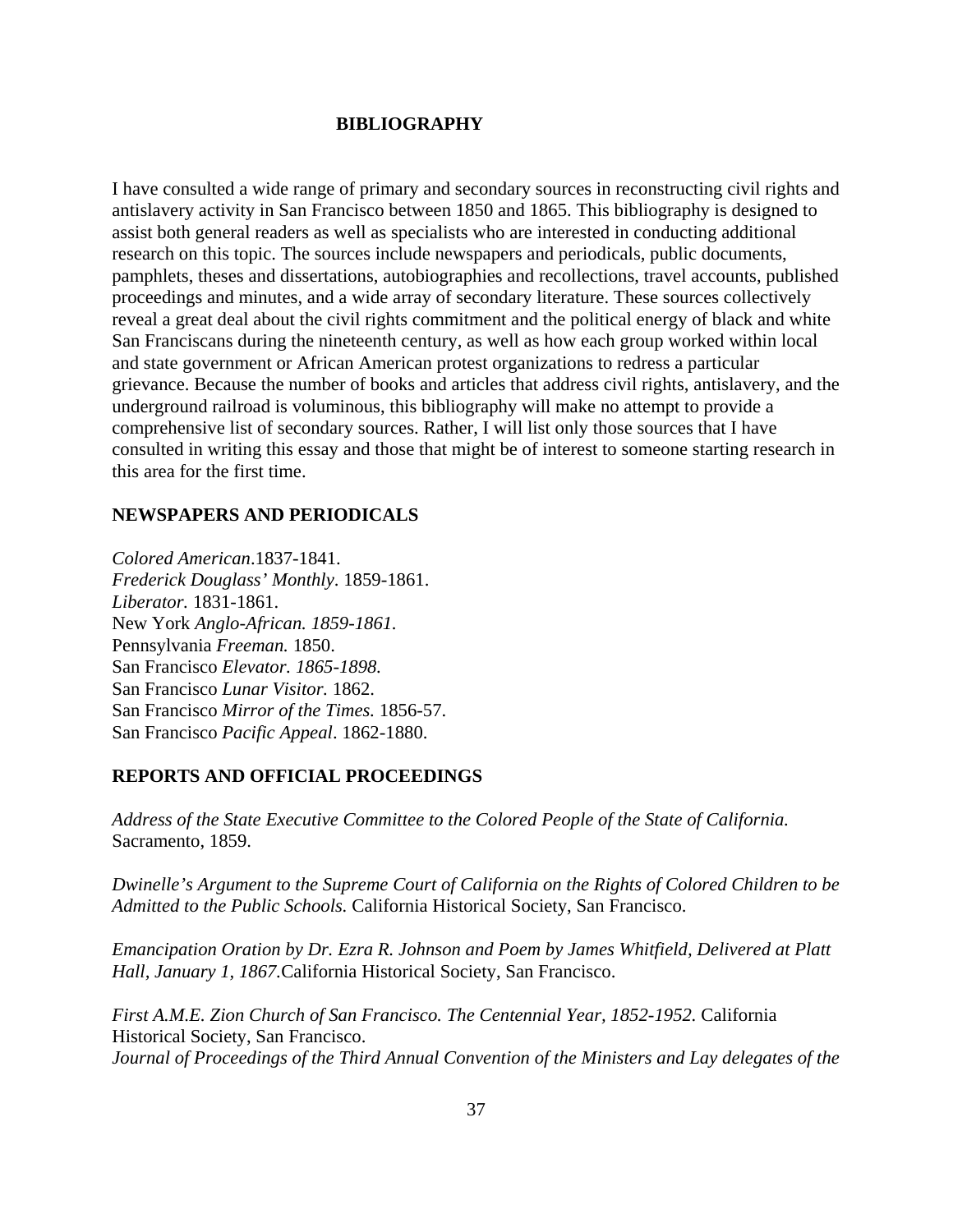# BIBLIOGRAPHY

I have consulted a wide range of primary and secondary sources in reconstructing civil rights and antislavery activity in San Francisco between 1850 and 1865. This bibliography is designed to assist both general readers as well as specialists who are interested in conducting additional research on this topic. The sources include newspapers and periodicals, public documents, pamphlets, theses and dissertations, autobiographies and recollections, travel accounts, published proceedings and minutes, and a wide array of secondary literature. These sources collectively reveal a great deal about the civil rights commitment and the political energy of black and white San Franciscans during the nineteenth century, as well as how each group worked within local and state government or African American protest organizations to redress a particular grievance. Because the number of books and articles that address civil rights, antislavery, and the underground railroad is voluminous, this bibliography will make no attempt to provide a comprehensive list of secondary sources. Rather, I will list only those sources that I have consulted in writing this essay and those that might be of interest to someone starting research in this area for the first time.

## NEWSPAPERS AND PERIODICALS

*Colored American*.1837-1841.
*Frederick Douglass' Monthly*. 1859-1861.
*Liberator.* 1831-1861.
New York *Anglo-African. 1859-1861.*
Pennsylvania *Freeman.* 1850.
San Francisco *Elevator. 1865-1898.*
San Francisco *Lunar Visitor.* 1862.
San Francisco *Mirror of the Times*. 1856-57.
San Francisco *Pacific Appeal*. 1862-1880.

## REPORTS AND OFFICIAL PROCEEDINGS

*Address of the State Executive Committee to the Colored People of the State of California.* Sacramento, 1859.

*Dwinelle's Argument to the Supreme Court of California on the Rights of Colored Children to be Admitted to the Public Schools.* California Historical Society, San Francisco.

*Emancipation Oration by Dr. Ezra R. Johnson and Poem by James Whitfield, Delivered at Platt Hall, January 1, 1867.*California Historical Society, San Francisco.

*First A.M.E. Zion Church of San Francisco. The Centennial Year, 1852-1952.* California Historical Society, San Francisco.
*Journal of Proceedings of the Third Annual Convention of the Ministers and Lay delegates of the*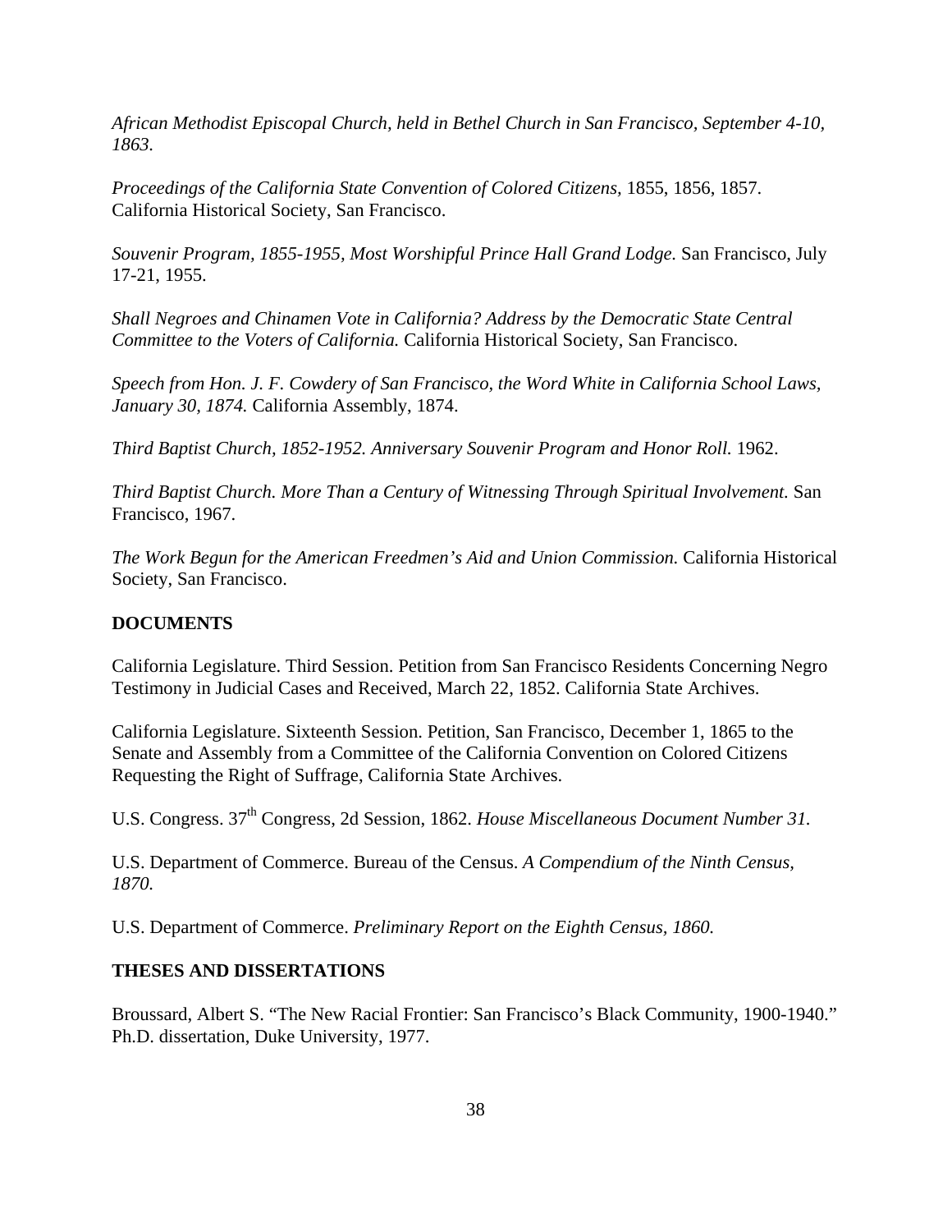*African Methodist Episcopal Church, held in Bethel Church in San Francisco, September 4-10, 1863.*

*Proceedings of the California State Convention of Colored Citizens*, 1855, 1856, 1857. California Historical Society, San Francisco.

*Souvenir Program, 1855-1955, Most Worshipful Prince Hall Grand Lodge.* San Francisco, July 17-21, 1955.

*Shall Negroes and Chinamen Vote in California? Address by the Democratic State Central Committee to the Voters of California.* California Historical Society, San Francisco.

*Speech from Hon. J. F. Cowdery of San Francisco, the Word White in California School Laws, January 30, 1874.* California Assembly, 1874.

*Third Baptist Church, 1852-1952. Anniversary Souvenir Program and Honor Roll.* 1962.

*Third Baptist Church. More Than a Century of Witnessing Through Spiritual Involvement.* San Francisco, 1967.

*The Work Begun for the American Freedmen's Aid and Union Commission.* California Historical Society, San Francisco.

## DOCUMENTS

California Legislature. Third Session. Petition from San Francisco Residents Concerning Negro Testimony in Judicial Cases and Received, March 22, 1852. California State Archives.

California Legislature. Sixteenth Session. Petition, San Francisco, December 1, 1865 to the Senate and Assembly from a Committee of the California Convention on Colored Citizens Requesting the Right of Suffrage, California State Archives.

U.S. Congress. 37th Congress, 2d Session, 1862. *House Miscellaneous Document Number 31.*

U.S. Department of Commerce. Bureau of the Census. *A Compendium of the Ninth Census, 1870.*

U.S. Department of Commerce. *Preliminary Report on the Eighth Census, 1860.*

## THESES AND DISSERTATIONS

Broussard, Albert S. "The New Racial Frontier: San Francisco's Black Community, 1900-1940." Ph.D. dissertation, Duke University, 1977.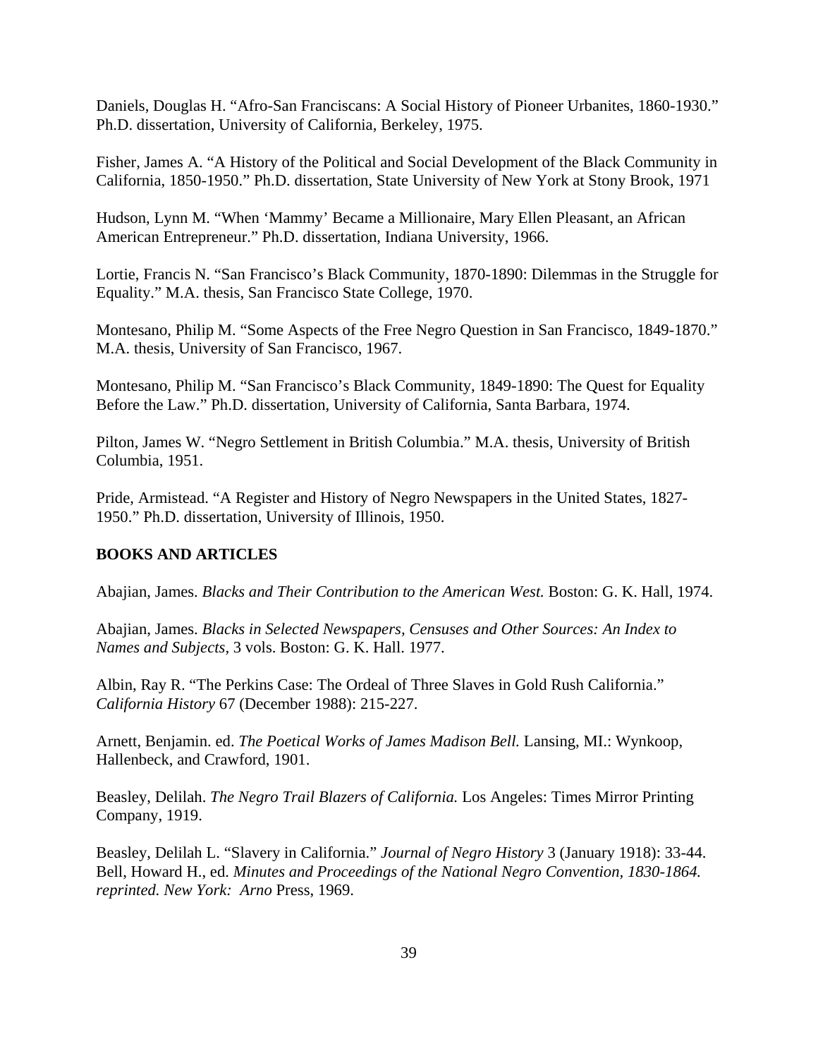Daniels, Douglas H. “Afro-San Franciscans: A Social History of Pioneer Urbanites, 1860-1930.” Ph.D. dissertation, University of California, Berkeley, 1975.

Fisher, James A. “A History of the Political and Social Development of the Black Community in California, 1850-1950.” Ph.D. dissertation, State University of New York at Stony Brook, 1971

Hudson, Lynn M. “When ‘Mammy’ Became a Millionaire, Mary Ellen Pleasant, an African American Entrepreneur.” Ph.D. dissertation, Indiana University, 1966.

Lortie, Francis N. “San Francisco’s Black Community, 1870-1890: Dilemmas in the Struggle for Equality.” M.A. thesis, San Francisco State College, 1970.

Montesano, Philip M. “Some Aspects of the Free Negro Question in San Francisco, 1849-1870.” M.A. thesis, University of San Francisco, 1967.

Montesano, Philip M. “San Francisco’s Black Community, 1849-1890: The Quest for Equality Before the Law.” Ph.D. dissertation, University of California, Santa Barbara, 1974.

Pilton, James W. “Negro Settlement in British Columbia.” M.A. thesis, University of British Columbia, 1951.

Pride, Armistead. “A Register and History of Negro Newspapers in the United States, 1827-1950.” Ph.D. dissertation, University of Illinois, 1950.

**BOOKS AND ARTICLES**

Abajian, James. *Blacks and Their Contribution to the American West.* Boston: G. K. Hall, 1974.

Abajian, James. *Blacks in Selected Newspapers, Censuses and Other Sources: An Index to Names and Subjects*, 3 vols. Boston: G. K. Hall. 1977.

Albin, Ray R. “The Perkins Case: The Ordeal of Three Slaves in Gold Rush California.” *California History* 67 (December 1988): 215-227.

Arnett, Benjamin. ed. *The Poetical Works of James Madison Bell.* Lansing, MI.: Wynkoop, Hallenbeck, and Crawford, 1901.

Beasley, Delilah. *The Negro Trail Blazers of California.* Los Angeles: Times Mirror Printing Company, 1919.

Beasley, Delilah L. “Slavery in California.” *Journal of Negro History* 3 (January 1918): 33-44.
Bell, Howard H., ed. *Minutes and Proceedings of the National Negro Convention, 1830-1864. reprinted. New York: Arno* Press, 1969.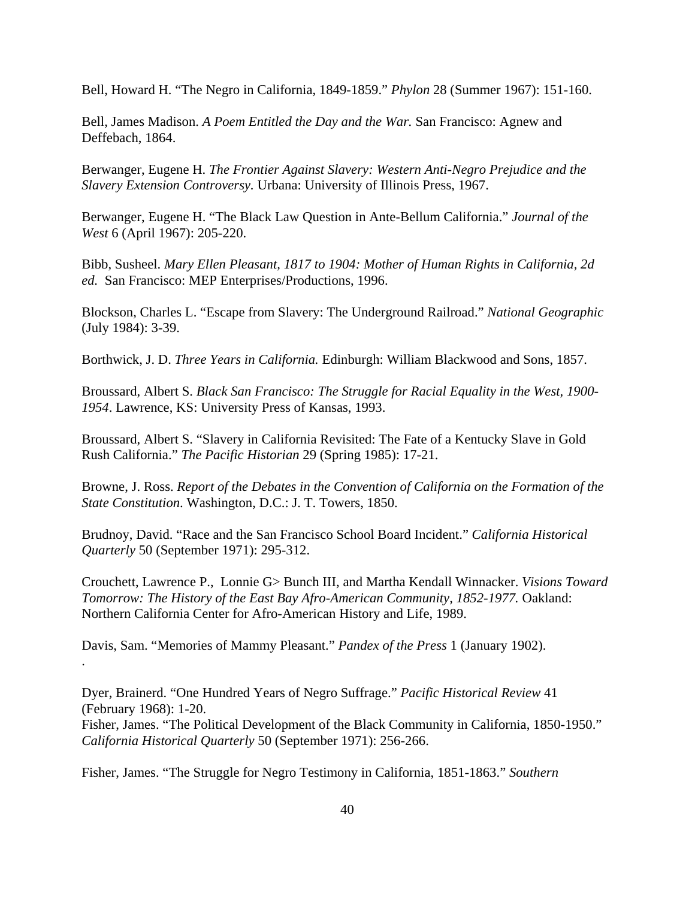Bell, Howard H. "The Negro in California, 1849-1859." *Phylon* 28 (Summer 1967): 151-160.

Bell, James Madison. *A Poem Entitled the Day and the War.* San Francisco: Agnew and Deffebach, 1864.

Berwanger, Eugene H. *The Frontier Against Slavery: Western Anti-Negro Prejudice and the Slavery Extension Controversy.* Urbana: University of Illinois Press, 1967.

Berwanger, Eugene H. "The Black Law Question in Ante-Bellum California." *Journal of the West* 6 (April 1967): 205-220.

Bibb, Susheel. *Mary Ellen Pleasant, 1817 to 1904: Mother of Human Rights in California, 2d ed.* San Francisco: MEP Enterprises/Productions, 1996.

Blockson, Charles L. "Escape from Slavery: The Underground Railroad." *National Geographic* (July 1984): 3-39.

Borthwick, J. D. *Three Years in California.* Edinburgh: William Blackwood and Sons, 1857.

Broussard, Albert S. *Black San Francisco: The Struggle for Racial Equality in the West, 1900-1954*. Lawrence, KS: University Press of Kansas, 1993.

Broussard, Albert S. "Slavery in California Revisited: The Fate of a Kentucky Slave in Gold Rush California." *The Pacific Historian* 29 (Spring 1985): 17-21.

Browne, J. Ross. *Report of the Debates in the Convention of California on the Formation of the State Constitution*. Washington, D.C.: J. T. Towers, 1850.

Brudnoy, David. "Race and the San Francisco School Board Incident." *California Historical Quarterly* 50 (September 1971): 295-312.

Crouchett, Lawrence P., Lonnie G> Bunch III, and Martha Kendall Winnacker. *Visions Toward Tomorrow: The History of the East Bay Afro-American Community, 1852-1977.* Oakland: Northern California Center for Afro-American History and Life, 1989.

Davis, Sam. "Memories of Mammy Pleasant." *Pandex of the Press* 1 (January 1902).
.

Dyer, Brainerd. "One Hundred Years of Negro Suffrage." *Pacific Historical Review* 41 (February 1968): 1-20.

Fisher, James. "The Political Development of the Black Community in California, 1850-1950." *California Historical Quarterly* 50 (September 1971): 256-266.

Fisher, James. "The Struggle for Negro Testimony in California, 1851-1863." *Southern*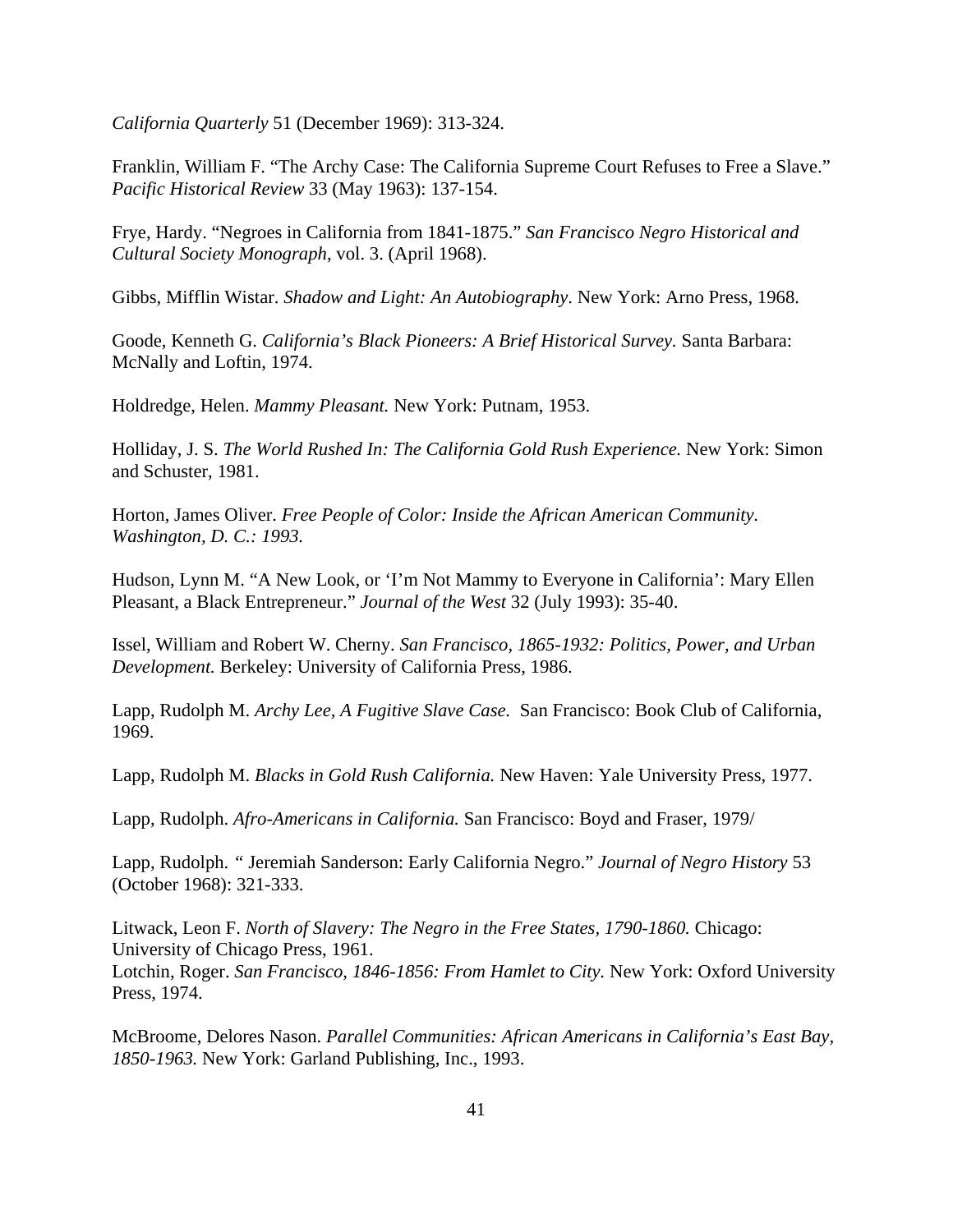*California Quarterly* 51 (December 1969): 313-324.

Franklin, William F. "The Archy Case: The California Supreme Court Refuses to Free a Slave." *Pacific Historical Review* 33 (May 1963): 137-154.

Frye, Hardy. "Negroes in California from 1841-1875." *San Francisco Negro Historical and Cultural Society Monograph*, vol. 3. (April 1968).

Gibbs, Mifflin Wistar. *Shadow and Light: An Autobiography*. New York: Arno Press, 1968.

Goode, Kenneth G. *California's Black Pioneers: A Brief Historical Survey.* Santa Barbara: McNally and Loftin, 1974.

Holdredge, Helen. *Mammy Pleasant.* New York: Putnam, 1953.

Holliday, J. S. *The World Rushed In: The California Gold Rush Experience.* New York: Simon and Schuster, 1981.

Horton, James Oliver. *Free People of Color: Inside the African American Community. Washington, D. C.: 1993.*

Hudson, Lynn M. "A New Look, or 'I'm Not Mammy to Everyone in California': Mary Ellen Pleasant, a Black Entrepreneur." *Journal of the West* 32 (July 1993): 35-40.

Issel, William and Robert W. Cherny. *San Francisco, 1865-1932: Politics, Power, and Urban Development.* Berkeley: University of California Press, 1986.

Lapp, Rudolph M. *Archy Lee, A Fugitive Slave Case.* San Francisco: Book Club of California, 1969.

Lapp, Rudolph M. *Blacks in Gold Rush California.* New Haven: Yale University Press, 1977.

Lapp, Rudolph. *Afro-Americans in California.* San Francisco: Boyd and Fraser, 1979/

Lapp, Rudolph. " Jeremiah Sanderson: Early California Negro." *Journal of Negro History* 53 (October 1968): 321-333.

Litwack, Leon F. *North of Slavery: The Negro in the Free States, 1790-1860.* Chicago: University of Chicago Press, 1961.
Lotchin, Roger. *San Francisco, 1846-1856: From Hamlet to City.* New York: Oxford University Press, 1974.

McBroome, Delores Nason. *Parallel Communities: African Americans in California's East Bay, 1850-1963.* New York: Garland Publishing, Inc., 1993.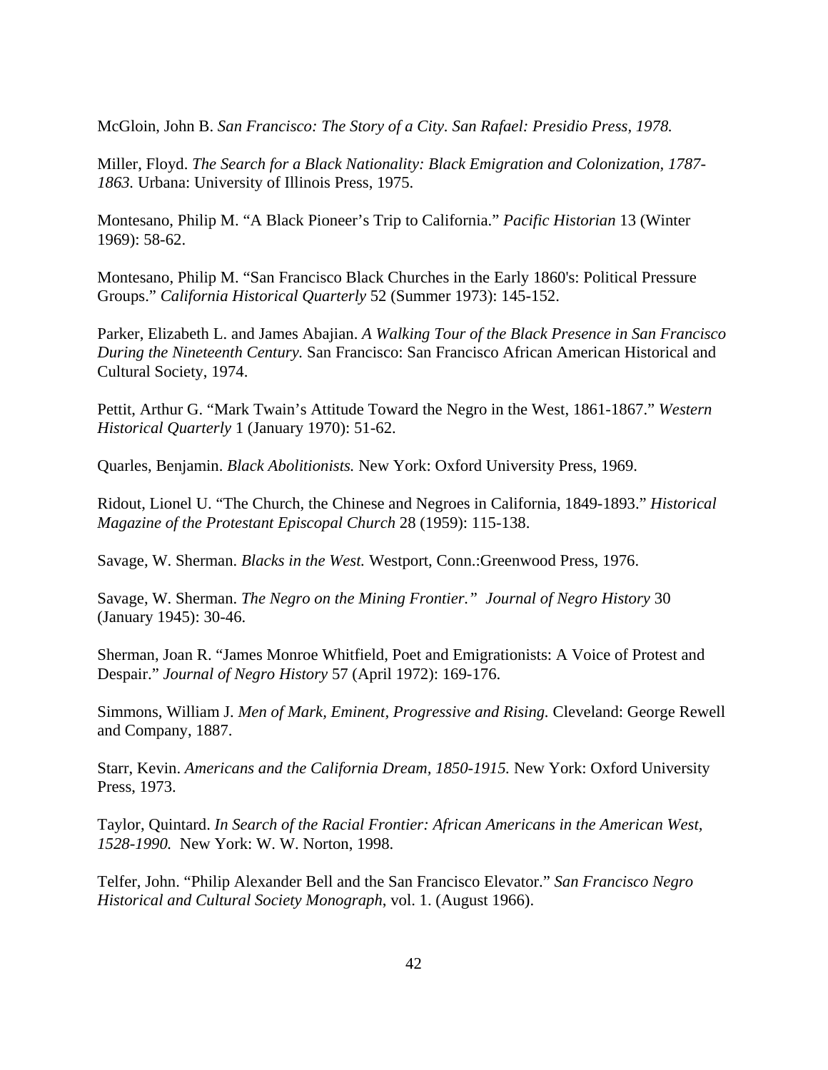McGloin, John B. *San Francisco: The Story of a City. San Rafael: Presidio Press, 1978.*

Miller, Floyd. *The Search for a Black Nationality: Black Emigration and Colonization, 1787-1863.* Urbana: University of Illinois Press, 1975.

Montesano, Philip M. "A Black Pioneer's Trip to California." *Pacific Historian* 13 (Winter 1969): 58-62.

Montesano, Philip M. "San Francisco Black Churches in the Early 1860's: Political Pressure Groups." *California Historical Quarterly* 52 (Summer 1973): 145-152.

Parker, Elizabeth L. and James Abajian. *A Walking Tour of the Black Presence in San Francisco During the Nineteenth Century.* San Francisco: San Francisco African American Historical and Cultural Society, 1974.

Pettit, Arthur G. "Mark Twain's Attitude Toward the Negro in the West, 1861-1867." *Western Historical Quarterly* 1 (January 1970): 51-62.

Quarles, Benjamin. *Black Abolitionists.* New York: Oxford University Press, 1969.

Ridout, Lionel U. "The Church, the Chinese and Negroes in California, 1849-1893." *Historical Magazine of the Protestant Episcopal Church* 28 (1959): 115-138.

Savage, W. Sherman. *Blacks in the West.* Westport, Conn.:Greenwood Press, 1976.

Savage, W. Sherman. *The Negro on the Mining Frontier." Journal of Negro History* 30 (January 1945): 30-46.

Sherman, Joan R. "James Monroe Whitfield, Poet and Emigrationists: A Voice of Protest and Despair." *Journal of Negro History* 57 (April 1972): 169-176.

Simmons, William J. *Men of Mark, Eminent, Progressive and Rising.* Cleveland: George Rewell and Company, 1887.

Starr, Kevin. *Americans and the California Dream, 1850-1915.* New York: Oxford University Press, 1973.

Taylor, Quintard. *In Search of the Racial Frontier: African Americans in the American West, 1528-1990.* New York: W. W. Norton, 1998.

Telfer, John. "Philip Alexander Bell and the San Francisco Elevator." *San Francisco Negro Historical and Cultural Society Monograph*, vol. 1. (August 1966).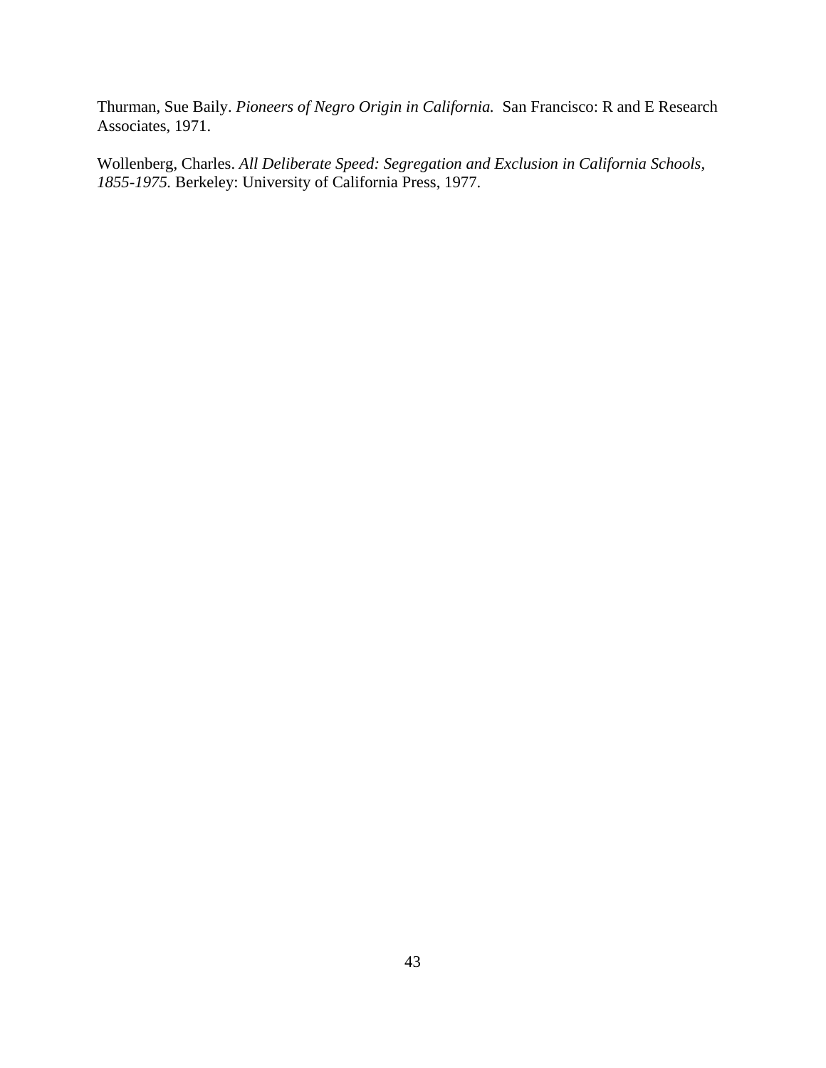Thurman, Sue Baily. *Pioneers of Negro Origin in California.* San Francisco: R and E Research Associates, 1971.

Wollenberg, Charles. *All Deliberate Speed: Segregation and Exclusion in California Schools, 1855-1975.* Berkeley: University of California Press, 1977.